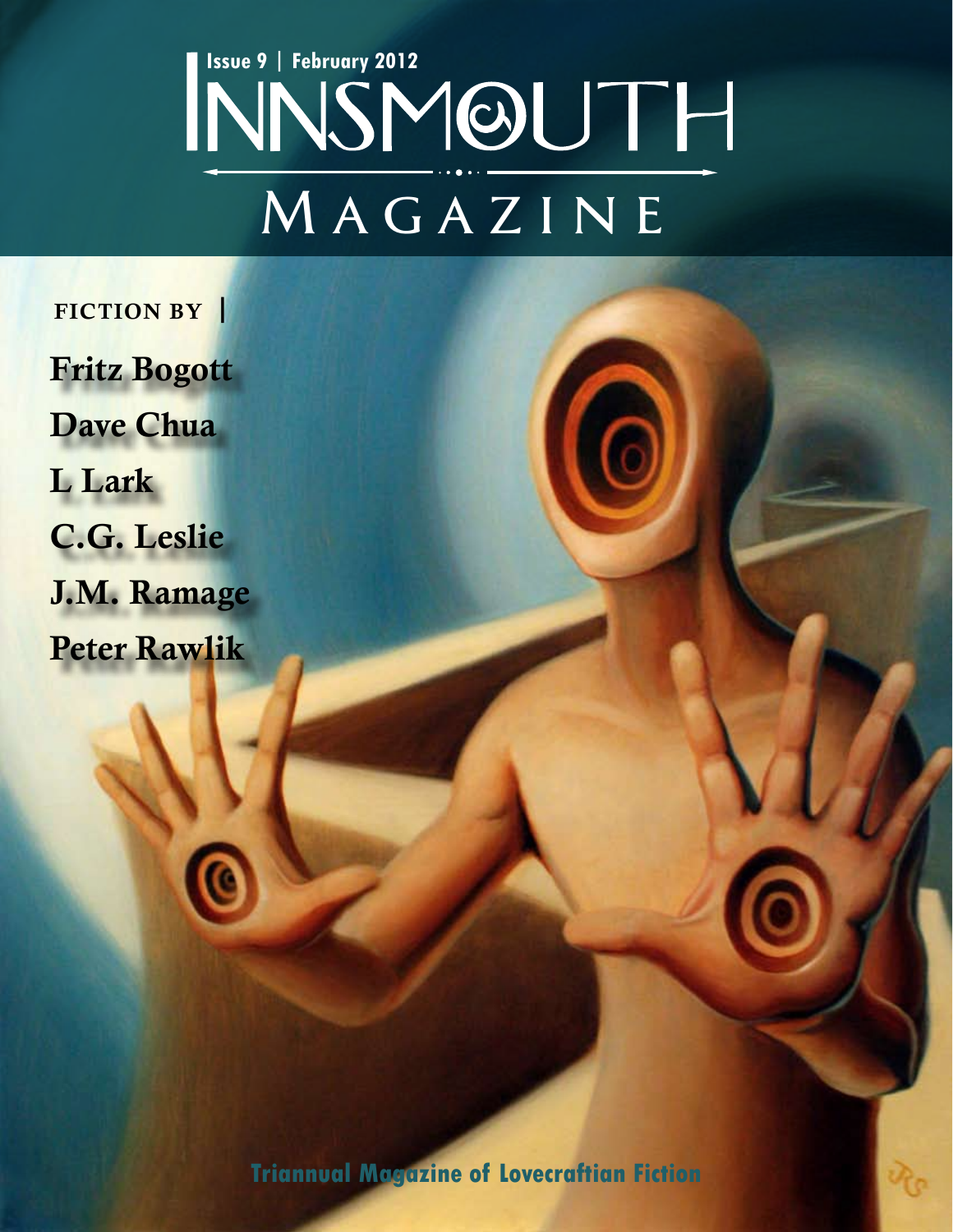Issue 9 | February 2012

# Innsmouth Magazine

**FICTION BY |**

**Fritz Bogott**

**Dave Chua**

**L Lark**

**C.G. Leslie**

**J.M. Ramage**

**Peter Rawlik**

**Triannual Magazine of Lovecraftian Fiction**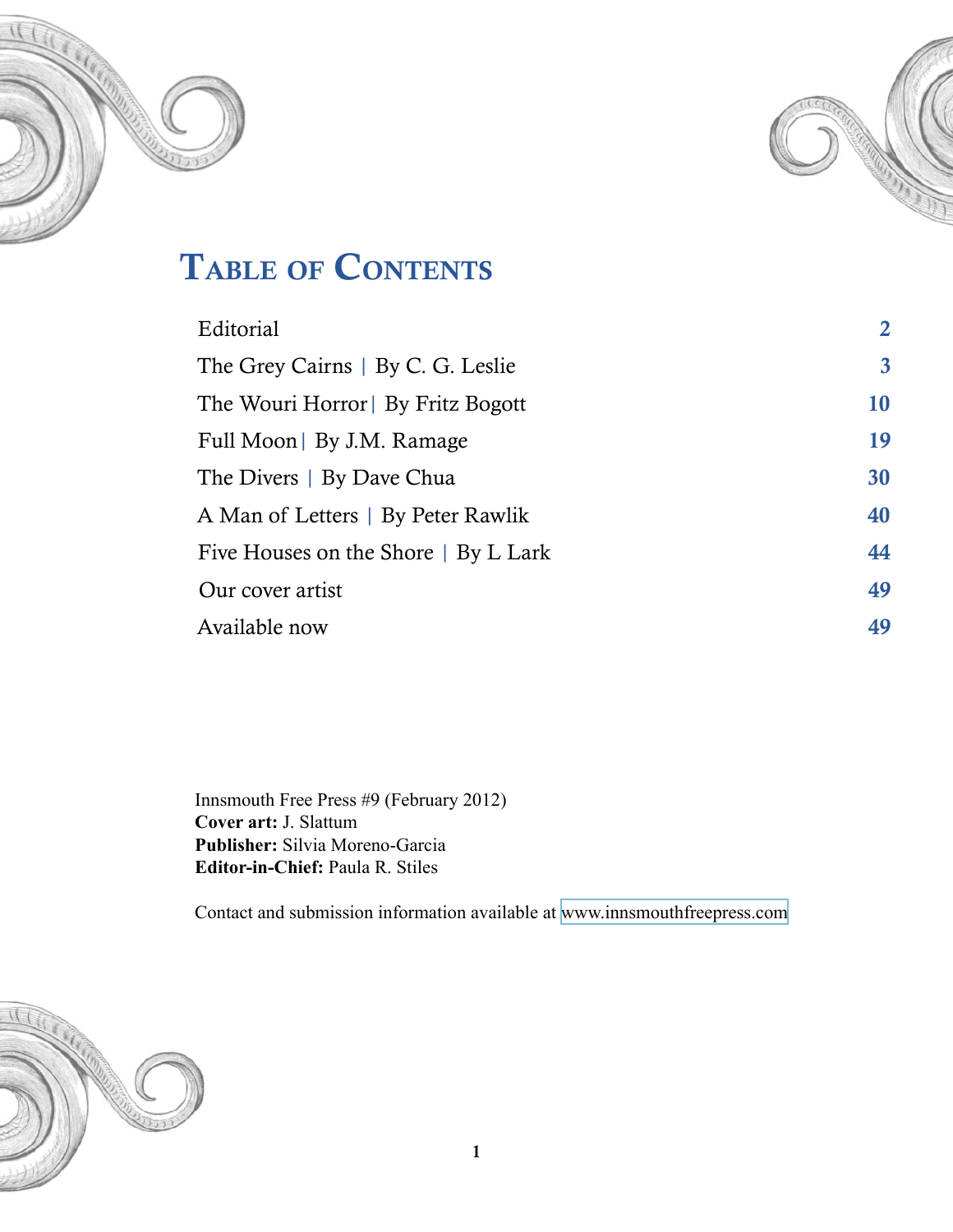# Table of Contents

| | |
|---|---|
| Editorial | 2 |
| The Grey Cairns \| By C. G. Leslie | 3 |
| The Wouri Horror \| By Fritz Bogott | 10 |
| Full Moon \| By J.M. Ramage | 19 |
| The Divers \| By Dave Chua | 30 |
| A Man of Letters \| By Peter Rawlik | 40 |
| Five Houses on the Shore \| By L Lark | 44 |
| Our cover artist | 49 |
| Available now | 49 |

Innsmouth Free Press #9 (February 2012)
**Cover art:** J. Slattum
**Publisher:** Silvia Moreno-Garcia
**Editor-in-Chief:** Paula R. Stiles

Contact and submission information available at www.innsmouthfreepress.com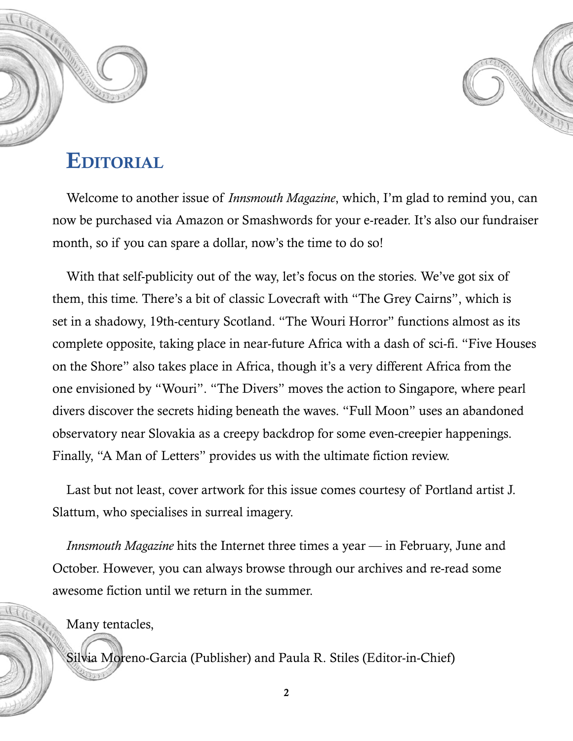# Editorial

Welcome to another issue of *Innsmouth Magazine*, which, I'm glad to remind you, can now be purchased via Amazon or Smashwords for your e-reader. It's also our fundraiser month, so if you can spare a dollar, now's the time to do so!

With that self-publicity out of the way, let's focus on the stories. We've got six of them, this time. There's a bit of classic Lovecraft with "The Grey Cairns", which is set in a shadowy, 19th-century Scotland. "The Wouri Horror" functions almost as its complete opposite, taking place in near-future Africa with a dash of sci-fi. "Five Houses on the Shore" also takes place in Africa, though it's a very different Africa from the one envisioned by "Wouri". "The Divers" moves the action to Singapore, where pearl divers discover the secrets hiding beneath the waves. "Full Moon" uses an abandoned observatory near Slovakia as a creepy backdrop for some even-creepier happenings. Finally, "A Man of Letters" provides us with the ultimate fiction review.

Last but not least, cover artwork for this issue comes courtesy of Portland artist J. Slattum, who specialises in surreal imagery.

*Innsmouth Magazine* hits the Internet three times a year — in February, June and October. However, you can always browse through our archives and re-read some awesome fiction until we return in the summer.

Many tentacles,

Silvia Moreno-Garcia (Publisher) and Paula R. Stiles (Editor-in-Chief)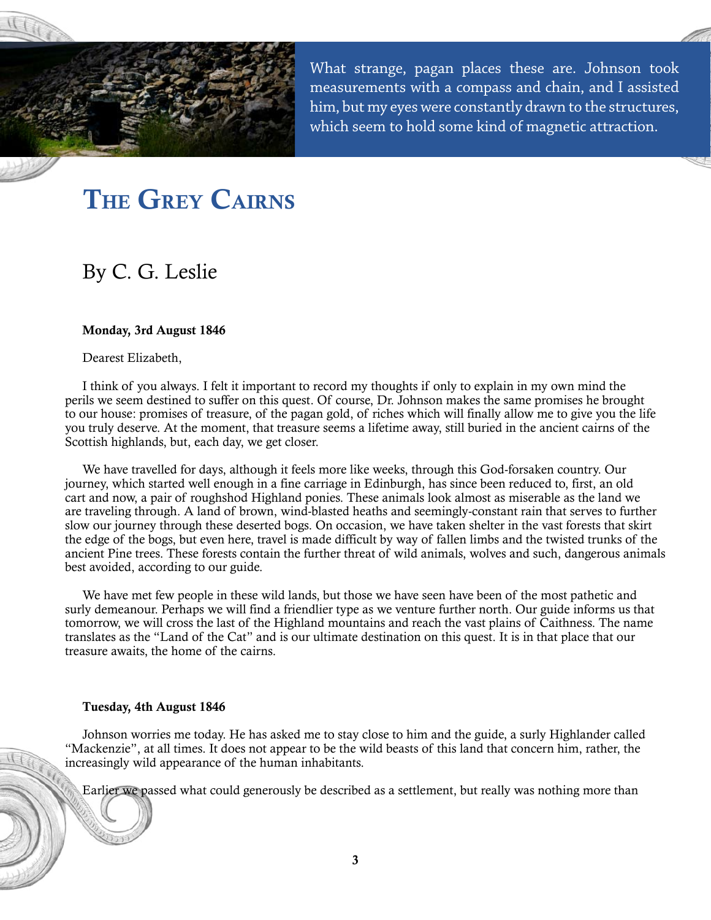What strange, pagan places these are. Johnson took measurements with a compass and chain, and I assisted him, but my eyes were constantly drawn to the structures, which seem to hold some kind of magnetic attraction.

# The Grey Cairns

## By C. G. Leslie

**Monday, 3rd August 1846**

Dearest Elizabeth,

I think of you always. I felt it important to record my thoughts if only to explain in my own mind the perils we seem destined to suffer on this quest. Of course, Dr. Johnson makes the same promises he brought to our house: promises of treasure, of the pagan gold, of riches which will finally allow me to give you the life you truly deserve. At the moment, that treasure seems a lifetime away, still buried in the ancient cairns of the Scottish highlands, but, each day, we get closer.

We have travelled for days, although it feels more like weeks, through this God-forsaken country. Our journey, which started well enough in a fine carriage in Edinburgh, has since been reduced to, first, an old cart and now, a pair of roughshod Highland ponies. These animals look almost as miserable as the land we are traveling through. A land of brown, wind-blasted heaths and seemingly-constant rain that serves to further slow our journey through these deserted bogs. On occasion, we have taken shelter in the vast forests that skirt the edge of the bogs, but even here, travel is made difficult by way of fallen limbs and the twisted trunks of the ancient Pine trees. These forests contain the further threat of wild animals, wolves and such, dangerous animals best avoided, according to our guide.

We have met few people in these wild lands, but those we have seen have been of the most pathetic and surly demeanour. Perhaps we will find a friendlier type as we venture further north. Our guide informs us that tomorrow, we will cross the last of the Highland mountains and reach the vast plains of Caithness. The name translates as the "Land of the Cat" and is our ultimate destination on this quest. It is in that place that our treasure awaits, the home of the cairns.

**Tuesday, 4th August 1846**

Johnson worries me today. He has asked me to stay close to him and the guide, a surly Highlander called "Mackenzie", at all times. It does not appear to be the wild beasts of this land that concern him, rather, the increasingly wild appearance of the human inhabitants.

Earlier we passed what could generously be described as a settlement, but really was nothing more than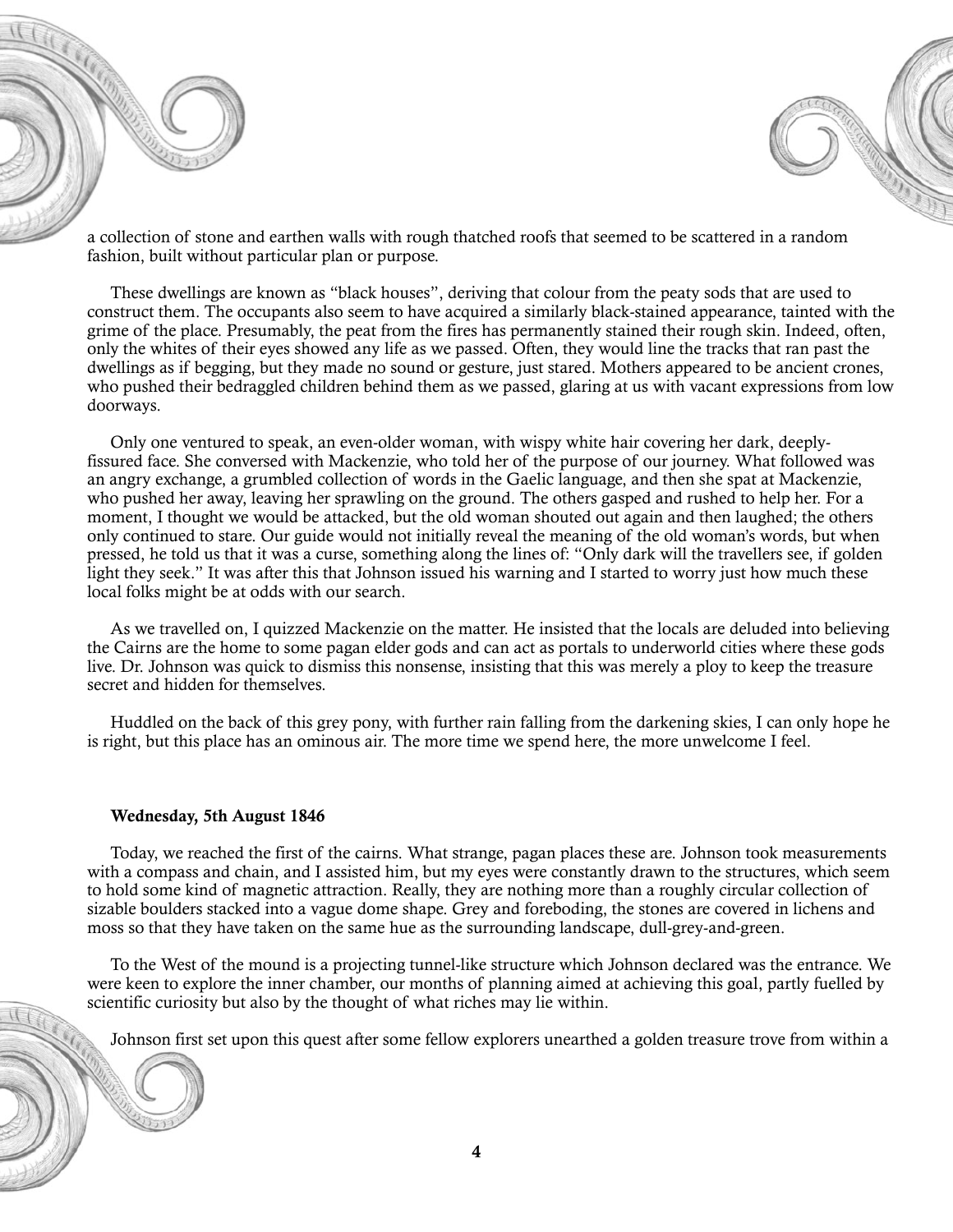a collection of stone and earthen walls with rough thatched roofs that seemed to be scattered in a random fashion, built without particular plan or purpose.

These dwellings are known as "black houses", deriving that colour from the peaty sods that are used to construct them. The occupants also seem to have acquired a similarly black-stained appearance, tainted with the grime of the place. Presumably, the peat from the fires has permanently stained their rough skin. Indeed, often, only the whites of their eyes showed any life as we passed. Often, they would line the tracks that ran past the dwellings as if begging, but they made no sound or gesture, just stared. Mothers appeared to be ancient crones, who pushed their bedraggled children behind them as we passed, glaring at us with vacant expressions from low doorways.

Only one ventured to speak, an even-older woman, with wispy white hair covering her dark, deeply-fissured face. She conversed with Mackenzie, who told her of the purpose of our journey. What followed was an angry exchange, a grumbled collection of words in the Gaelic language, and then she spat at Mackenzie, who pushed her away, leaving her sprawling on the ground. The others gasped and rushed to help her. For a moment, I thought we would be attacked, but the old woman shouted out again and then laughed; the others only continued to stare. Our guide would not initially reveal the meaning of the old woman's words, but when pressed, he told us that it was a curse, something along the lines of: "Only dark will the travellers see, if golden light they seek." It was after this that Johnson issued his warning and I started to worry just how much these local folks might be at odds with our search.

As we travelled on, I quizzed Mackenzie on the matter. He insisted that the locals are deluded into believing the Cairns are the home to some pagan elder gods and can act as portals to underworld cities where these gods live. Dr. Johnson was quick to dismiss this nonsense, insisting that this was merely a ploy to keep the treasure secret and hidden for themselves.

Huddled on the back of this grey pony, with further rain falling from the darkening skies, I can only hope he is right, but this place has an ominous air. The more time we spend here, the more unwelcome I feel.

**Wednesday, 5th August 1846**

Today, we reached the first of the cairns. What strange, pagan places these are. Johnson took measurements with a compass and chain, and I assisted him, but my eyes were constantly drawn to the structures, which seem to hold some kind of magnetic attraction. Really, they are nothing more than a roughly circular collection of sizable boulders stacked into a vague dome shape. Grey and foreboding, the stones are covered in lichens and moss so that they have taken on the same hue as the surrounding landscape, dull-grey-and-green.

To the West of the mound is a projecting tunnel-like structure which Johnson declared was the entrance. We were keen to explore the inner chamber, our months of planning aimed at achieving this goal, partly fuelled by scientific curiosity but also by the thought of what riches may lie within.

Johnson first set upon this quest after some fellow explorers unearthed a golden treasure trove from within a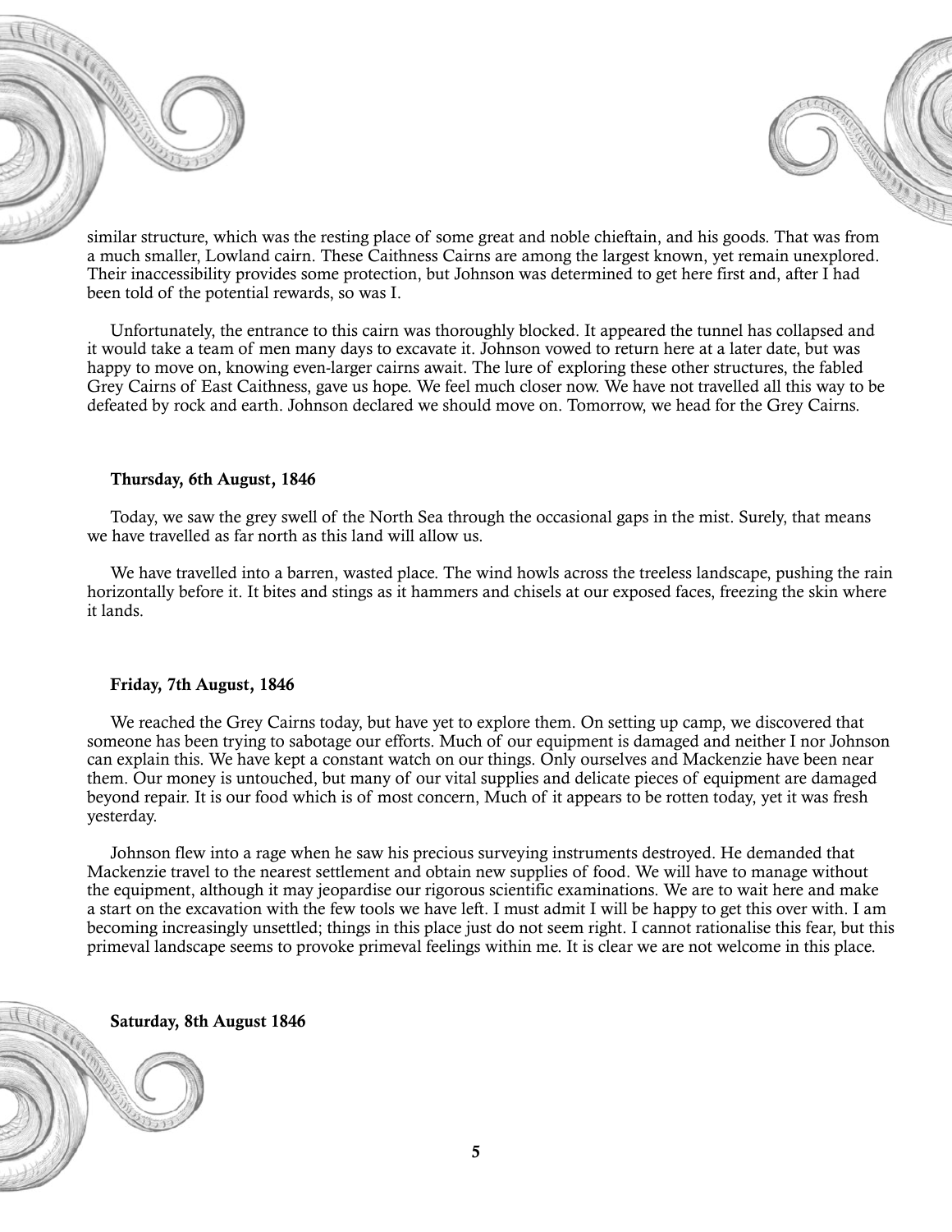similar structure, which was the resting place of some great and noble chieftain, and his goods. That was from a much smaller, Lowland cairn. These Caithness Cairns are among the largest known, yet remain unexplored. Their inaccessibility provides some protection, but Johnson was determined to get here first and, after I had been told of the potential rewards, so was I.

Unfortunately, the entrance to this cairn was thoroughly blocked. It appeared the tunnel has collapsed and it would take a team of men many days to excavate it. Johnson vowed to return here at a later date, but was happy to move on, knowing even-larger cairns await. The lure of exploring these other structures, the fabled Grey Cairns of East Caithness, gave us hope. We feel much closer now. We have not travelled all this way to be defeated by rock and earth. Johnson declared we should move on. Tomorrow, we head for the Grey Cairns.

**Thursday, 6th August, 1846**

Today, we saw the grey swell of the North Sea through the occasional gaps in the mist. Surely, that means we have travelled as far north as this land will allow us.

We have travelled into a barren, wasted place. The wind howls across the treeless landscape, pushing the rain horizontally before it. It bites and stings as it hammers and chisels at our exposed faces, freezing the skin where it lands.

**Friday, 7th August, 1846**

We reached the Grey Cairns today, but have yet to explore them. On setting up camp, we discovered that someone has been trying to sabotage our efforts. Much of our equipment is damaged and neither I nor Johnson can explain this. We have kept a constant watch on our things. Only ourselves and Mackenzie have been near them. Our money is untouched, but many of our vital supplies and delicate pieces of equipment are damaged beyond repair. It is our food which is of most concern, Much of it appears to be rotten today, yet it was fresh yesterday.

Johnson flew into a rage when he saw his precious surveying instruments destroyed. He demanded that Mackenzie travel to the nearest settlement and obtain new supplies of food. We will have to manage without the equipment, although it may jeopardise our rigorous scientific examinations. We are to wait here and make a start on the excavation with the few tools we have left. I must admit I will be happy to get this over with. I am becoming increasingly unsettled; things in this place just do not seem right. I cannot rationalise this fear, but this primeval landscape seems to provoke primeval feelings within me. It is clear we are not welcome in this place.

**Saturday, 8th August 1846**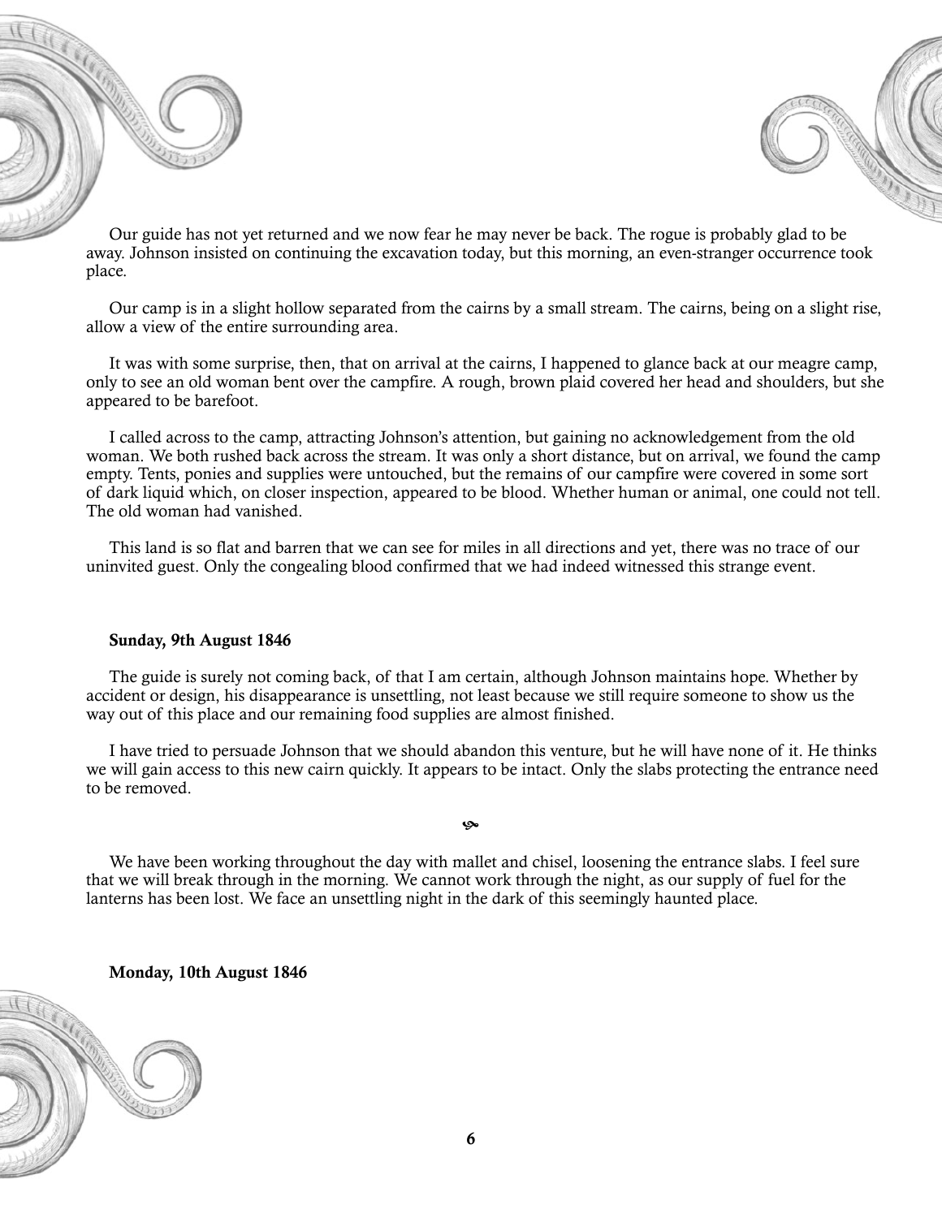Our guide has not yet returned and we now fear he may never be back. The rogue is probably glad to be away. Johnson insisted on continuing the excavation today, but this morning, an even-stranger occurrence took place.

Our camp is in a slight hollow separated from the cairns by a small stream. The cairns, being on a slight rise, allow a view of the entire surrounding area.

It was with some surprise, then, that on arrival at the cairns, I happened to glance back at our meagre camp, only to see an old woman bent over the campfire. A rough, brown plaid covered her head and shoulders, but she appeared to be barefoot.

I called across to the camp, attracting Johnson's attention, but gaining no acknowledgement from the old woman. We both rushed back across the stream. It was only a short distance, but on arrival, we found the camp empty. Tents, ponies and supplies were untouched, but the remains of our campfire were covered in some sort of dark liquid which, on closer inspection, appeared to be blood. Whether human or animal, one could not tell. The old woman had vanished.

This land is so flat and barren that we can see for miles in all directions and yet, there was no trace of our uninvited guest. Only the congealing blood confirmed that we had indeed witnessed this strange event.

**Sunday, 9th August 1846**

The guide is surely not coming back, of that I am certain, although Johnson maintains hope. Whether by accident or design, his disappearance is unsettling, not least because we still require someone to show us the way out of this place and our remaining food supplies are almost finished.

I have tried to persuade Johnson that we should abandon this venture, but he will have none of it. He thinks we will gain access to this new cairn quickly. It appears to be intact. Only the slabs protecting the entrance need to be removed.

❧

We have been working throughout the day with mallet and chisel, loosening the entrance slabs. I feel sure that we will break through in the morning. We cannot work through the night, as our supply of fuel for the lanterns has been lost. We face an unsettling night in the dark of this seemingly haunted place.

**Monday, 10th August 1846**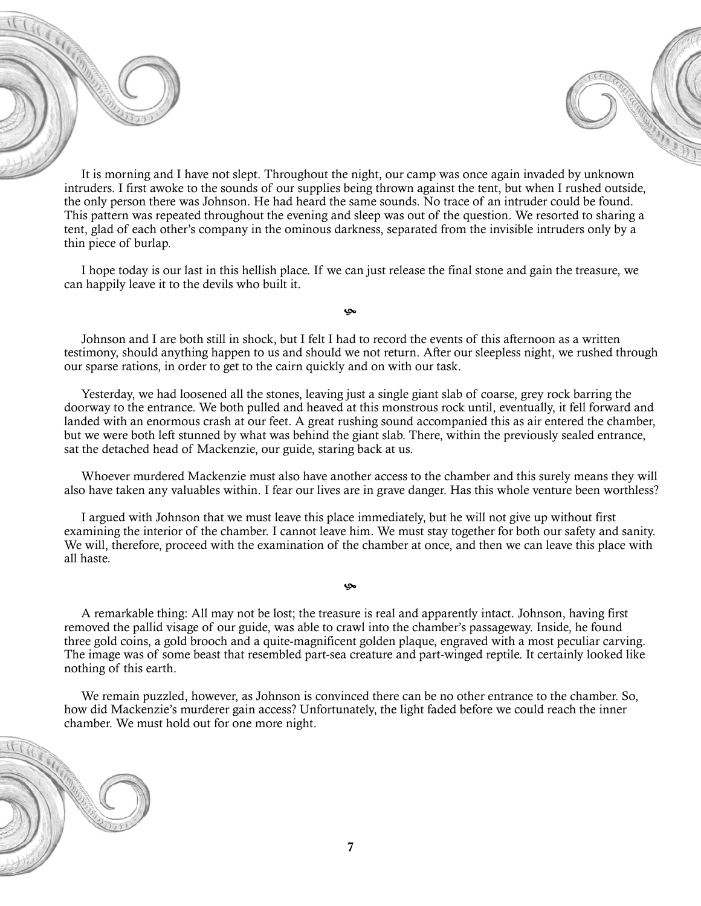It is morning and I have not slept. Throughout the night, our camp was once again invaded by unknown intruders. I first awoke to the sounds of our supplies being thrown against the tent, but when I rushed outside, the only person there was Johnson. He had heard the same sounds. No trace of an intruder could be found. This pattern was repeated throughout the evening and sleep was out of the question. We resorted to sharing a tent, glad of each other's company in the ominous darkness, separated from the invisible intruders only by a thin piece of burlap.

I hope today is our last in this hellish place. If we can just release the final stone and gain the treasure, we can happily leave it to the devils who built it.

Johnson and I are both still in shock, but I felt I had to record the events of this afternoon as a written testimony, should anything happen to us and should we not return. After our sleepless night, we rushed through our sparse rations, in order to get to the cairn quickly and on with our task.

Yesterday, we had loosened all the stones, leaving just a single giant slab of coarse, grey rock barring the doorway to the entrance. We both pulled and heaved at this monstrous rock until, eventually, it fell forward and landed with an enormous crash at our feet. A great rushing sound accompanied this as air entered the chamber, but we were both left stunned by what was behind the giant slab. There, within the previously sealed entrance, sat the detached head of Mackenzie, our guide, staring back at us.

Whoever murdered Mackenzie must also have another access to the chamber and this surely means they will also have taken any valuables within. I fear our lives are in grave danger. Has this whole venture been worthless?

I argued with Johnson that we must leave this place immediately, but he will not give up without first examining the interior of the chamber. I cannot leave him. We must stay together for both our safety and sanity. We will, therefore, proceed with the examination of the chamber at once, and then we can leave this place with all haste.

A remarkable thing: All may not be lost; the treasure is real and apparently intact. Johnson, having first removed the pallid visage of our guide, was able to crawl into the chamber's passageway. Inside, he found three gold coins, a gold brooch and a quite-magnificent golden plaque, engraved with a most peculiar carving. The image was of some beast that resembled part-sea creature and part-winged reptile. It certainly looked like nothing of this earth.

We remain puzzled, however, as Johnson is convinced there can be no other entrance to the chamber. So, how did Mackenzie's murderer gain access? Unfortunately, the light faded before we could reach the inner chamber. We must hold out for one more night.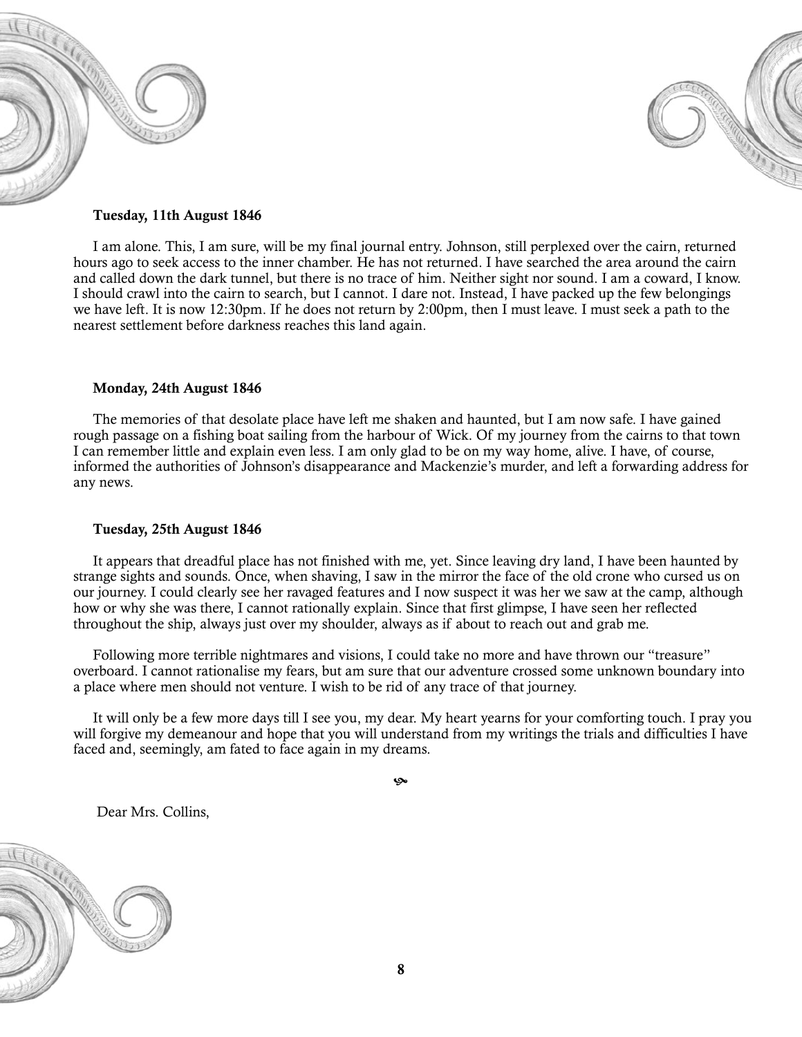**Tuesday, 11th August 1846**

I am alone. This, I am sure, will be my final journal entry. Johnson, still perplexed over the cairn, returned hours ago to seek access to the inner chamber. He has not returned. I have searched the area around the cairn and called down the dark tunnel, but there is no trace of him. Neither sight nor sound. I am a coward, I know. I should crawl into the cairn to search, but I cannot. I dare not. Instead, I have packed up the few belongings we have left. It is now 12:30pm. If he does not return by 2:00pm, then I must leave. I must seek a path to the nearest settlement before darkness reaches this land again.

**Monday, 24th August 1846**

The memories of that desolate place have left me shaken and haunted, but I am now safe. I have gained rough passage on a fishing boat sailing from the harbour of Wick. Of my journey from the cairns to that town I can remember little and explain even less. I am only glad to be on my way home, alive. I have, of course, informed the authorities of Johnson's disappearance and Mackenzie's murder, and left a forwarding address for any news.

**Tuesday, 25th August 1846**

It appears that dreadful place has not finished with me, yet. Since leaving dry land, I have been haunted by strange sights and sounds. Once, when shaving, I saw in the mirror the face of the old crone who cursed us on our journey. I could clearly see her ravaged features and I now suspect it was her we saw at the camp, although how or why she was there, I cannot rationally explain. Since that first glimpse, I have seen her reflected throughout the ship, always just over my shoulder, always as if about to reach out and grab me.

Following more terrible nightmares and visions, I could take no more and have thrown our "treasure" overboard. I cannot rationalise my fears, but am sure that our adventure crossed some unknown boundary into a place where men should not venture. I wish to be rid of any trace of that journey.

It will only be a few more days till I see you, my dear. My heart yearns for your comforting touch. I pray you will forgive my demeanour and hope that you will understand from my writings the trials and difficulties I have faced and, seemingly, am fated to face again in my dreams.

❧

Dear Mrs. Collins,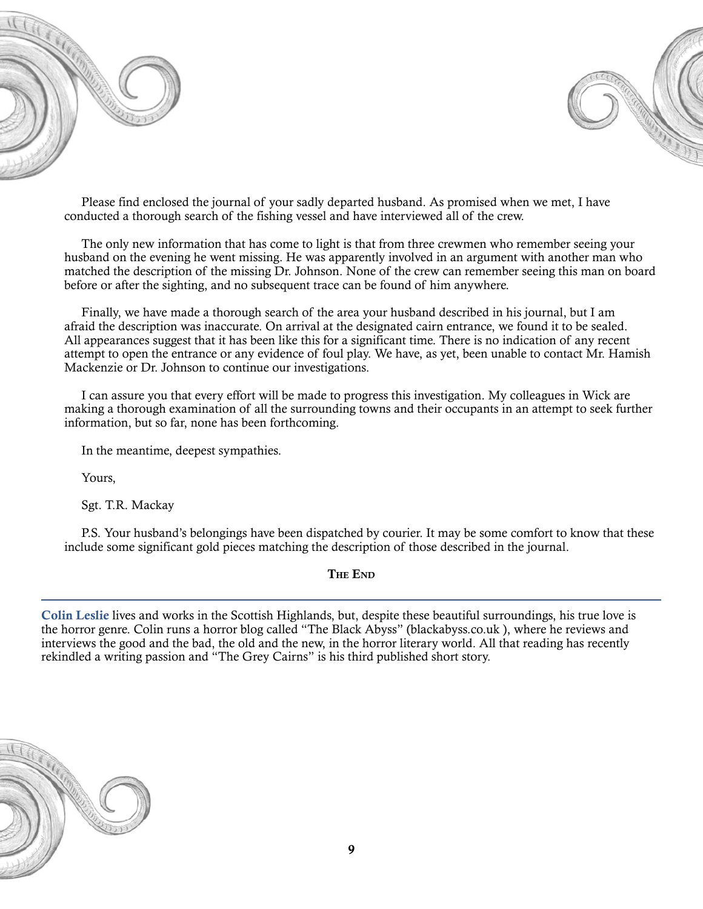Please find enclosed the journal of your sadly departed husband. As promised when we met, I have conducted a thorough search of the fishing vessel and have interviewed all of the crew.

The only new information that has come to light is that from three crewmen who remember seeing your husband on the evening he went missing. He was apparently involved in an argument with another man who matched the description of the missing Dr. Johnson. None of the crew can remember seeing this man on board before or after the sighting, and no subsequent trace can be found of him anywhere.

Finally, we have made a thorough search of the area your husband described in his journal, but I am afraid the description was inaccurate. On arrival at the designated cairn entrance, we found it to be sealed. All appearances suggest that it has been like this for a significant time. There is no indication of any recent attempt to open the entrance or any evidence of foul play. We have, as yet, been unable to contact Mr. Hamish Mackenzie or Dr. Johnson to continue our investigations.

I can assure you that every effort will be made to progress this investigation. My colleagues in Wick are making a thorough examination of all the surrounding towns and their occupants in an attempt to seek further information, but so far, none has been forthcoming.

In the meantime, deepest sympathies.

Yours,

Sgt. T.R. Mackay

P.S. Your husband's belongings have been dispatched by courier. It may be some comfort to know that these include some significant gold pieces matching the description of those described in the journal.

**The End**

---

**Colin Leslie** lives and works in the Scottish Highlands, but, despite these beautiful surroundings, his true love is the horror genre. Colin runs a horror blog called "The Black Abyss" (blackabyss.co.uk ), where he reviews and interviews the good and the bad, the old and the new, in the horror literary world. All that reading has recently rekindled a writing passion and "The Grey Cairns" is his third published short story.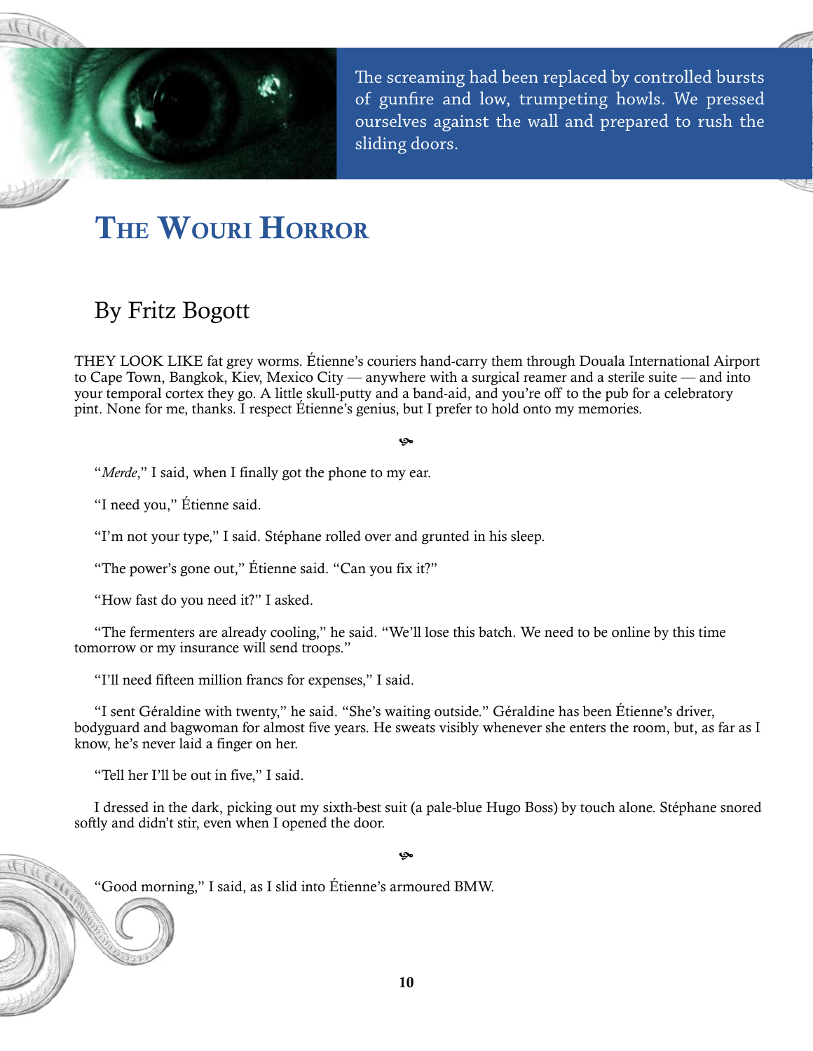The screaming had been replaced by controlled bursts of gunfire and low, trumpeting howls. We pressed ourselves against the wall and prepared to rush the sliding doors.

# The Wouri Horror

## By Fritz Bogott

THEY LOOK LIKE fat grey worms. Étienne's couriers hand-carry them through Douala International Airport to Cape Town, Bangkok, Kiev, Mexico City — anywhere with a surgical reamer and a sterile suite — and into your temporal cortex they go. A little skull-putty and a band-aid, and you're off to the pub for a celebratory pint. None for me, thanks. I respect Étienne's genius, but I prefer to hold onto my memories.

❧

"*Merde*," I said, when I finally got the phone to my ear.

"I need you," Étienne said.

"I'm not your type," I said. Stéphane rolled over and grunted in his sleep.

"The power's gone out," Étienne said. "Can you fix it?"

"How fast do you need it?" I asked.

"The fermenters are already cooling," he said. "We'll lose this batch. We need to be online by this time tomorrow or my insurance will send troops."

"I'll need fifteen million francs for expenses," I said.

"I sent Géraldine with twenty," he said. "She's waiting outside." Géraldine has been Étienne's driver, bodyguard and bagwoman for almost five years. He sweats visibly whenever she enters the room, but, as far as I know, he's never laid a finger on her.

"Tell her I'll be out in five," I said.

I dressed in the dark, picking out my sixth-best suit (a pale-blue Hugo Boss) by touch alone. Stéphane snored softly and didn't stir, even when I opened the door.

❧

"Good morning," I said, as I slid into Étienne's armoured BMW.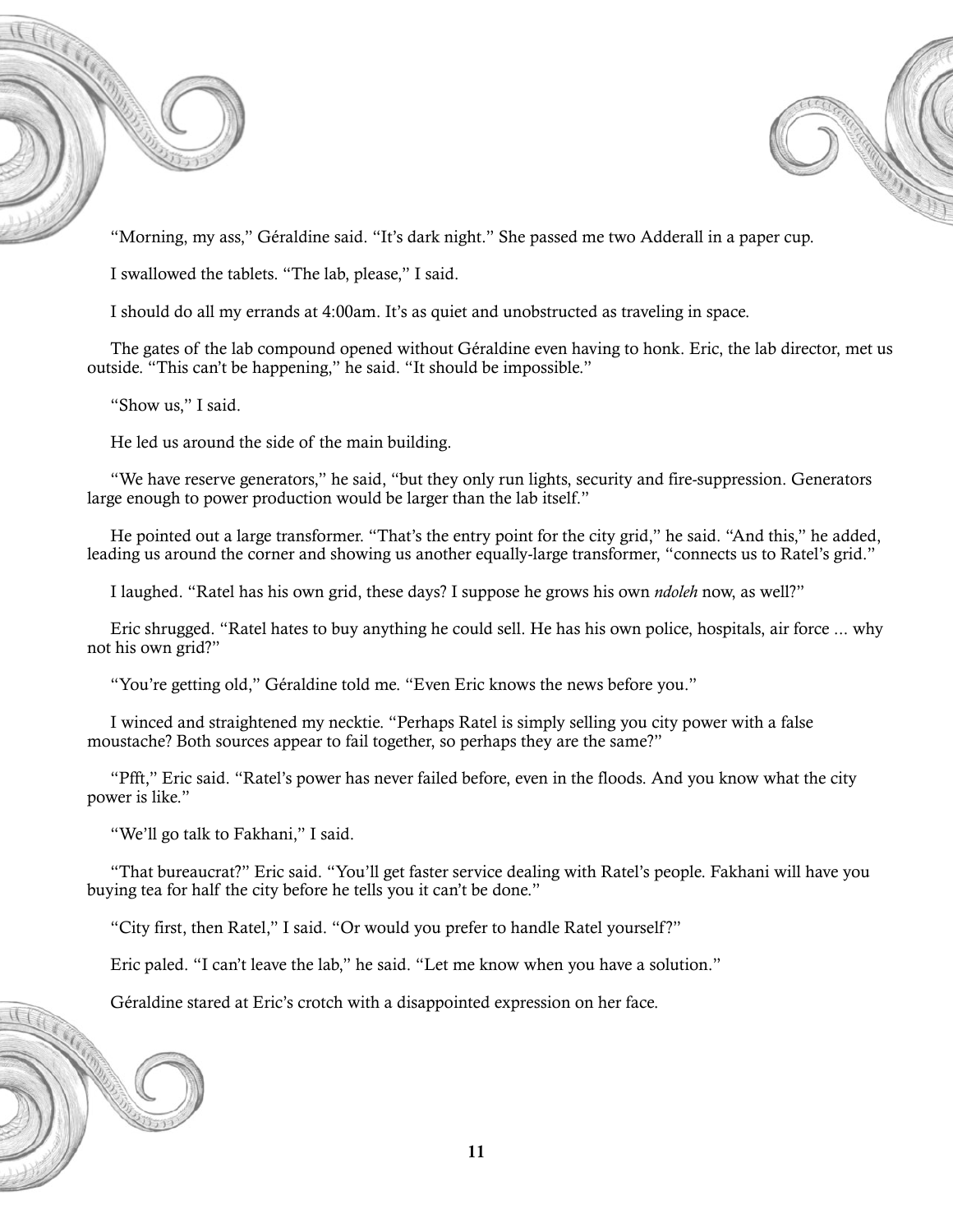"Morning, my ass," Géraldine said. "It's dark night." She passed me two Adderall in a paper cup.

I swallowed the tablets. "The lab, please," I said.

I should do all my errands at 4:00am. It's as quiet and unobstructed as traveling in space.

The gates of the lab compound opened without Géraldine even having to honk. Eric, the lab director, met us outside. "This can't be happening," he said. "It should be impossible."

"Show us," I said.

He led us around the side of the main building.

"We have reserve generators," he said, "but they only run lights, security and fire-suppression. Generators large enough to power production would be larger than the lab itself."

He pointed out a large transformer. "That's the entry point for the city grid," he said. "And this," he added, leading us around the corner and showing us another equally-large transformer, "connects us to Ratel's grid."

I laughed. "Ratel has his own grid, these days? I suppose he grows his own *ndoleh* now, as well?"

Eric shrugged. "Ratel hates to buy anything he could sell. He has his own police, hospitals, air force ... why not his own grid?"

"You're getting old," Géraldine told me. "Even Eric knows the news before you."

I winced and straightened my necktie. "Perhaps Ratel is simply selling you city power with a false moustache? Both sources appear to fail together, so perhaps they are the same?"

"Pfft," Eric said. "Ratel's power has never failed before, even in the floods. And you know what the city power is like."

"We'll go talk to Fakhani," I said.

"That bureaucrat?" Eric said. "You'll get faster service dealing with Ratel's people. Fakhani will have you buying tea for half the city before he tells you it can't be done."

"City first, then Ratel," I said. "Or would you prefer to handle Ratel yourself?"

Eric paled. "I can't leave the lab," he said. "Let me know when you have a solution."

Géraldine stared at Eric's crotch with a disappointed expression on her face.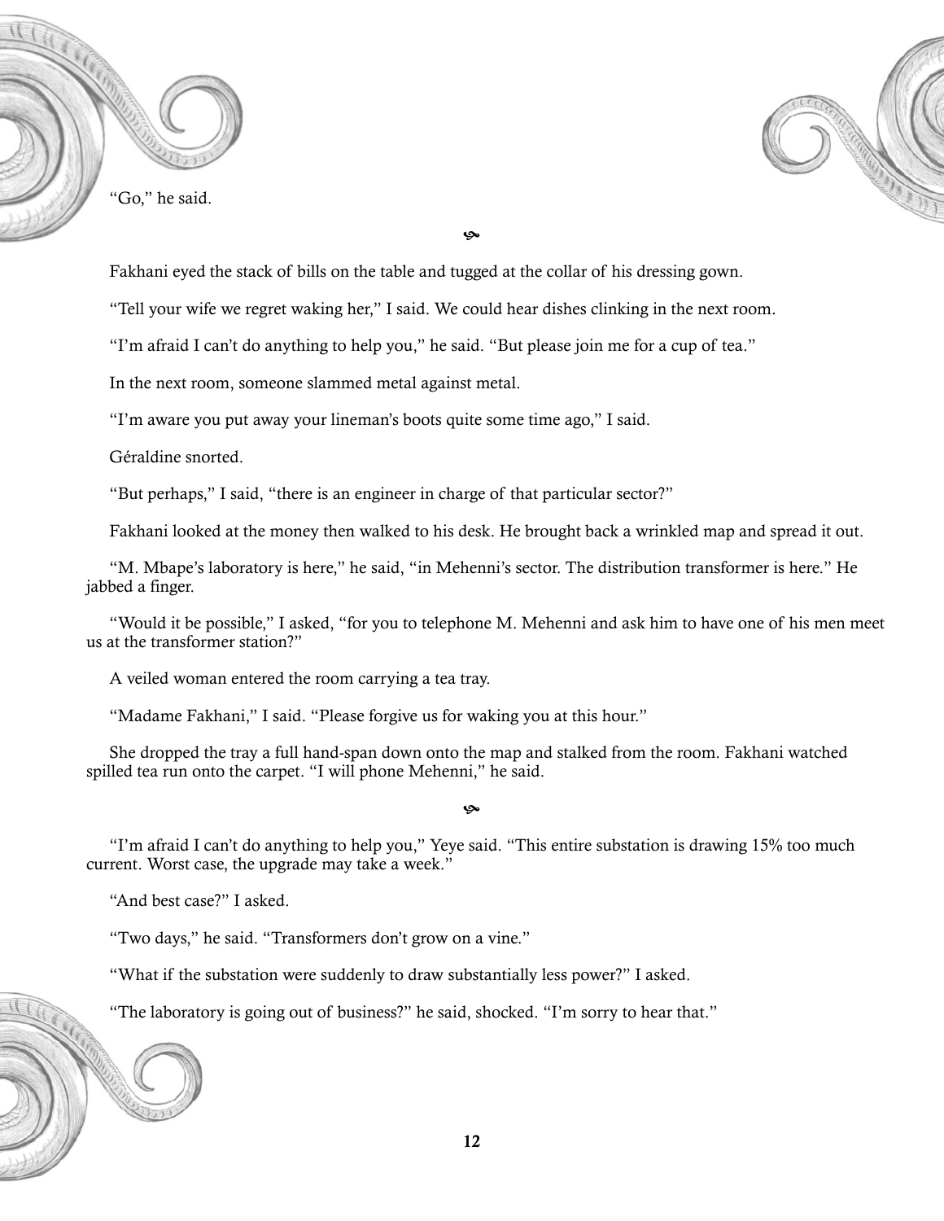"Go," he said.

༄

Fakhani eyed the stack of bills on the table and tugged at the collar of his dressing gown.

"Tell your wife we regret waking her," I said. We could hear dishes clinking in the next room.

"I'm afraid I can't do anything to help you," he said. "But please join me for a cup of tea."

In the next room, someone slammed metal against metal.

"I'm aware you put away your lineman's boots quite some time ago," I said.

Géraldine snorted.

"But perhaps," I said, "there is an engineer in charge of that particular sector?"

Fakhani looked at the money then walked to his desk. He brought back a wrinkled map and spread it out.

"M. Mbape's laboratory is here," he said, "in Mehenni's sector. The distribution transformer is here." He jabbed a finger.

"Would it be possible," I asked, "for you to telephone M. Mehenni and ask him to have one of his men meet us at the transformer station?"

A veiled woman entered the room carrying a tea tray.

"Madame Fakhani," I said. "Please forgive us for waking you at this hour."

She dropped the tray a full hand-span down onto the map and stalked from the room. Fakhani watched spilled tea run onto the carpet. "I will phone Mehenni," he said.

༄

"I'm afraid I can't do anything to help you," Yeye said. "This entire substation is drawing 15% too much current. Worst case, the upgrade may take a week."

"And best case?" I asked.

"Two days," he said. "Transformers don't grow on a vine."

"What if the substation were suddenly to draw substantially less power?" I asked.

"The laboratory is going out of business?" he said, shocked. "I'm sorry to hear that."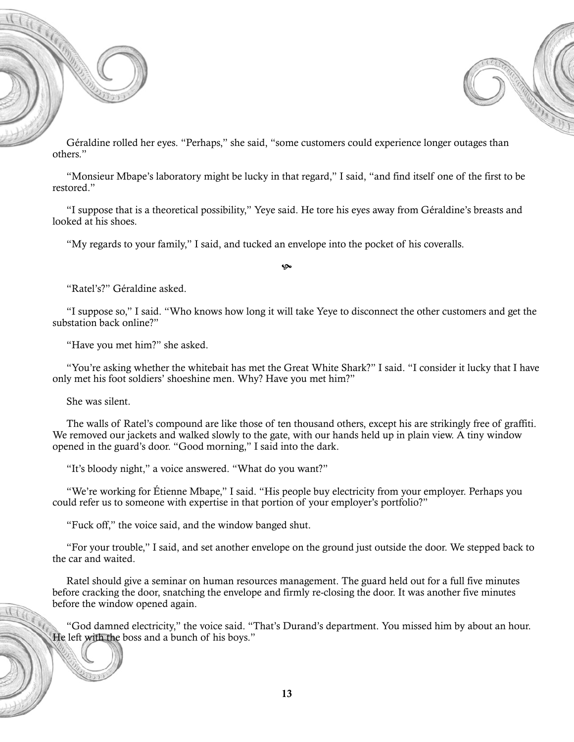Géraldine rolled her eyes. "Perhaps," she said, "some customers could experience longer outages than others."

"Monsieur Mbape's laboratory might be lucky in that regard," I said, "and find itself one of the first to be restored."

"I suppose that is a theoretical possibility," Yeye said. He tore his eyes away from Géraldine's breasts and looked at his shoes.

"My regards to your family," I said, and tucked an envelope into the pocket of his coveralls.

❧

"Ratel's?" Géraldine asked.

"I suppose so," I said. "Who knows how long it will take Yeye to disconnect the other customers and get the substation back online?"

"Have you met him?" she asked.

"You're asking whether the whitebait has met the Great White Shark?" I said. "I consider it lucky that I have only met his foot soldiers' shoeshine men. Why? Have you met him?"

She was silent.

The walls of Ratel's compound are like those of ten thousand others, except his are strikingly free of graffiti. We removed our jackets and walked slowly to the gate, with our hands held up in plain view. A tiny window opened in the guard's door. "Good morning," I said into the dark.

"It's bloody night," a voice answered. "What do you want?"

"We're working for Étienne Mbape," I said. "His people buy electricity from your employer. Perhaps you could refer us to someone with expertise in that portion of your employer's portfolio?"

"Fuck off," the voice said, and the window banged shut.

"For your trouble," I said, and set another envelope on the ground just outside the door. We stepped back to the car and waited.

Ratel should give a seminar on human resources management. The guard held out for a full five minutes before cracking the door, snatching the envelope and firmly re-closing the door. It was another five minutes before the window opened again.

"God damned electricity," the voice said. "That's Durand's department. You missed him by about an hour. He left with the boss and a bunch of his boys."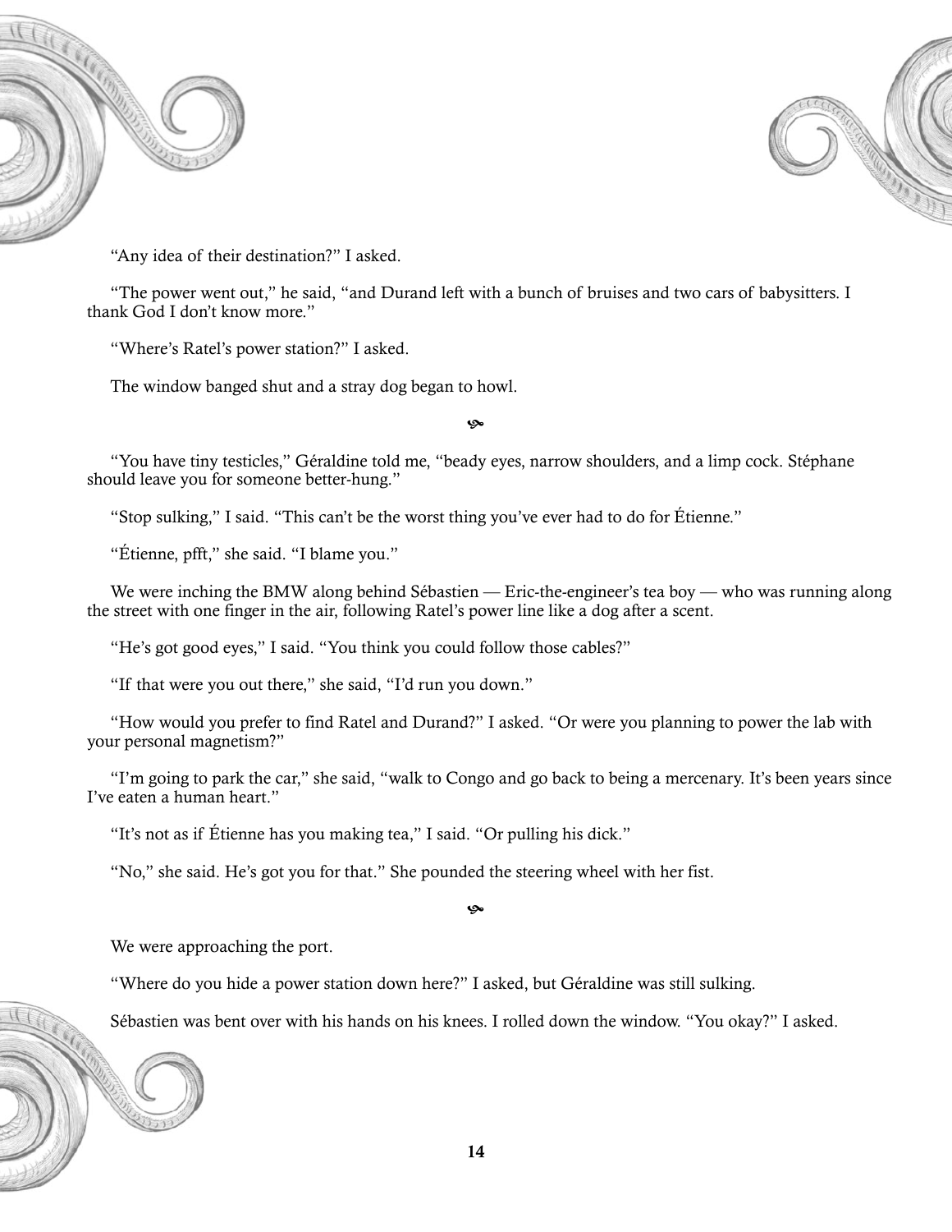"Any idea of their destination?" I asked.

"The power went out," he said, "and Durand left with a bunch of bruises and two cars of babysitters. I thank God I don't know more."

"Where's Ratel's power station?" I asked.

The window banged shut and a stray dog began to howl.

❧

"You have tiny testicles," Géraldine told me, "beady eyes, narrow shoulders, and a limp cock. Stéphane should leave you for someone better-hung."

"Stop sulking," I said. "This can't be the worst thing you've ever had to do for Étienne."

"Étienne, pfft," she said. "I blame you."

We were inching the BMW along behind Sébastien — Eric-the-engineer's tea boy — who was running along the street with one finger in the air, following Ratel's power line like a dog after a scent.

"He's got good eyes," I said. "You think you could follow those cables?"

"If that were you out there," she said, "I'd run you down."

"How would you prefer to find Ratel and Durand?" I asked. "Or were you planning to power the lab with your personal magnetism?"

"I'm going to park the car," she said, "walk to Congo and go back to being a mercenary. It's been years since I've eaten a human heart."

"It's not as if Étienne has you making tea," I said. "Or pulling his dick."

"No," she said. He's got you for that." She pounded the steering wheel with her fist.

❧

We were approaching the port.

"Where do you hide a power station down here?" I asked, but Géraldine was still sulking.

Sébastien was bent over with his hands on his knees. I rolled down the window. "You okay?" I asked.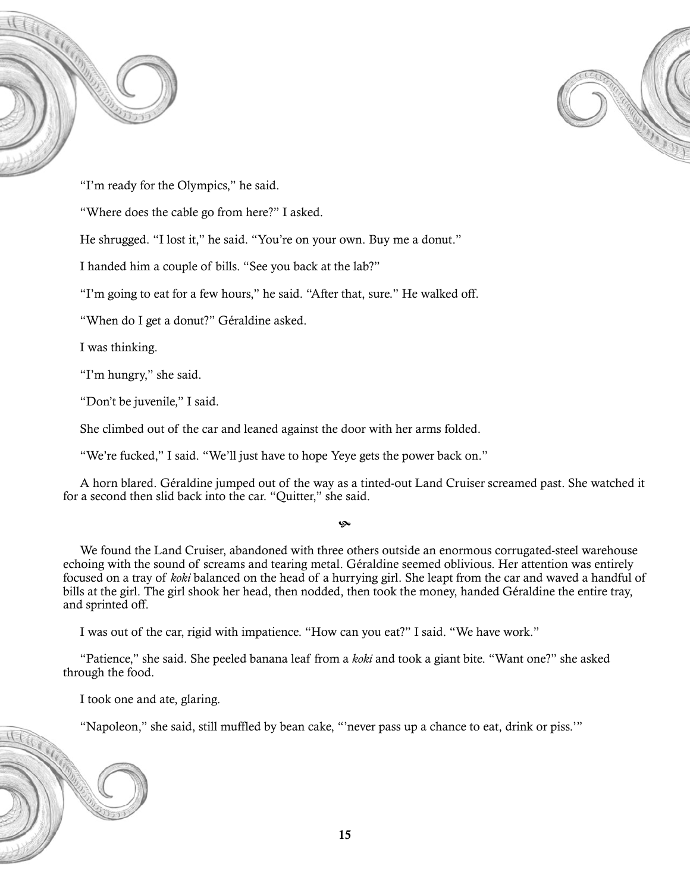"I'm ready for the Olympics," he said.

"Where does the cable go from here?" I asked.

He shrugged. "I lost it," he said. "You're on your own. Buy me a donut."

I handed him a couple of bills. "See you back at the lab?"

"I'm going to eat for a few hours," he said. "After that, sure." He walked off.

"When do I get a donut?" Géraldine asked.

I was thinking.

"I'm hungry," she said.

"Don't be juvenile," I said.

She climbed out of the car and leaned against the door with her arms folded.

"We're fucked," I said. "We'll just have to hope Yeye gets the power back on."

A horn blared. Géraldine jumped out of the way as a tinted-out Land Cruiser screamed past. She watched it for a second then slid back into the car. "Quitter," she said.

❧

We found the Land Cruiser, abandoned with three others outside an enormous corrugated-steel warehouse echoing with the sound of screams and tearing metal. Géraldine seemed oblivious. Her attention was entirely focused on a tray of *koki* balanced on the head of a hurrying girl. She leapt from the car and waved a handful of bills at the girl. The girl shook her head, then nodded, then took the money, handed Géraldine the entire tray, and sprinted off.

I was out of the car, rigid with impatience. "How can you eat?" I said. "We have work."

"Patience," she said. She peeled banana leaf from a *koki* and took a giant bite. "Want one?" she asked through the food.

I took one and ate, glaring.

"Napoleon," she said, still muffled by bean cake, "'never pass up a chance to eat, drink or piss.'"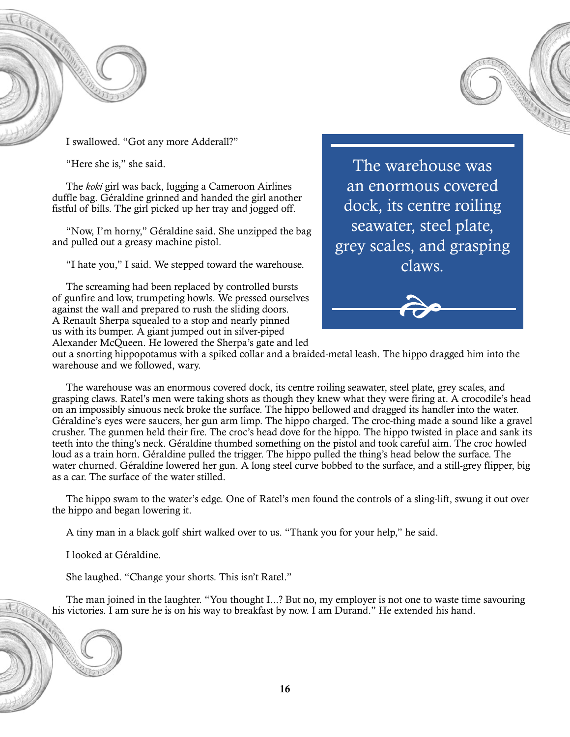I swallowed. "Got any more Adderall?"

"Here she is," she said.

The *koki* girl was back, lugging a Cameroon Airlines duffle bag. Géraldine grinned and handed the girl another fistful of bills. The girl picked up her tray and jogged off.

"Now, I'm horny," Géraldine said. She unzipped the bag and pulled out a greasy machine pistol.

"I hate you," I said. We stepped toward the warehouse.

The screaming had been replaced by controlled bursts of gunfire and low, trumpeting howls. We pressed ourselves against the wall and prepared to rush the sliding doors. A Renault Sherpa squealed to a stop and nearly pinned us with its bumper. A giant jumped out in silver-piped Alexander McQueen. He lowered the Sherpa's gate and led out a snorting hippopotamus with a spiked collar and a braided-metal leash. The hippo dragged him into the warehouse and we followed, wary.

> The warehouse was an enormous covered dock, its centre roiling seawater, steel plate, grey scales, and grasping claws.

The warehouse was an enormous covered dock, its centre roiling seawater, steel plate, grey scales, and grasping claws. Ratel's men were taking shots as though they knew what they were firing at. A crocodile's head on an impossibly sinuous neck broke the surface. The hippo bellowed and dragged its handler into the water. Géraldine's eyes were saucers, her gun arm limp. The hippo charged. The croc-thing made a sound like a gravel crusher. The gunmen held their fire. The croc's head dove for the hippo. The hippo twisted in place and sank its teeth into the thing's neck. Géraldine thumbed something on the pistol and took careful aim. The croc howled loud as a train horn. Géraldine pulled the trigger. The hippo pulled the thing's head below the surface. The water churned. Géraldine lowered her gun. A long steel curve bobbed to the surface, and a still-grey flipper, big as a car. The surface of the water stilled.

The hippo swam to the water's edge. One of Ratel's men found the controls of a sling-lift, swung it out over the hippo and began lowering it.

A tiny man in a black golf shirt walked over to us. "Thank you for your help," he said.

I looked at Géraldine.

She laughed. "Change your shorts. This isn't Ratel."

The man joined in the laughter. "You thought I...? But no, my employer is not one to waste time savouring his victories. I am sure he is on his way to breakfast by now. I am Durand." He extended his hand.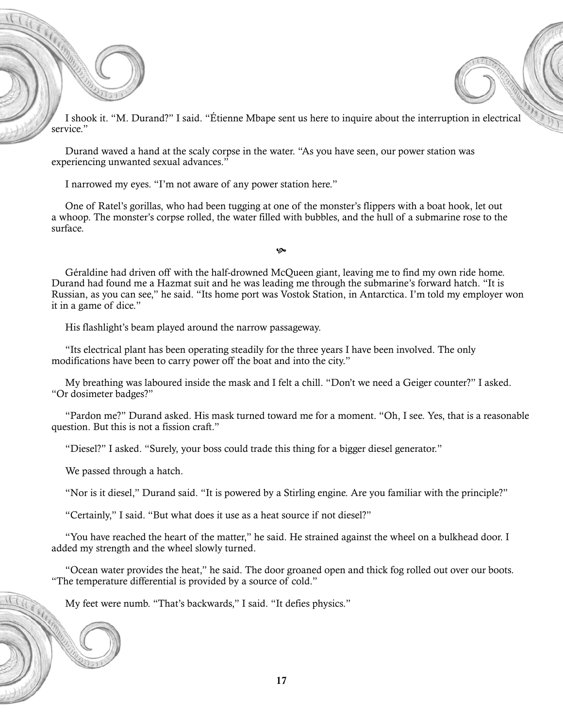I shook it. "M. Durand?" I said. "Étienne Mbape sent us here to inquire about the interruption in electrical service."

Durand waved a hand at the scaly corpse in the water. "As you have seen, our power station was experiencing unwanted sexual advances."

I narrowed my eyes. "I'm not aware of any power station here."

One of Ratel's gorillas, who had been tugging at one of the monster's flippers with a boat hook, let out a whoop. The monster's corpse rolled, the water filled with bubbles, and the hull of a submarine rose to the surface.

❧

Géraldine had driven off with the half-drowned McQueen giant, leaving me to find my own ride home. Durand had found me a Hazmat suit and he was leading me through the submarine's forward hatch. "It is Russian, as you can see," he said. "Its home port was Vostok Station, in Antarctica. I'm told my employer won it in a game of dice."

His flashlight's beam played around the narrow passageway.

"Its electrical plant has been operating steadily for the three years I have been involved. The only modifications have been to carry power off the boat and into the city."

My breathing was laboured inside the mask and I felt a chill. "Don't we need a Geiger counter?" I asked. "Or dosimeter badges?"

"Pardon me?" Durand asked. His mask turned toward me for a moment. "Oh, I see. Yes, that is a reasonable question. But this is not a fission craft."

"Diesel?" I asked. "Surely, your boss could trade this thing for a bigger diesel generator."

We passed through a hatch.

"Nor is it diesel," Durand said. "It is powered by a Stirling engine. Are you familiar with the principle?"

"Certainly," I said. "But what does it use as a heat source if not diesel?"

"You have reached the heart of the matter," he said. He strained against the wheel on a bulkhead door. I added my strength and the wheel slowly turned.

"Ocean water provides the heat," he said. The door groaned open and thick fog rolled out over our boots. "The temperature differential is provided by a source of cold."

My feet were numb. "That's backwards," I said. "It defies physics."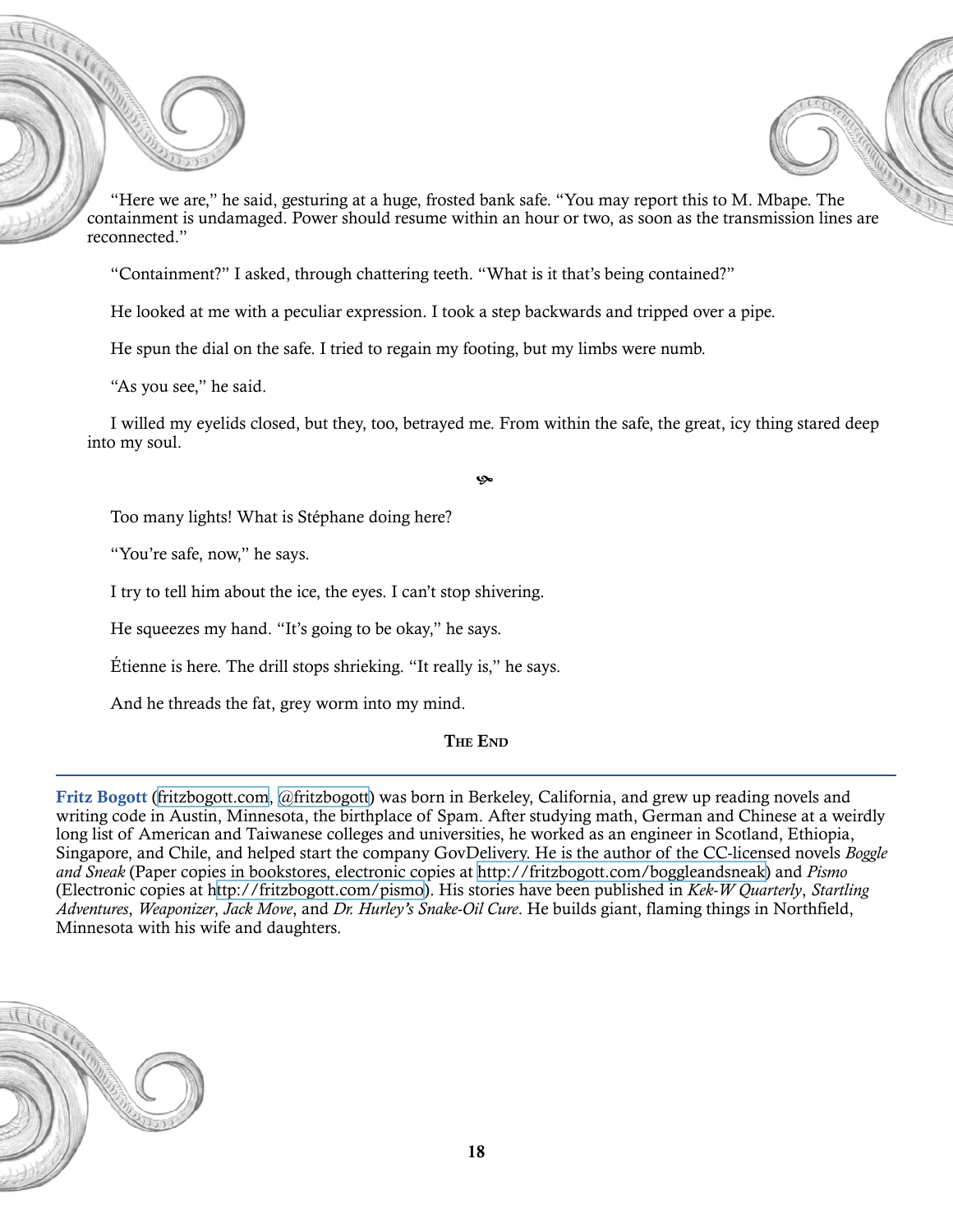"Here we are," he said, gesturing at a huge, frosted bank safe. "You may report this to M. Mbape. The containment is undamaged. Power should resume within an hour or two, as soon as the transmission lines are reconnected."

"Containment?" I asked, through chattering teeth. "What is it that's being contained?"

He looked at me with a peculiar expression. I took a step backwards and tripped over a pipe.

He spun the dial on the safe. I tried to regain my footing, but my limbs were numb.

"As you see," he said.

I willed my eyelids closed, but they, too, betrayed me. From within the safe, the great, icy thing stared deep into my soul.

Too many lights! What is Stéphane doing here?

"You're safe, now," he says.

I try to tell him about the ice, the eyes. I can't stop shivering.

He squeezes my hand. "It's going to be okay," he says.

Étienne is here. The drill stops shrieking. "It really is," he says.

And he threads the fat, grey worm into my mind.

**The End**

---

**Fritz Bogott** (fritzbogott.com, @fritzbogott) was born in Berkeley, California, and grew up reading novels and writing code in Austin, Minnesota, the birthplace of Spam. After studying math, German and Chinese at a weirdly long list of American and Taiwanese colleges and universities, he worked as an engineer in Scotland, Ethiopia, Singapore, and Chile, and helped start the company GovDelivery. He is the author of the CC-licensed novels *Boggle and Sneak* (Paper copies in bookstores, electronic copies at http://fritzbogott.com/boggleandsneak) and *Pismo* (Electronic copies at http://fritzbogott.com/pismo). His stories have been published in *Kek-W Quarterly*, *Startling Adventures*, *Weaponizer*, *Jack Move*, and *Dr. Hurley's Snake-Oil Cure*. He builds giant, flaming things in Northfield, Minnesota with his wife and daughters.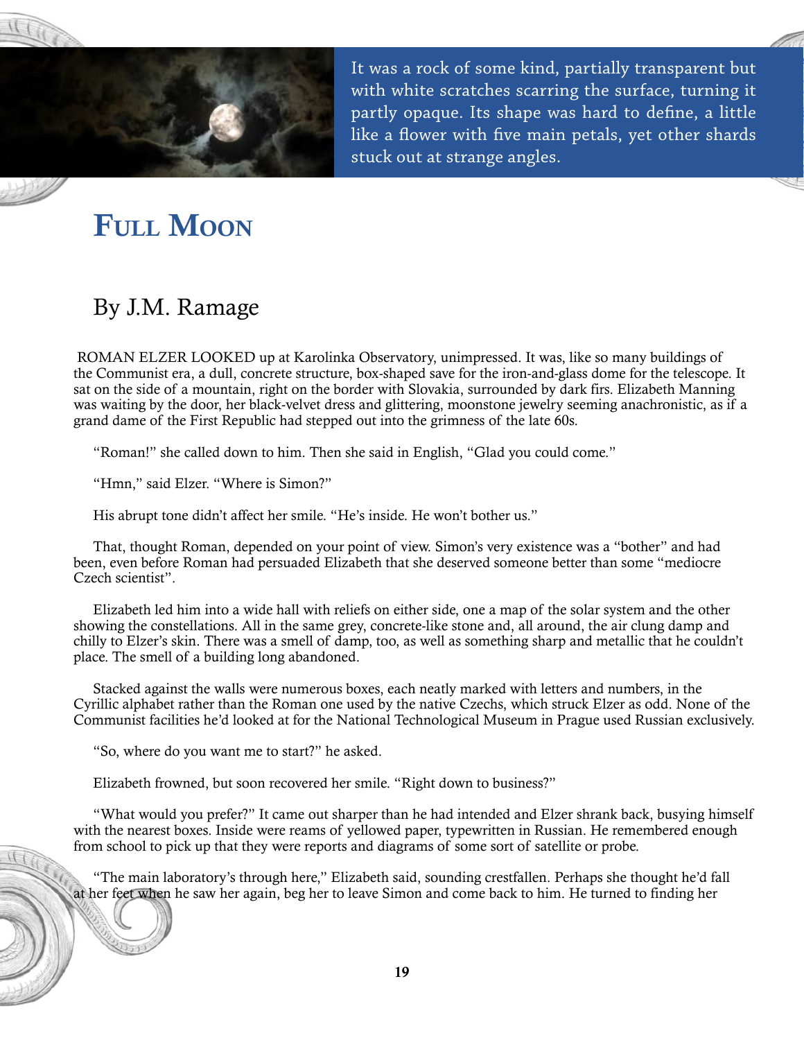It was a rock of some kind, partially transparent but with white scratches scarring the surface, turning it partly opaque. Its shape was hard to define, a little like a flower with five main petals, yet other shards stuck out at strange angles.

# Full Moon

## By J.M. Ramage

ROMAN ELZER LOOKED up at Karolinka Observatory, unimpressed. It was, like so many buildings of the Communist era, a dull, concrete structure, box-shaped save for the iron-and-glass dome for the telescope. It sat on the side of a mountain, right on the border with Slovakia, surrounded by dark firs. Elizabeth Manning was waiting by the door, her black-velvet dress and glittering, moonstone jewelry seeming anachronistic, as if a grand dame of the First Republic had stepped out into the grimness of the late 60s.

"Roman!" she called down to him. Then she said in English, "Glad you could come."

"Hmn," said Elzer. "Where is Simon?"

His abrupt tone didn't affect her smile. "He's inside. He won't bother us."

That, thought Roman, depended on your point of view. Simon's very existence was a "bother" and had been, even before Roman had persuaded Elizabeth that she deserved someone better than some "mediocre Czech scientist".

Elizabeth led him into a wide hall with reliefs on either side, one a map of the solar system and the other showing the constellations. All in the same grey, concrete-like stone and, all around, the air clung damp and chilly to Elzer's skin. There was a smell of damp, too, as well as something sharp and metallic that he couldn't place. The smell of a building long abandoned.

Stacked against the walls were numerous boxes, each neatly marked with letters and numbers, in the Cyrillic alphabet rather than the Roman one used by the native Czechs, which struck Elzer as odd. None of the Communist facilities he'd looked at for the National Technological Museum in Prague used Russian exclusively.

"So, where do you want me to start?" he asked.

Elizabeth frowned, but soon recovered her smile. "Right down to business?"

"What would you prefer?" It came out sharper than he had intended and Elzer shrank back, busying himself with the nearest boxes. Inside were reams of yellowed paper, typewritten in Russian. He remembered enough from school to pick up that they were reports and diagrams of some sort of satellite or probe.

"The main laboratory's through here," Elizabeth said, sounding crestfallen. Perhaps she thought he'd fall at her feet when he saw her again, beg her to leave Simon and come back to him. He turned to finding her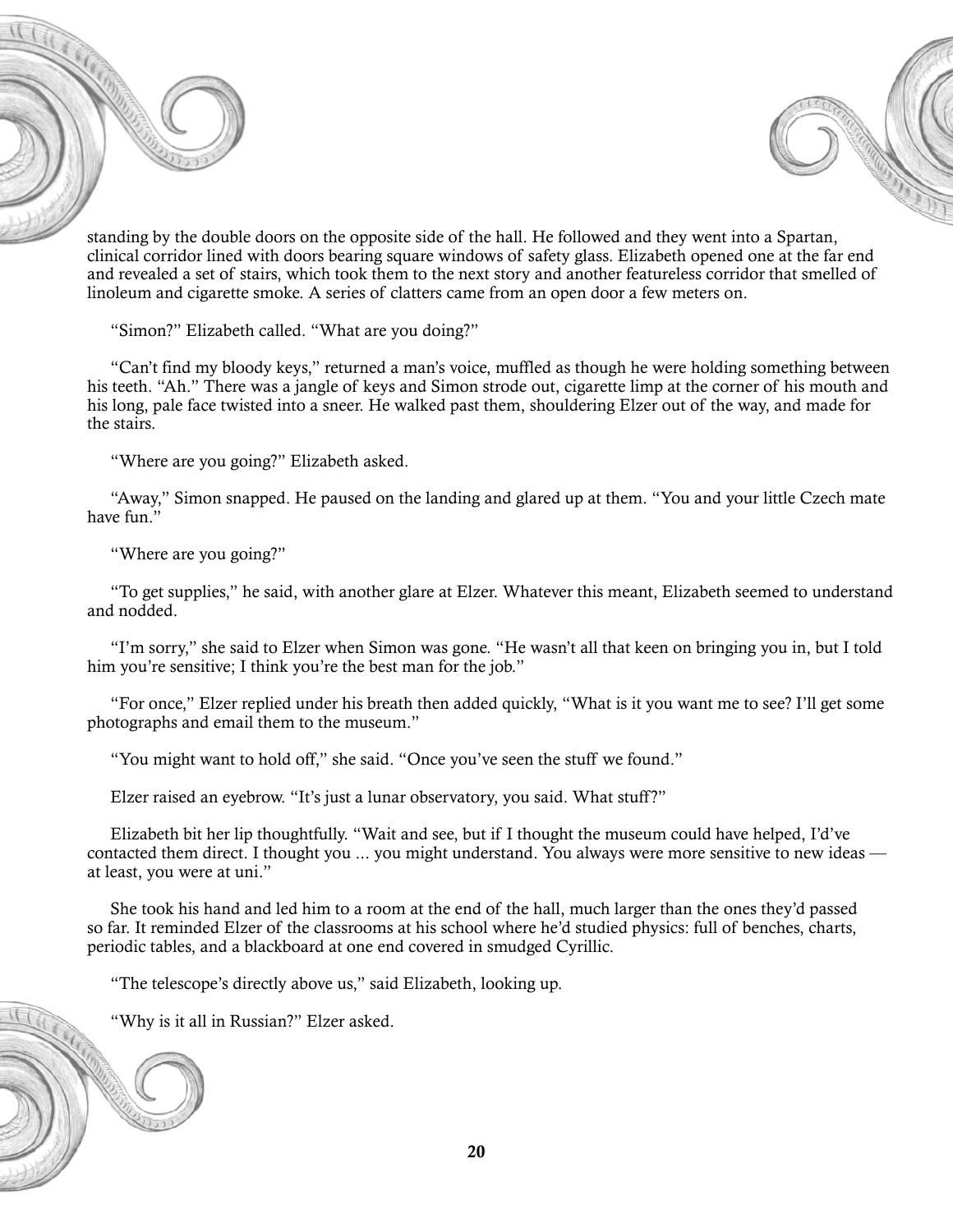standing by the double doors on the opposite side of the hall. He followed and they went into a Spartan, clinical corridor lined with doors bearing square windows of safety glass. Elizabeth opened one at the far end and revealed a set of stairs, which took them to the next story and another featureless corridor that smelled of linoleum and cigarette smoke. A series of clatters came from an open door a few meters on.

"Simon?" Elizabeth called. "What are you doing?"

"Can't find my bloody keys," returned a man's voice, muffled as though he were holding something between his teeth. "Ah." There was a jangle of keys and Simon strode out, cigarette limp at the corner of his mouth and his long, pale face twisted into a sneer. He walked past them, shouldering Elzer out of the way, and made for the stairs.

"Where are you going?" Elizabeth asked.

"Away," Simon snapped. He paused on the landing and glared up at them. "You and your little Czech mate have fun."

"Where are you going?"

"To get supplies," he said, with another glare at Elzer. Whatever this meant, Elizabeth seemed to understand and nodded.

"I'm sorry," she said to Elzer when Simon was gone. "He wasn't all that keen on bringing you in, but I told him you're sensitive; I think you're the best man for the job."

"For once," Elzer replied under his breath then added quickly, "What is it you want me to see? I'll get some photographs and email them to the museum."

"You might want to hold off," she said. "Once you've seen the stuff we found."

Elzer raised an eyebrow. "It's just a lunar observatory, you said. What stuff?"

Elizabeth bit her lip thoughtfully. "Wait and see, but if I thought the museum could have helped, I'd've contacted them direct. I thought you ... you might understand. You always were more sensitive to new ideas — at least, you were at uni."

She took his hand and led him to a room at the end of the hall, much larger than the ones they'd passed so far. It reminded Elzer of the classrooms at his school where he'd studied physics: full of benches, charts, periodic tables, and a blackboard at one end covered in smudged Cyrillic.

"The telescope's directly above us," said Elizabeth, looking up.

"Why is it all in Russian?" Elzer asked.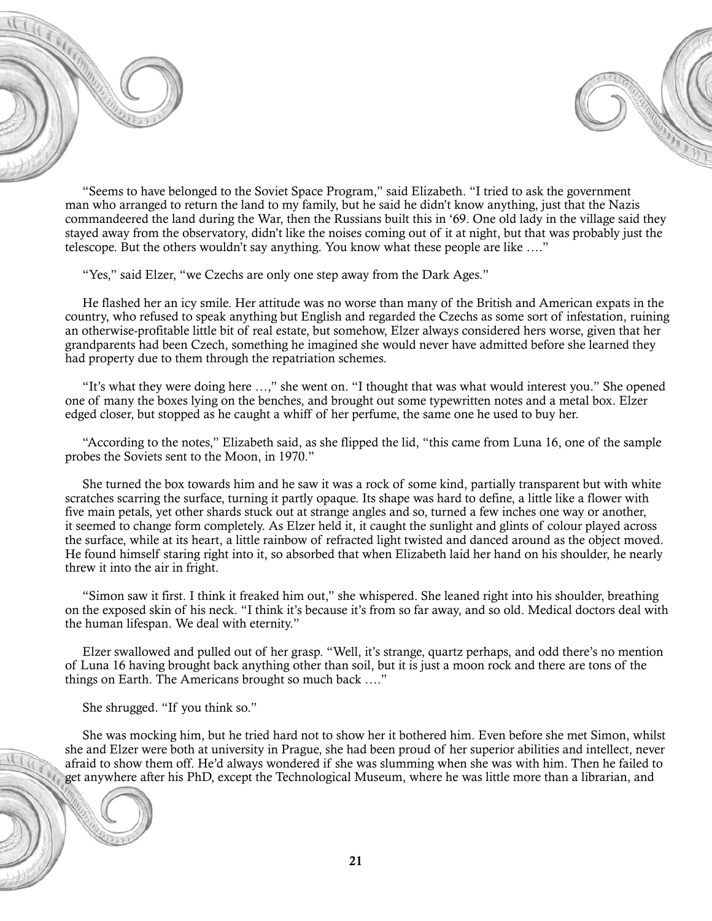"Seems to have belonged to the Soviet Space Program," said Elizabeth. "I tried to ask the government man who arranged to return the land to my family, but he said he didn't know anything, just that the Nazis commandeered the land during the War, then the Russians built this in '69. One old lady in the village said they stayed away from the observatory, didn't like the noises coming out of it at night, but that was probably just the telescope. But the others wouldn't say anything. You know what these people are like …."

"Yes," said Elzer, "we Czechs are only one step away from the Dark Ages."

He flashed her an icy smile. Her attitude was no worse than many of the British and American expats in the country, who refused to speak anything but English and regarded the Czechs as some sort of infestation, ruining an otherwise-profitable little bit of real estate, but somehow, Elzer always considered hers worse, given that her grandparents had been Czech, something he imagined she would never have admitted before she learned they had property due to them through the repatriation schemes.

"It's what they were doing here …," she went on. "I thought that was what would interest you." She opened one of many the boxes lying on the benches, and brought out some typewritten notes and a metal box. Elzer edged closer, but stopped as he caught a whiff of her perfume, the same one he used to buy her.

"According to the notes," Elizabeth said, as she flipped the lid, "this came from Luna 16, one of the sample probes the Soviets sent to the Moon, in 1970."

She turned the box towards him and he saw it was a rock of some kind, partially transparent but with white scratches scarring the surface, turning it partly opaque. Its shape was hard to define, a little like a flower with five main petals, yet other shards stuck out at strange angles and so, turned a few inches one way or another, it seemed to change form completely. As Elzer held it, it caught the sunlight and glints of colour played across the surface, while at its heart, a little rainbow of refracted light twisted and danced around as the object moved. He found himself staring right into it, so absorbed that when Elizabeth laid her hand on his shoulder, he nearly threw it into the air in fright.

"Simon saw it first. I think it freaked him out," she whispered. She leaned right into his shoulder, breathing on the exposed skin of his neck. "I think it's because it's from so far away, and so old. Medical doctors deal with the human lifespan. We deal with eternity."

Elzer swallowed and pulled out of her grasp. "Well, it's strange, quartz perhaps, and odd there's no mention of Luna 16 having brought back anything other than soil, but it is just a moon rock and there are tons of the things on Earth. The Americans brought so much back …."

She shrugged. "If you think so."

She was mocking him, but he tried hard not to show her it bothered him. Even before she met Simon, whilst she and Elzer were both at university in Prague, she had been proud of her superior abilities and intellect, never afraid to show them off. He'd always wondered if she was slumming when she was with him. Then he failed to get anywhere after his PhD, except the Technological Museum, where he was little more than a librarian, and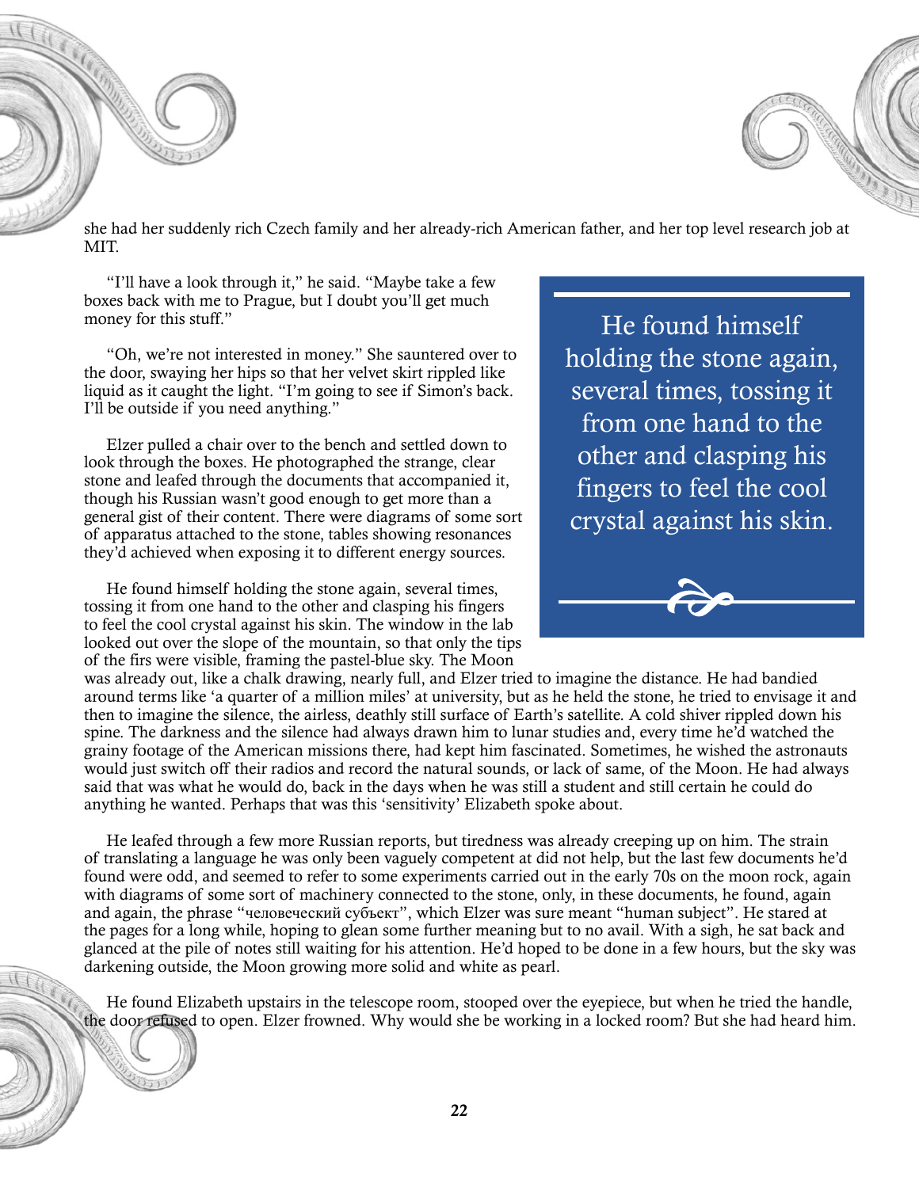she had her suddenly rich Czech family and her already-rich American father, and her top level research job at MIT.

"I'll have a look through it," he said. "Maybe take a few boxes back with me to Prague, but I doubt you'll get much money for this stuff."

"Oh, we're not interested in money." She sauntered over to the door, swaying her hips so that her velvet skirt rippled like liquid as it caught the light. "I'm going to see if Simon's back. I'll be outside if you need anything."

Elzer pulled a chair over to the bench and settled down to look through the boxes. He photographed the strange, clear stone and leafed through the documents that accompanied it, though his Russian wasn't good enough to get more than a general gist of their content. There were diagrams of some sort of apparatus attached to the stone, tables showing resonances they'd achieved when exposing it to different energy sources.

> He found himself holding the stone again, several times, tossing it from one hand to the other and clasping his fingers to feel the cool crystal against his skin.

He found himself holding the stone again, several times, tossing it from one hand to the other and clasping his fingers to feel the cool crystal against his skin. The window in the lab looked out over the slope of the mountain, so that only the tips of the firs were visible, framing the pastel-blue sky. The Moon was already out, like a chalk drawing, nearly full, and Elzer tried to imagine the distance. He had bandied around terms like 'a quarter of a million miles' at university, but as he held the stone, he tried to envisage it and then to imagine the silence, the airless, deathly still surface of Earth's satellite. A cold shiver rippled down his spine. The darkness and the silence had always drawn him to lunar studies and, every time he'd watched the grainy footage of the American missions there, had kept him fascinated. Sometimes, he wished the astronauts would just switch off their radios and record the natural sounds, or lack of same, of the Moon. He had always said that was what he would do, back in the days when he was still a student and still certain he could do anything he wanted. Perhaps that was this 'sensitivity' Elizabeth spoke about.

He leafed through a few more Russian reports, but tiredness was already creeping up on him. The strain of translating a language he was only been vaguely competent at did not help, but the last few documents he'd found were odd, and seemed to refer to some experiments carried out in the early 70s on the moon rock, again with diagrams of some sort of machinery connected to the stone, only, in these documents, he found, again and again, the phrase "человеческий субъект", which Elzer was sure meant "human subject". He stared at the pages for a long while, hoping to glean some further meaning but to no avail. With a sigh, he sat back and glanced at the pile of notes still waiting for his attention. He'd hoped to be done in a few hours, but the sky was darkening outside, the Moon growing more solid and white as pearl.

He found Elizabeth upstairs in the telescope room, stooped over the eyepiece, but when he tried the handle, the door refused to open. Elzer frowned. Why would she be working in a locked room? But she had heard him.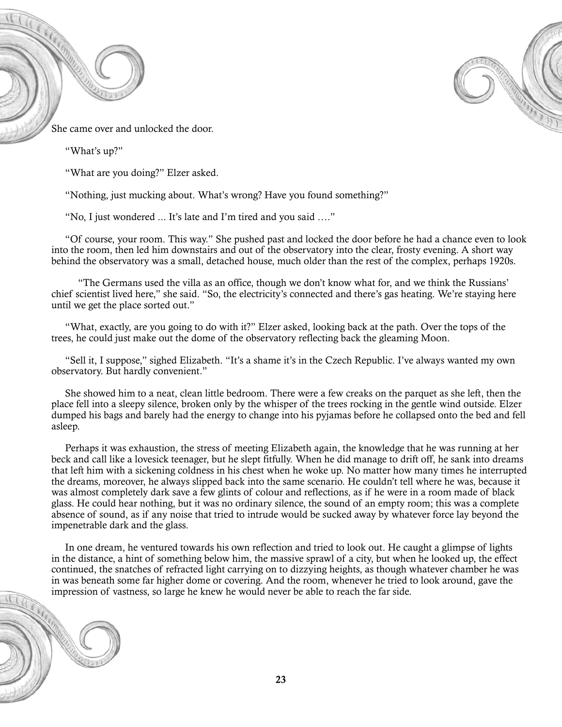She came over and unlocked the door.

"What's up?"

"What are you doing?" Elzer asked.

"Nothing, just mucking about. What's wrong? Have you found something?"

"No, I just wondered ... It's late and I'm tired and you said …."

"Of course, your room. This way." She pushed past and locked the door before he had a chance even to look into the room, then led him downstairs and out of the observatory into the clear, frosty evening. A short way behind the observatory was a small, detached house, much older than the rest of the complex, perhaps 1920s.

"The Germans used the villa as an office, though we don't know what for, and we think the Russians' chief scientist lived here," she said. "So, the electricity's connected and there's gas heating. We're staying here until we get the place sorted out."

"What, exactly, are you going to do with it?" Elzer asked, looking back at the path. Over the tops of the trees, he could just make out the dome of the observatory reflecting back the gleaming Moon.

"Sell it, I suppose," sighed Elizabeth. "It's a shame it's in the Czech Republic. I've always wanted my own observatory. But hardly convenient."

She showed him to a neat, clean little bedroom. There were a few creaks on the parquet as she left, then the place fell into a sleepy silence, broken only by the whisper of the trees rocking in the gentle wind outside. Elzer dumped his bags and barely had the energy to change into his pyjamas before he collapsed onto the bed and fell asleep.

Perhaps it was exhaustion, the stress of meeting Elizabeth again, the knowledge that he was running at her beck and call like a lovesick teenager, but he slept fitfully. When he did manage to drift off, he sank into dreams that left him with a sickening coldness in his chest when he woke up. No matter how many times he interrupted the dreams, moreover, he always slipped back into the same scenario. He couldn't tell where he was, because it was almost completely dark save a few glints of colour and reflections, as if he were in a room made of black glass. He could hear nothing, but it was no ordinary silence, the sound of an empty room; this was a complete absence of sound, as if any noise that tried to intrude would be sucked away by whatever force lay beyond the impenetrable dark and the glass.

In one dream, he ventured towards his own reflection and tried to look out. He caught a glimpse of lights in the distance, a hint of something below him, the massive sprawl of a city, but when he looked up, the effect continued, the snatches of refracted light carrying on to dizzying heights, as though whatever chamber he was in was beneath some far higher dome or covering. And the room, whenever he tried to look around, gave the impression of vastness, so large he knew he would never be able to reach the far side.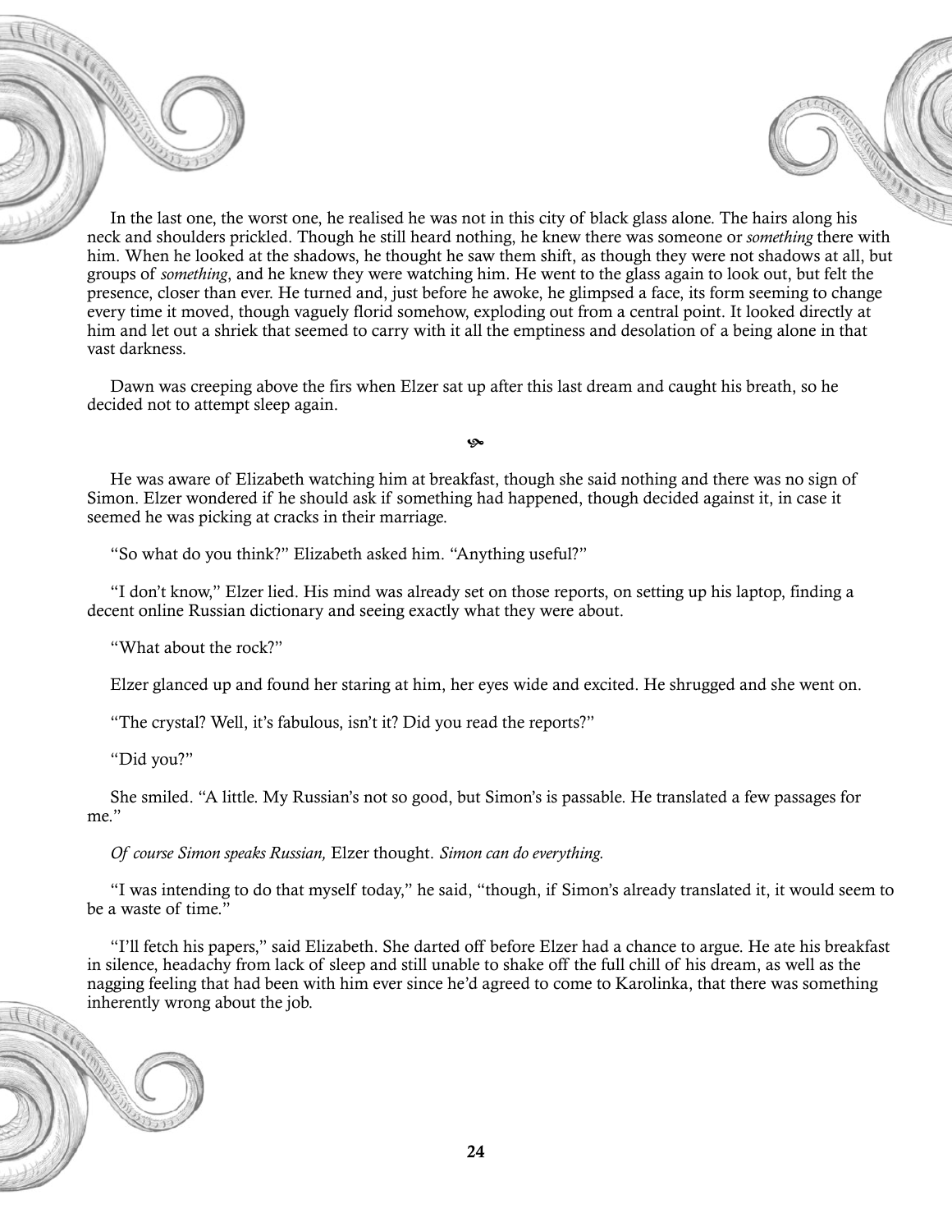In the last one, the worst one, he realised he was not in this city of black glass alone. The hairs along his neck and shoulders prickled. Though he still heard nothing, he knew there was someone or *something* there with him. When he looked at the shadows, he thought he saw them shift, as though they were not shadows at all, but groups of *something*, and he knew they were watching him. He went to the glass again to look out, but felt the presence, closer than ever. He turned and, just before he awoke, he glimpsed a face, its form seeming to change every time it moved, though vaguely florid somehow, exploding out from a central point. It looked directly at him and let out a shriek that seemed to carry with it all the emptiness and desolation of a being alone in that vast darkness.

Dawn was creeping above the firs when Elzer sat up after this last dream and caught his breath, so he decided not to attempt sleep again.

He was aware of Elizabeth watching him at breakfast, though she said nothing and there was no sign of Simon. Elzer wondered if he should ask if something had happened, though decided against it, in case it seemed he was picking at cracks in their marriage.

"So what do you think?" Elizabeth asked him. "Anything useful?"

"I don't know," Elzer lied. His mind was already set on those reports, on setting up his laptop, finding a decent online Russian dictionary and seeing exactly what they were about.

"What about the rock?"

Elzer glanced up and found her staring at him, her eyes wide and excited. He shrugged and she went on.

"The crystal? Well, it's fabulous, isn't it? Did you read the reports?"

"Did you?"

She smiled. "A little. My Russian's not so good, but Simon's is passable. He translated a few passages for me."

*Of course Simon speaks Russian,* Elzer thought. *Simon can do everything.*

"I was intending to do that myself today," he said, "though, if Simon's already translated it, it would seem to be a waste of time."

"I'll fetch his papers," said Elizabeth. She darted off before Elzer had a chance to argue. He ate his breakfast in silence, headachy from lack of sleep and still unable to shake off the full chill of his dream, as well as the nagging feeling that had been with him ever since he'd agreed to come to Karolinka, that there was something inherently wrong about the job.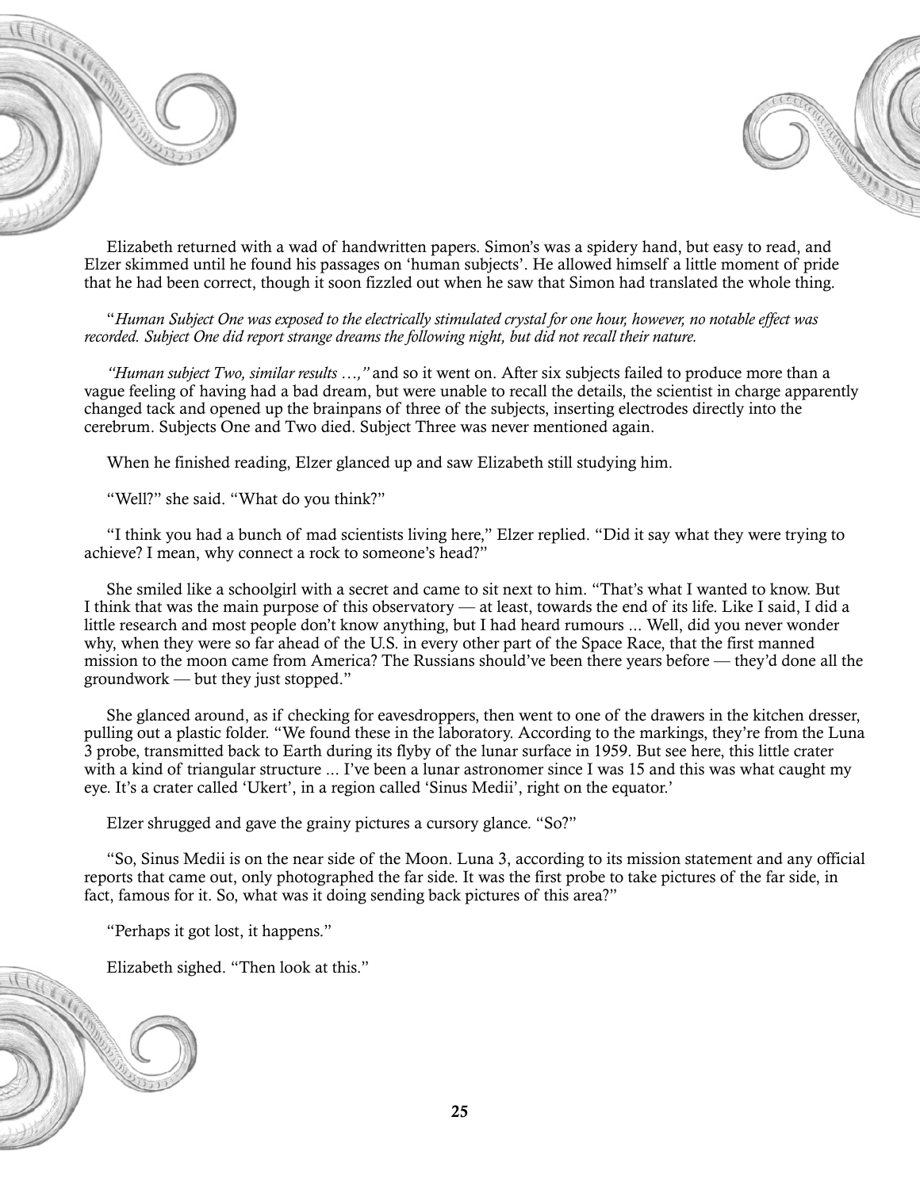Elizabeth returned with a wad of handwritten papers. Simon's was a spidery hand, but easy to read, and Elzer skimmed until he found his passages on 'human subjects'. He allowed himself a little moment of pride that he had been correct, though it soon fizzled out when he saw that Simon had translated the whole thing.

"*Human Subject One was exposed to the electrically stimulated crystal for one hour, however, no notable effect was recorded. Subject One did report strange dreams the following night, but did not recall their nature.*

*"Human subject Two, similar results …,"* and so it went on. After six subjects failed to produce more than a vague feeling of having had a bad dream, but were unable to recall the details, the scientist in charge apparently changed tack and opened up the brainpans of three of the subjects, inserting electrodes directly into the cerebrum. Subjects One and Two died. Subject Three was never mentioned again.

When he finished reading, Elzer glanced up and saw Elizabeth still studying him.

"Well?" she said. "What do you think?"

"I think you had a bunch of mad scientists living here," Elzer replied. "Did it say what they were trying to achieve? I mean, why connect a rock to someone's head?"

She smiled like a schoolgirl with a secret and came to sit next to him. "That's what I wanted to know. But I think that was the main purpose of this observatory — at least, towards the end of its life. Like I said, I did a little research and most people don't know anything, but I had heard rumours ... Well, did you never wonder why, when they were so far ahead of the U.S. in every other part of the Space Race, that the first manned mission to the moon came from America? The Russians should've been there years before — they'd done all the groundwork — but they just stopped."

She glanced around, as if checking for eavesdroppers, then went to one of the drawers in the kitchen dresser, pulling out a plastic folder. "We found these in the laboratory. According to the markings, they're from the Luna 3 probe, transmitted back to Earth during its flyby of the lunar surface in 1959. But see here, this little crater with a kind of triangular structure ... I've been a lunar astronomer since I was 15 and this was what caught my eye. It's a crater called 'Ukert', in a region called 'Sinus Medii', right on the equator.'

Elzer shrugged and gave the grainy pictures a cursory glance. "So?"

"So, Sinus Medii is on the near side of the Moon. Luna 3, according to its mission statement and any official reports that came out, only photographed the far side. It was the first probe to take pictures of the far side, in fact, famous for it. So, what was it doing sending back pictures of this area?"

"Perhaps it got lost, it happens."

Elizabeth sighed. "Then look at this."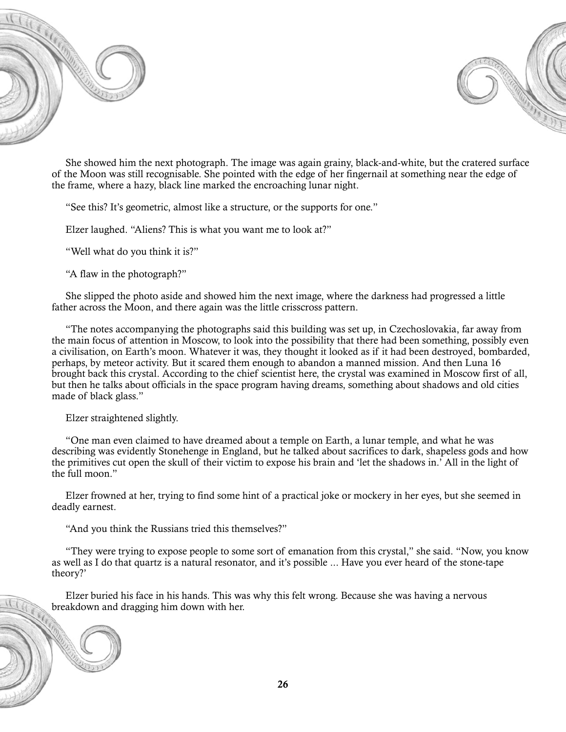She showed him the next photograph. The image was again grainy, black-and-white, but the cratered surface of the Moon was still recognisable. She pointed with the edge of her fingernail at something near the edge of the frame, where a hazy, black line marked the encroaching lunar night.

"See this? It's geometric, almost like a structure, or the supports for one."

Elzer laughed. "Aliens? This is what you want me to look at?"

"Well what do you think it is?"

"A flaw in the photograph?"

She slipped the photo aside and showed him the next image, where the darkness had progressed a little father across the Moon, and there again was the little crisscross pattern.

"The notes accompanying the photographs said this building was set up, in Czechoslovakia, far away from the main focus of attention in Moscow, to look into the possibility that there had been something, possibly even a civilisation, on Earth's moon. Whatever it was, they thought it looked as if it had been destroyed, bombarded, perhaps, by meteor activity. But it scared them enough to abandon a manned mission. And then Luna 16 brought back this crystal. According to the chief scientist here, the crystal was examined in Moscow first of all, but then he talks about officials in the space program having dreams, something about shadows and old cities made of black glass."

Elzer straightened slightly.

"One man even claimed to have dreamed about a temple on Earth, a lunar temple, and what he was describing was evidently Stonehenge in England, but he talked about sacrifices to dark, shapeless gods and how the primitives cut open the skull of their victim to expose his brain and 'let the shadows in.' All in the light of the full moon."

Elzer frowned at her, trying to find some hint of a practical joke or mockery in her eyes, but she seemed in deadly earnest.

"And you think the Russians tried this themselves?"

"They were trying to expose people to some sort of emanation from this crystal," she said. "Now, you know as well as I do that quartz is a natural resonator, and it's possible ... Have you ever heard of the stone-tape theory?'

Elzer buried his face in his hands. This was why this felt wrong. Because she was having a nervous breakdown and dragging him down with her.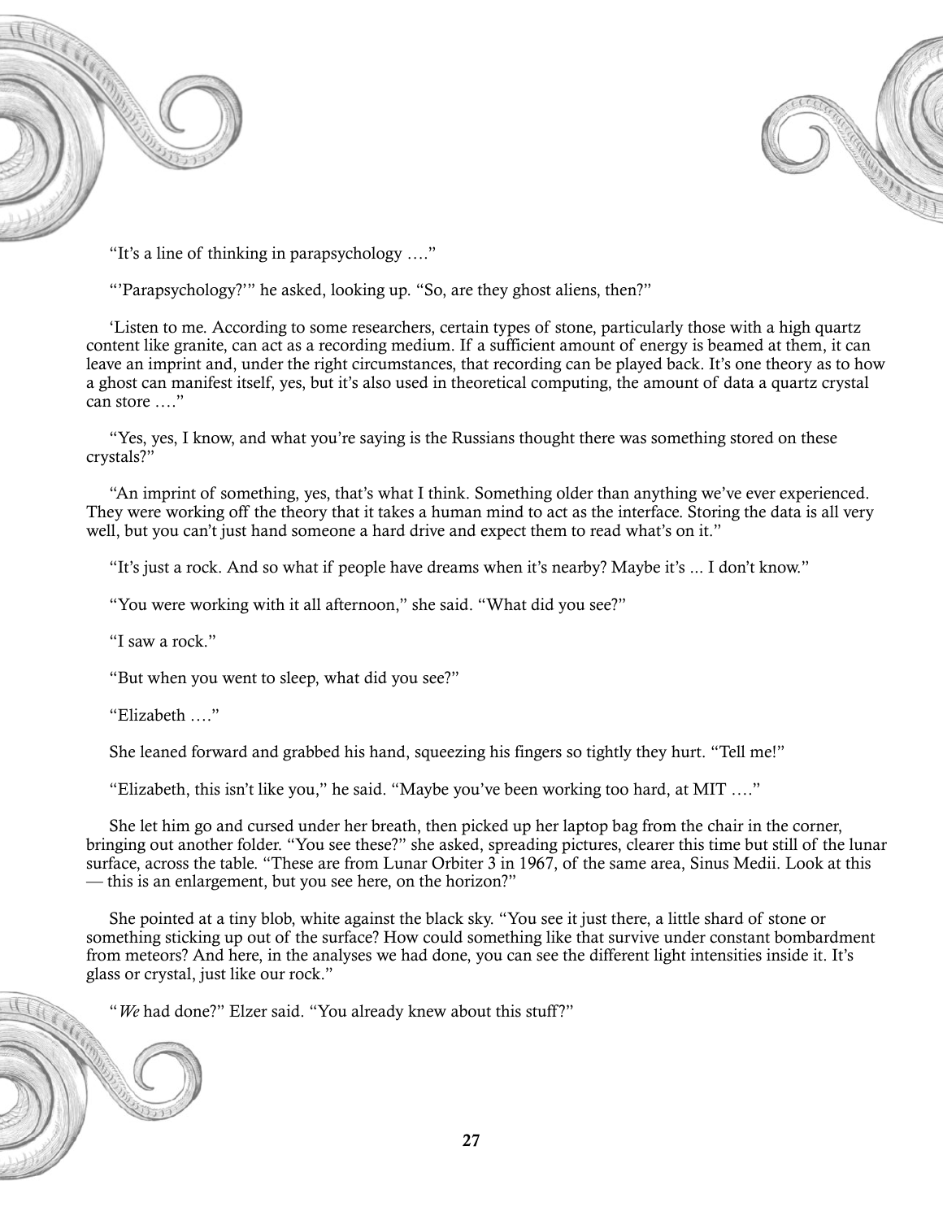"It's a line of thinking in parapsychology …."

"'Parapsychology?'" he asked, looking up. "So, are they ghost aliens, then?"

'Listen to me. According to some researchers, certain types of stone, particularly those with a high quartz content like granite, can act as a recording medium. If a sufficient amount of energy is beamed at them, it can leave an imprint and, under the right circumstances, that recording can be played back. It's one theory as to how a ghost can manifest itself, yes, but it's also used in theoretical computing, the amount of data a quartz crystal can store …."

"Yes, yes, I know, and what you're saying is the Russians thought there was something stored on these crystals?"

"An imprint of something, yes, that's what I think. Something older than anything we've ever experienced. They were working off the theory that it takes a human mind to act as the interface. Storing the data is all very well, but you can't just hand someone a hard drive and expect them to read what's on it."

"It's just a rock. And so what if people have dreams when it's nearby? Maybe it's ... I don't know."

"You were working with it all afternoon," she said. "What did you see?"

"I saw a rock."

"But when you went to sleep, what did you see?"

"Elizabeth …."

She leaned forward and grabbed his hand, squeezing his fingers so tightly they hurt. "Tell me!"

"Elizabeth, this isn't like you," he said. "Maybe you've been working too hard, at MIT …."

She let him go and cursed under her breath, then picked up her laptop bag from the chair in the corner, bringing out another folder. "You see these?" she asked, spreading pictures, clearer this time but still of the lunar surface, across the table. "These are from Lunar Orbiter 3 in 1967, of the same area, Sinus Medii. Look at this — this is an enlargement, but you see here, on the horizon?"

She pointed at a tiny blob, white against the black sky. "You see it just there, a little shard of stone or something sticking up out of the surface? How could something like that survive under constant bombardment from meteors? And here, in the analyses we had done, you can see the different light intensities inside it. It's glass or crystal, just like our rock."

"*We* had done?" Elzer said. "You already knew about this stuff?"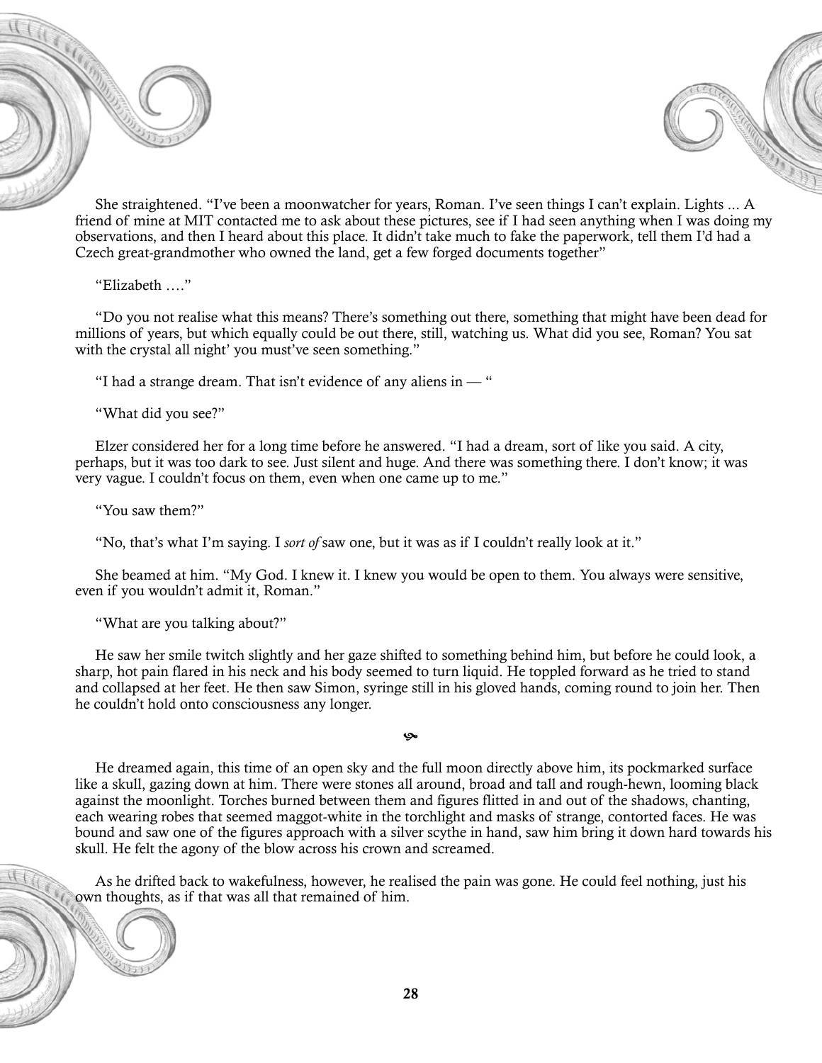She straightened. “I’ve been a moonwatcher for years, Roman. I’ve seen things I can’t explain. Lights ... A friend of mine at MIT contacted me to ask about these pictures, see if I had seen anything when I was doing my observations, and then I heard about this place. It didn’t take much to fake the paperwork, tell them I’d had a Czech great-grandmother who owned the land, get a few forged documents together”

“Elizabeth ….”

“Do you not realise what this means? There’s something out there, something that might have been dead for millions of years, but which equally could be out there, still, watching us. What did you see, Roman? You sat with the crystal all night’ you must’ve seen something.”

“I had a strange dream. That isn’t evidence of any aliens in — “

“What did you see?”

Elzer considered her for a long time before he answered. “I had a dream, sort of like you said. A city, perhaps, but it was too dark to see. Just silent and huge. And there was something there. I don’t know; it was very vague. I couldn’t focus on them, even when one came up to me.”

“You saw them?”

“No, that’s what I’m saying. I *sort of* saw one, but it was as if I couldn’t really look at it.”

She beamed at him. “My God. I knew it. I knew you would be open to them. You always were sensitive, even if you wouldn’t admit it, Roman.”

“What are you talking about?”

He saw her smile twitch slightly and her gaze shifted to something behind him, but before he could look, a sharp, hot pain flared in his neck and his body seemed to turn liquid. He toppled forward as he tried to stand and collapsed at her feet. He then saw Simon, syringe still in his gloved hands, coming round to join her. Then he couldn’t hold onto consciousness any longer.

❧

He dreamed again, this time of an open sky and the full moon directly above him, its pockmarked surface like a skull, gazing down at him. There were stones all around, broad and tall and rough-hewn, looming black against the moonlight. Torches burned between them and figures flitted in and out of the shadows, chanting, each wearing robes that seemed maggot-white in the torchlight and masks of strange, contorted faces. He was bound and saw one of the figures approach with a silver scythe in hand, saw him bring it down hard towards his skull. He felt the agony of the blow across his crown and screamed.

As he drifted back to wakefulness, however, he realised the pain was gone. He could feel nothing, just his own thoughts, as if that was all that remained of him.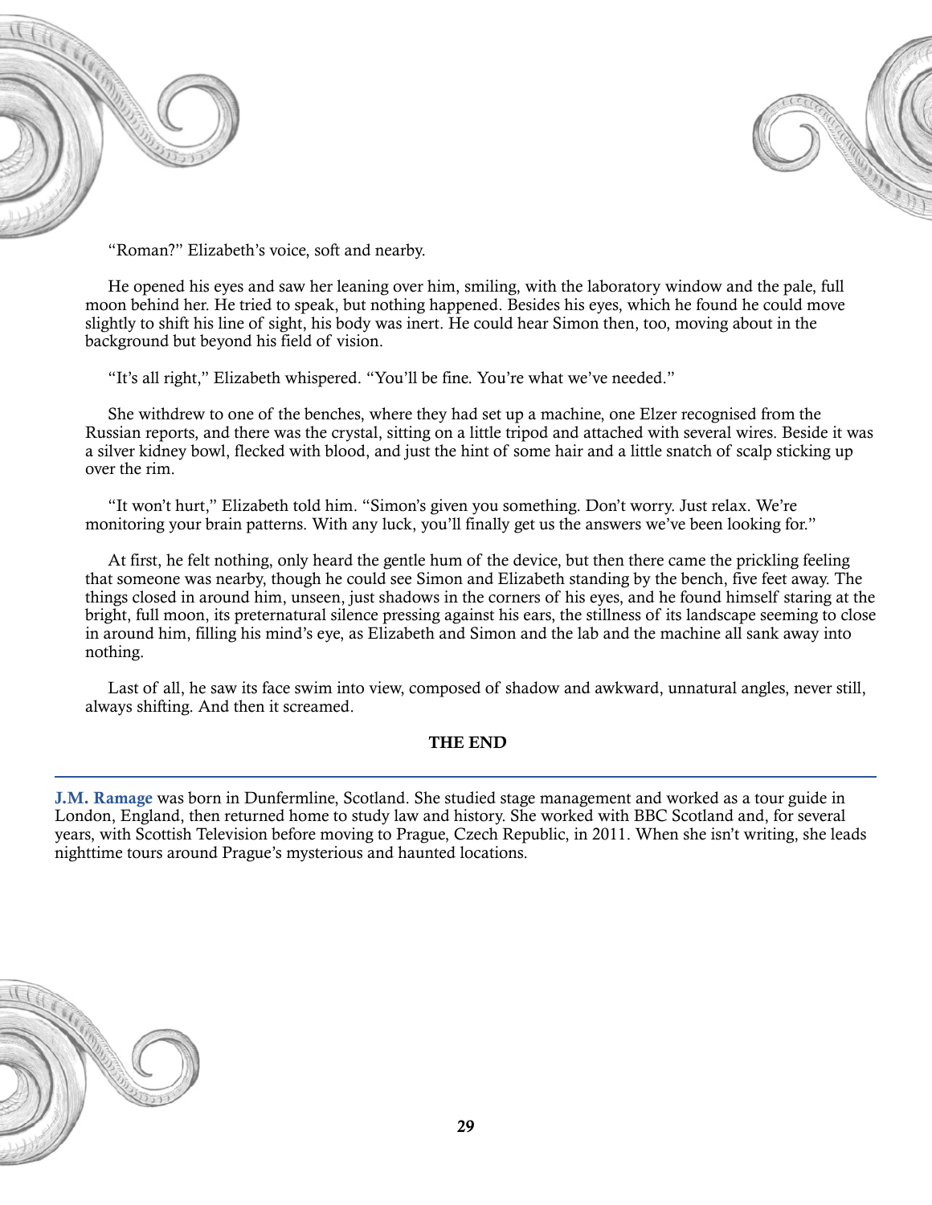"Roman?" Elizabeth's voice, soft and nearby.

He opened his eyes and saw her leaning over him, smiling, with the laboratory window and the pale, full moon behind her. He tried to speak, but nothing happened. Besides his eyes, which he found he could move slightly to shift his line of sight, his body was inert. He could hear Simon then, too, moving about in the background but beyond his field of vision.

"It's all right," Elizabeth whispered. "You'll be fine. You're what we've needed."

She withdrew to one of the benches, where they had set up a machine, one Elzer recognised from the Russian reports, and there was the crystal, sitting on a little tripod and attached with several wires. Beside it was a silver kidney bowl, flecked with blood, and just the hint of some hair and a little snatch of scalp sticking up over the rim.

"It won't hurt," Elizabeth told him. "Simon's given you something. Don't worry. Just relax. We're monitoring your brain patterns. With any luck, you'll finally get us the answers we've been looking for."

At first, he felt nothing, only heard the gentle hum of the device, but then there came the prickling feeling that someone was nearby, though he could see Simon and Elizabeth standing by the bench, five feet away. The things closed in around him, unseen, just shadows in the corners of his eyes, and he found himself staring at the bright, full moon, its preternatural silence pressing against his ears, the stillness of its landscape seeming to close in around him, filling his mind's eye, as Elizabeth and Simon and the lab and the machine all sank away into nothing.

Last of all, he saw its face swim into view, composed of shadow and awkward, unnatural angles, never still, always shifting. And then it screamed.

**THE END**

---

**J.M. Ramage** was born in Dunfermline, Scotland. She studied stage management and worked as a tour guide in London, England, then returned home to study law and history. She worked with BBC Scotland and, for several years, with Scottish Television before moving to Prague, Czech Republic, in 2011. When she isn't writing, she leads nighttime tours around Prague's mysterious and haunted locations.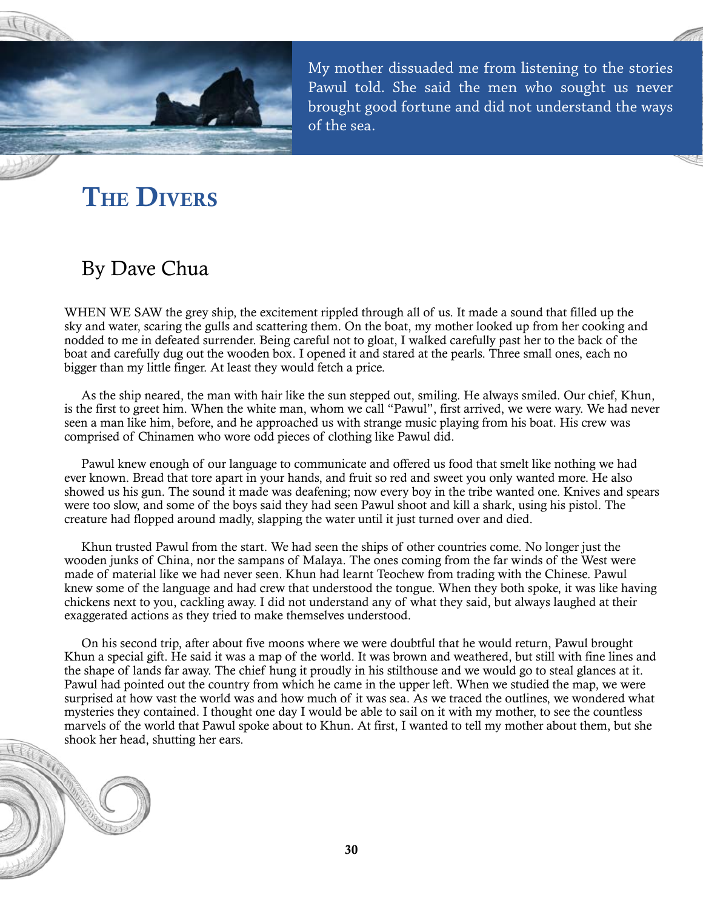My mother dissuaded me from listening to the stories Pawul told. She said the men who sought us never brought good fortune and did not understand the ways of the sea.

# The Divers

## By Dave Chua

WHEN WE SAW the grey ship, the excitement rippled through all of us. It made a sound that filled up the sky and water, scaring the gulls and scattering them. On the boat, my mother looked up from her cooking and nodded to me in defeated surrender. Being careful not to gloat, I walked carefully past her to the back of the boat and carefully dug out the wooden box. I opened it and stared at the pearls. Three small ones, each no bigger than my little finger. At least they would fetch a price.

As the ship neared, the man with hair like the sun stepped out, smiling. He always smiled. Our chief, Khun, is the first to greet him. When the white man, whom we call "Pawul", first arrived, we were wary. We had never seen a man like him, before, and he approached us with strange music playing from his boat. His crew was comprised of Chinamen who wore odd pieces of clothing like Pawul did.

Pawul knew enough of our language to communicate and offered us food that smelt like nothing we had ever known. Bread that tore apart in your hands, and fruit so red and sweet you only wanted more. He also showed us his gun. The sound it made was deafening; now every boy in the tribe wanted one. Knives and spears were too slow, and some of the boys said they had seen Pawul shoot and kill a shark, using his pistol. The creature had flopped around madly, slapping the water until it just turned over and died.

Khun trusted Pawul from the start. We had seen the ships of other countries come. No longer just the wooden junks of China, nor the sampans of Malaya. The ones coming from the far winds of the West were made of material like we had never seen. Khun had learnt Teochew from trading with the Chinese. Pawul knew some of the language and had crew that understood the tongue. When they both spoke, it was like having chickens next to you, cackling away. I did not understand any of what they said, but always laughed at their exaggerated actions as they tried to make themselves understood.

On his second trip, after about five moons where we were doubtful that he would return, Pawul brought Khun a special gift. He said it was a map of the world. It was brown and weathered, but still with fine lines and the shape of lands far away. The chief hung it proudly in his stilthouse and we would go to steal glances at it. Pawul had pointed out the country from which he came in the upper left. When we studied the map, we were surprised at how vast the world was and how much of it was sea. As we traced the outlines, we wondered what mysteries they contained. I thought one day I would be able to sail on it with my mother, to see the countless marvels of the world that Pawul spoke about to Khun. At first, I wanted to tell my mother about them, but she shook her head, shutting her ears.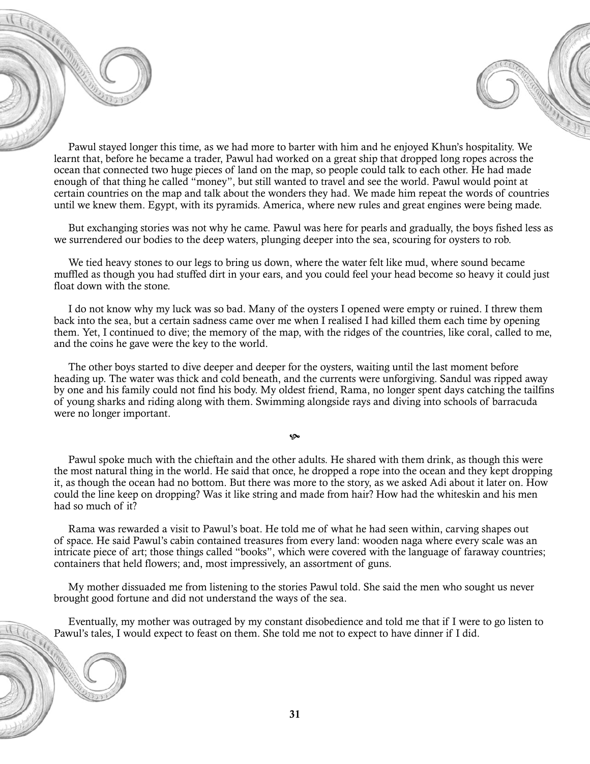Pawul stayed longer this time, as we had more to barter with him and he enjoyed Khun's hospitality. We learnt that, before he became a trader, Pawul had worked on a great ship that dropped long ropes across the ocean that connected two huge pieces of land on the map, so people could talk to each other. He had made enough of that thing he called "money", but still wanted to travel and see the world. Pawul would point at certain countries on the map and talk about the wonders they had. We made him repeat the words of countries until we knew them. Egypt, with its pyramids. America, where new rules and great engines were being made.

But exchanging stories was not why he came. Pawul was here for pearls and gradually, the boys fished less as we surrendered our bodies to the deep waters, plunging deeper into the sea, scouring for oysters to rob.

We tied heavy stones to our legs to bring us down, where the water felt like mud, where sound became muffled as though you had stuffed dirt in your ears, and you could feel your head become so heavy it could just float down with the stone.

I do not know why my luck was so bad. Many of the oysters I opened were empty or ruined. I threw them back into the sea, but a certain sadness came over me when I realised I had killed them each time by opening them. Yet, I continued to dive; the memory of the map, with the ridges of the countries, like coral, called to me, and the coins he gave were the key to the world.

The other boys started to dive deeper and deeper for the oysters, waiting until the last moment before heading up. The water was thick and cold beneath, and the currents were unforgiving. Sandul was ripped away by one and his family could not find his body. My oldest friend, Rama, no longer spent days catching the tailfins of young sharks and riding along with them. Swimming alongside rays and diving into schools of barracuda were no longer important.

❧

Pawul spoke much with the chieftain and the other adults. He shared with them drink, as though this were the most natural thing in the world. He said that once, he dropped a rope into the ocean and they kept dropping it, as though the ocean had no bottom. But there was more to the story, as we asked Adi about it later on. How could the line keep on dropping? Was it like string and made from hair? How had the whiteskin and his men had so much of it?

Rama was rewarded a visit to Pawul's boat. He told me of what he had seen within, carving shapes out of space. He said Pawul's cabin contained treasures from every land: wooden naga where every scale was an intricate piece of art; those things called "books", which were covered with the language of faraway countries; containers that held flowers; and, most impressively, an assortment of guns.

My mother dissuaded me from listening to the stories Pawul told. She said the men who sought us never brought good fortune and did not understand the ways of the sea.

Eventually, my mother was outraged by my constant disobedience and told me that if I were to go listen to Pawul's tales, I would expect to feast on them. She told me not to expect to have dinner if I did.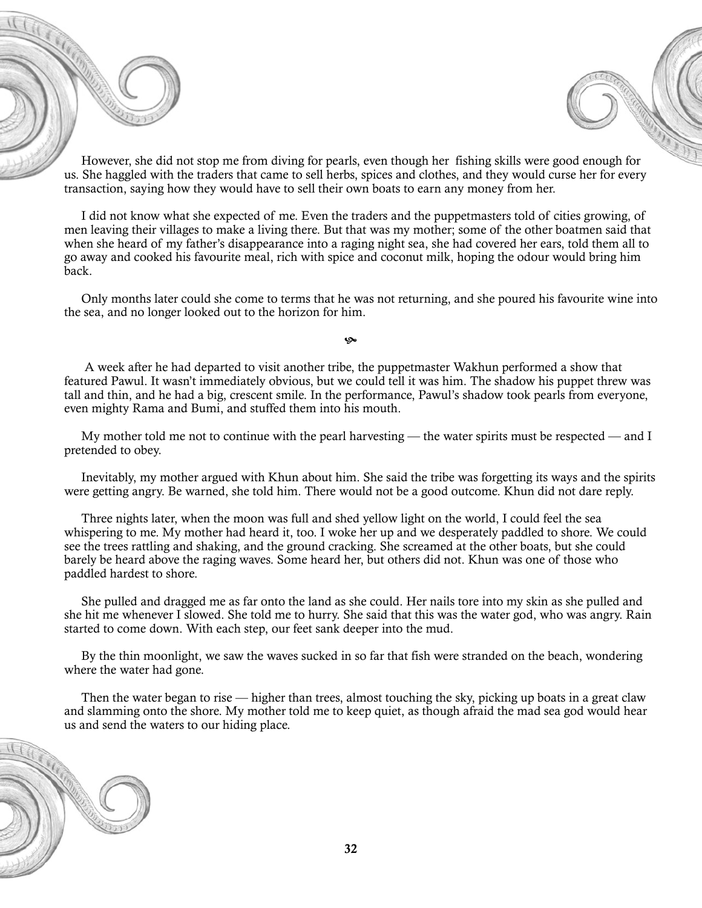However, she did not stop me from diving for pearls, even though her fishing skills were good enough for us. She haggled with the traders that came to sell herbs, spices and clothes, and they would curse her for every transaction, saying how they would have to sell their own boats to earn any money from her.

I did not know what she expected of me. Even the traders and the puppetmasters told of cities growing, of men leaving their villages to make a living there. But that was my mother; some of the other boatmen said that when she heard of my father's disappearance into a raging night sea, she had covered her ears, told them all to go away and cooked his favourite meal, rich with spice and coconut milk, hoping the odour would bring him back.

Only months later could she come to terms that he was not returning, and she poured his favourite wine into the sea, and no longer looked out to the horizon for him.

༄

A week after he had departed to visit another tribe, the puppetmaster Wakhun performed a show that featured Pawul. It wasn't immediately obvious, but we could tell it was him. The shadow his puppet threw was tall and thin, and he had a big, crescent smile. In the performance, Pawul's shadow took pearls from everyone, even mighty Rama and Bumi, and stuffed them into his mouth.

My mother told me not to continue with the pearl harvesting — the water spirits must be respected — and I pretended to obey.

Inevitably, my mother argued with Khun about him. She said the tribe was forgetting its ways and the spirits were getting angry. Be warned, she told him. There would not be a good outcome. Khun did not dare reply.

Three nights later, when the moon was full and shed yellow light on the world, I could feel the sea whispering to me. My mother had heard it, too. I woke her up and we desperately paddled to shore. We could see the trees rattling and shaking, and the ground cracking. She screamed at the other boats, but she could barely be heard above the raging waves. Some heard her, but others did not. Khun was one of those who paddled hardest to shore.

She pulled and dragged me as far onto the land as she could. Her nails tore into my skin as she pulled and she hit me whenever I slowed. She told me to hurry. She said that this was the water god, who was angry. Rain started to come down. With each step, our feet sank deeper into the mud.

By the thin moonlight, we saw the waves sucked in so far that fish were stranded on the beach, wondering where the water had gone.

Then the water began to rise — higher than trees, almost touching the sky, picking up boats in a great claw and slamming onto the shore. My mother told me to keep quiet, as though afraid the mad sea god would hear us and send the waters to our hiding place.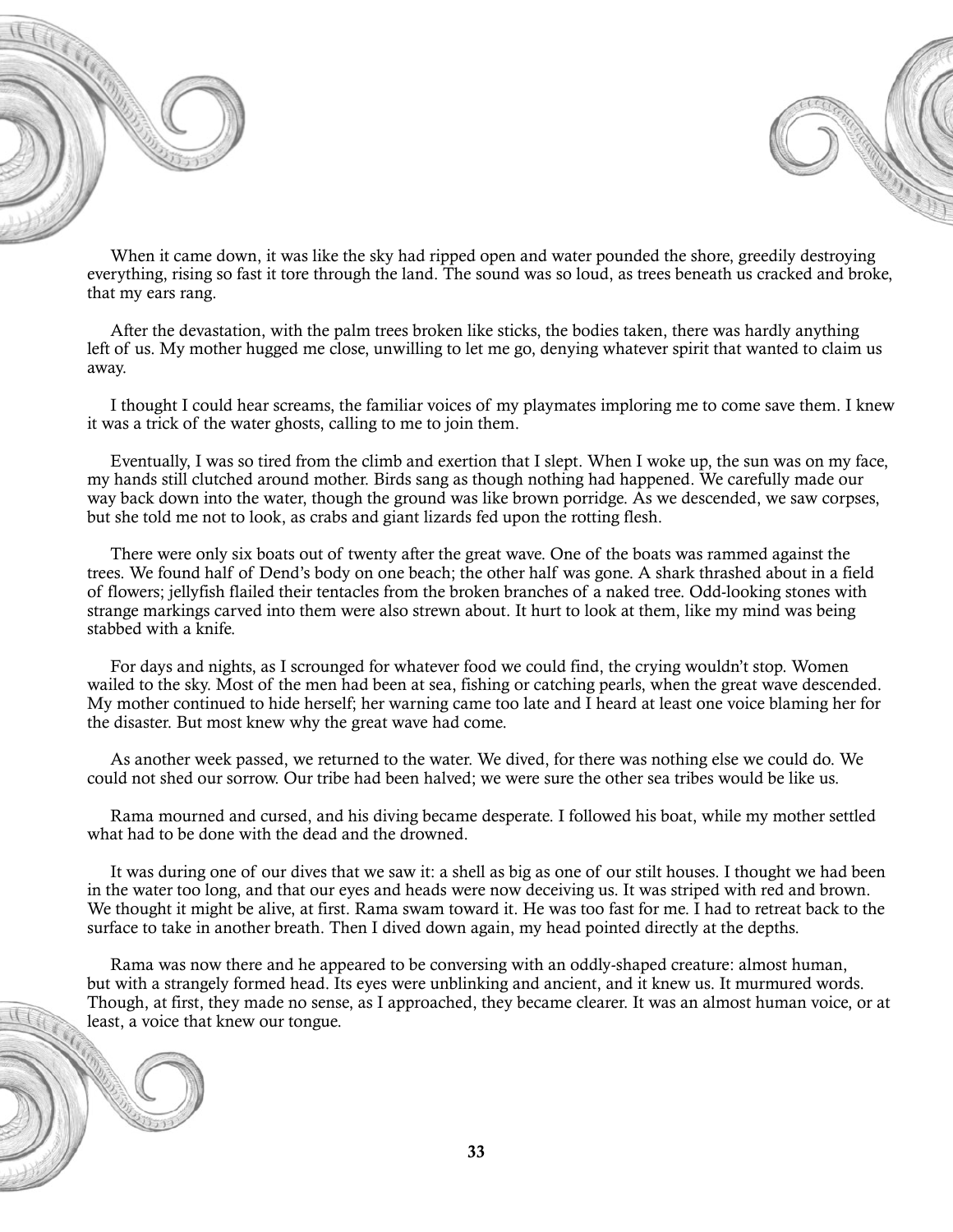When it came down, it was like the sky had ripped open and water pounded the shore, greedily destroying everything, rising so fast it tore through the land. The sound was so loud, as trees beneath us cracked and broke, that my ears rang.

After the devastation, with the palm trees broken like sticks, the bodies taken, there was hardly anything left of us. My mother hugged me close, unwilling to let me go, denying whatever spirit that wanted to claim us away.

I thought I could hear screams, the familiar voices of my playmates imploring me to come save them. I knew it was a trick of the water ghosts, calling to me to join them.

Eventually, I was so tired from the climb and exertion that I slept. When I woke up, the sun was on my face, my hands still clutched around mother. Birds sang as though nothing had happened. We carefully made our way back down into the water, though the ground was like brown porridge. As we descended, we saw corpses, but she told me not to look, as crabs and giant lizards fed upon the rotting flesh.

There were only six boats out of twenty after the great wave. One of the boats was rammed against the trees. We found half of Dend's body on one beach; the other half was gone. A shark thrashed about in a field of flowers; jellyfish flailed their tentacles from the broken branches of a naked tree. Odd-looking stones with strange markings carved into them were also strewn about. It hurt to look at them, like my mind was being stabbed with a knife.

For days and nights, as I scrounged for whatever food we could find, the crying wouldn't stop. Women wailed to the sky. Most of the men had been at sea, fishing or catching pearls, when the great wave descended. My mother continued to hide herself; her warning came too late and I heard at least one voice blaming her for the disaster. But most knew why the great wave had come.

As another week passed, we returned to the water. We dived, for there was nothing else we could do. We could not shed our sorrow. Our tribe had been halved; we were sure the other sea tribes would be like us.

Rama mourned and cursed, and his diving became desperate. I followed his boat, while my mother settled what had to be done with the dead and the drowned.

It was during one of our dives that we saw it: a shell as big as one of our stilt houses. I thought we had been in the water too long, and that our eyes and heads were now deceiving us. It was striped with red and brown. We thought it might be alive, at first. Rama swam toward it. He was too fast for me. I had to retreat back to the surface to take in another breath. Then I dived down again, my head pointed directly at the depths.

Rama was now there and he appeared to be conversing with an oddly-shaped creature: almost human, but with a strangely formed head. Its eyes were unblinking and ancient, and it knew us. It murmured words. Though, at first, they made no sense, as I approached, they became clearer. It was an almost human voice, or at least, a voice that knew our tongue.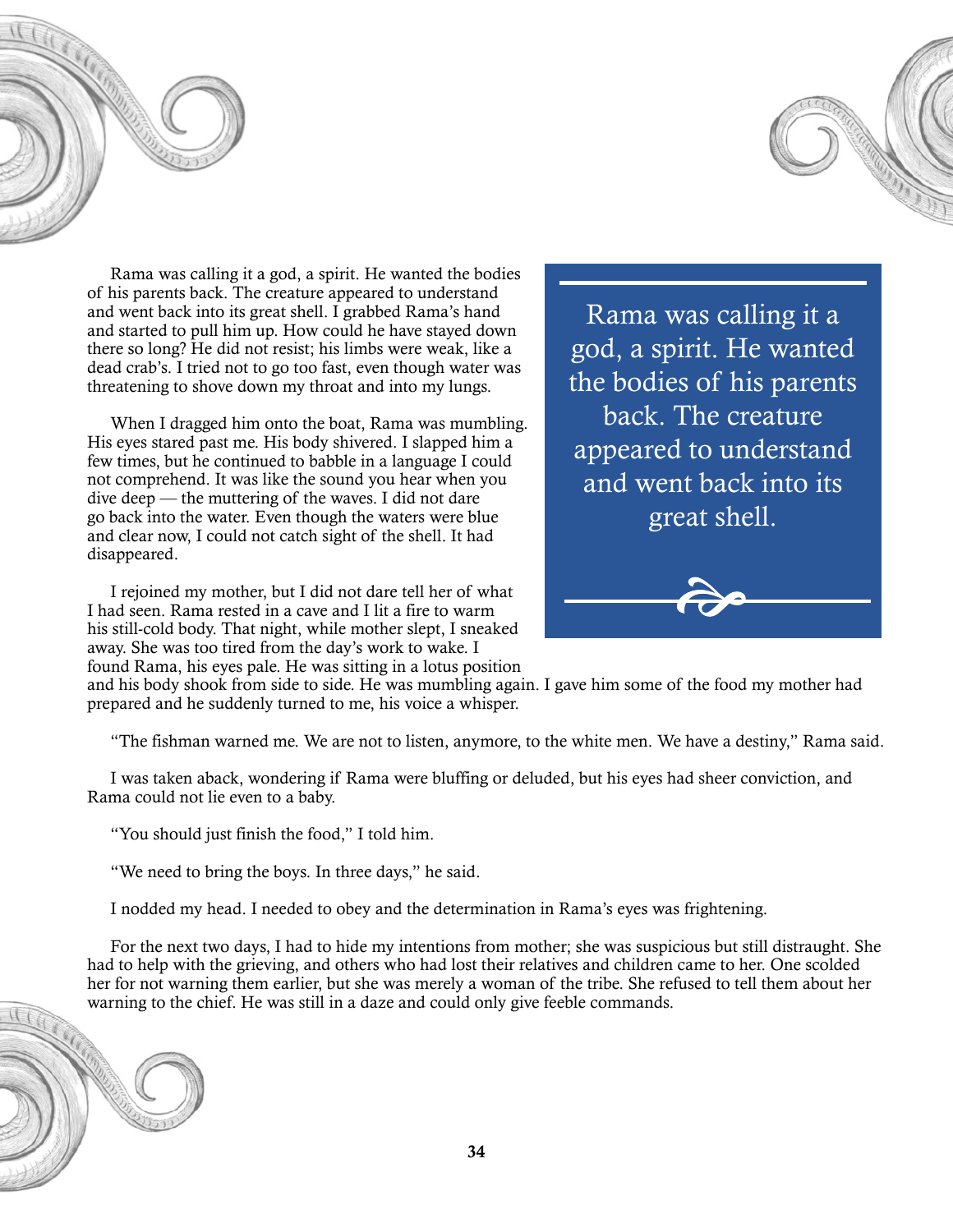Rama was calling it a god, a spirit. He wanted the bodies of his parents back. The creature appeared to understand and went back into its great shell. I grabbed Rama's hand and started to pull him up. How could he have stayed down there so long? He did not resist; his limbs were weak, like a dead crab's. I tried not to go too fast, even though water was threatening to shove down my throat and into my lungs.

> Rama was calling it a god, a spirit. He wanted the bodies of his parents back. The creature appeared to understand and went back into its great shell.

When I dragged him onto the boat, Rama was mumbling. His eyes stared past me. His body shivered. I slapped him a few times, but he continued to babble in a language I could not comprehend. It was like the sound you hear when you dive deep — the muttering of the waves. I did not dare go back into the water. Even though the waters were blue and clear now, I could not catch sight of the shell. It had disappeared.

I rejoined my mother, but I did not dare tell her of what I had seen. Rama rested in a cave and I lit a fire to warm his still-cold body. That night, while mother slept, I sneaked away. She was too tired from the day's work to wake. I found Rama, his eyes pale. He was sitting in a lotus position and his body shook from side to side. He was mumbling again. I gave him some of the food my mother had prepared and he suddenly turned to me, his voice a whisper.

"The fishman warned me. We are not to listen, anymore, to the white men. We have a destiny," Rama said.

I was taken aback, wondering if Rama were bluffing or deluded, but his eyes had sheer conviction, and Rama could not lie even to a baby.

"You should just finish the food," I told him.

"We need to bring the boys. In three days," he said.

I nodded my head. I needed to obey and the determination in Rama's eyes was frightening.

For the next two days, I had to hide my intentions from mother; she was suspicious but still distraught. She had to help with the grieving, and others who had lost their relatives and children came to her. One scolded her for not warning them earlier, but she was merely a woman of the tribe. She refused to tell them about her warning to the chief. He was still in a daze and could only give feeble commands.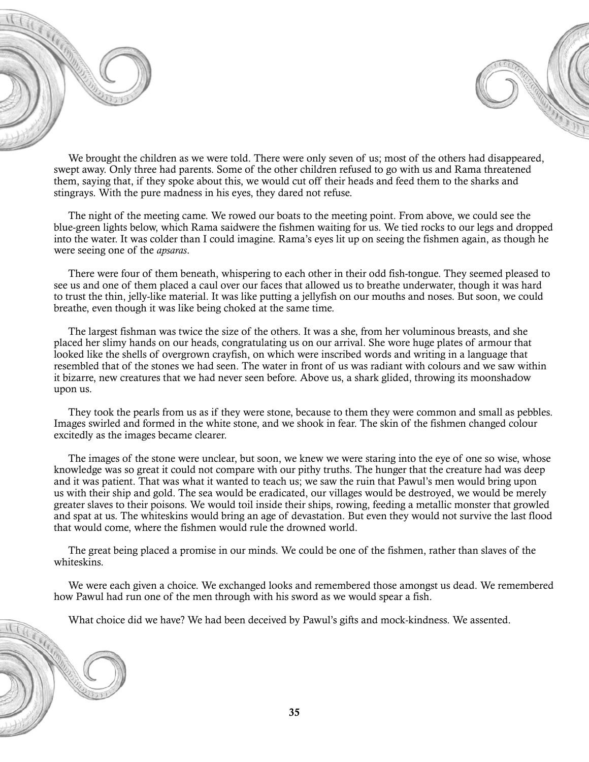We brought the children as we were told. There were only seven of us; most of the others had disappeared, swept away. Only three had parents. Some of the other children refused to go with us and Rama threatened them, saying that, if they spoke about this, we would cut off their heads and feed them to the sharks and stingrays. With the pure madness in his eyes, they dared not refuse.

The night of the meeting came. We rowed our boats to the meeting point. From above, we could see the blue-green lights below, which Rama saidwere the fishmen waiting for us. We tied rocks to our legs and dropped into the water. It was colder than I could imagine. Rama's eyes lit up on seeing the fishmen again, as though he were seeing one of the *apsaras*.

There were four of them beneath, whispering to each other in their odd fish-tongue. They seemed pleased to see us and one of them placed a caul over our faces that allowed us to breathe underwater, though it was hard to trust the thin, jelly-like material. It was like putting a jellyfish on our mouths and noses. But soon, we could breathe, even though it was like being choked at the same time.

The largest fishman was twice the size of the others. It was a she, from her voluminous breasts, and she placed her slimy hands on our heads, congratulating us on our arrival. She wore huge plates of armour that looked like the shells of overgrown crayfish, on which were inscribed words and writing in a language that resembled that of the stones we had seen. The water in front of us was radiant with colours and we saw within it bizarre, new creatures that we had never seen before. Above us, a shark glided, throwing its moonshadow upon us.

They took the pearls from us as if they were stone, because to them they were common and small as pebbles. Images swirled and formed in the white stone, and we shook in fear. The skin of the fishmen changed colour excitedly as the images became clearer.

The images of the stone were unclear, but soon, we knew we were staring into the eye of one so wise, whose knowledge was so great it could not compare with our pithy truths. The hunger that the creature had was deep and it was patient. That was what it wanted to teach us; we saw the ruin that Pawul's men would bring upon us with their ship and gold. The sea would be eradicated, our villages would be destroyed, we would be merely greater slaves to their poisons. We would toil inside their ships, rowing, feeding a metallic monster that growled and spat at us. The whiteskins would bring an age of devastation. But even they would not survive the last flood that would come, where the fishmen would rule the drowned world.

The great being placed a promise in our minds. We could be one of the fishmen, rather than slaves of the whiteskins.

We were each given a choice. We exchanged looks and remembered those amongst us dead. We remembered how Pawul had run one of the men through with his sword as we would spear a fish.

What choice did we have? We had been deceived by Pawul's gifts and mock-kindness. We assented.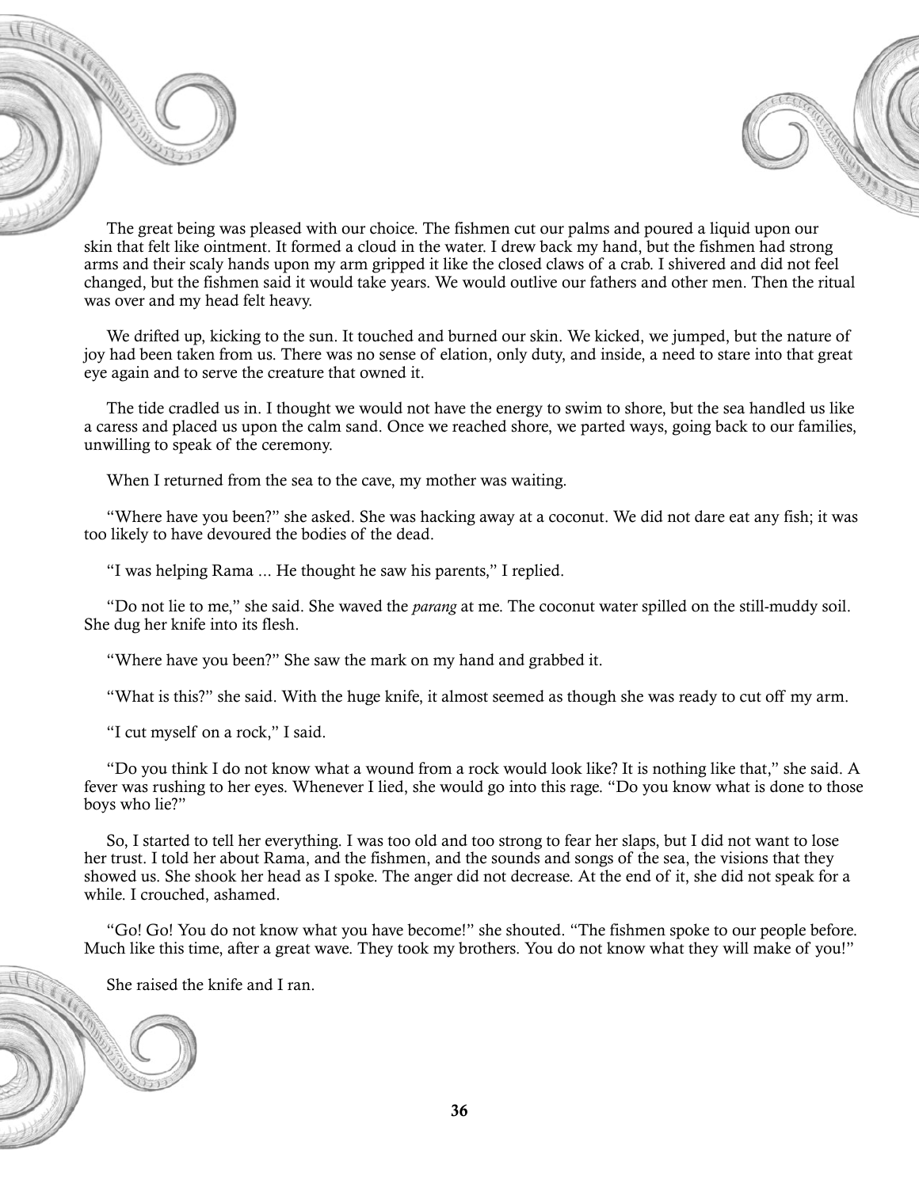The great being was pleased with our choice. The fishmen cut our palms and poured a liquid upon our skin that felt like ointment. It formed a cloud in the water. I drew back my hand, but the fishmen had strong arms and their scaly hands upon my arm gripped it like the closed claws of a crab. I shivered and did not feel changed, but the fishmen said it would take years. We would outlive our fathers and other men. Then the ritual was over and my head felt heavy.

We drifted up, kicking to the sun. It touched and burned our skin. We kicked, we jumped, but the nature of joy had been taken from us. There was no sense of elation, only duty, and inside, a need to stare into that great eye again and to serve the creature that owned it.

The tide cradled us in. I thought we would not have the energy to swim to shore, but the sea handled us like a caress and placed us upon the calm sand. Once we reached shore, we parted ways, going back to our families, unwilling to speak of the ceremony.

When I returned from the sea to the cave, my mother was waiting.

"Where have you been?" she asked. She was hacking away at a coconut. We did not dare eat any fish; it was too likely to have devoured the bodies of the dead.

"I was helping Rama ... He thought he saw his parents," I replied.

"Do not lie to me," she said. She waved the *parang* at me. The coconut water spilled on the still-muddy soil. She dug her knife into its flesh.

"Where have you been?" She saw the mark on my hand and grabbed it.

"What is this?" she said. With the huge knife, it almost seemed as though she was ready to cut off my arm.

"I cut myself on a rock," I said.

"Do you think I do not know what a wound from a rock would look like? It is nothing like that," she said. A fever was rushing to her eyes. Whenever I lied, she would go into this rage. "Do you know what is done to those boys who lie?"

So, I started to tell her everything. I was too old and too strong to fear her slaps, but I did not want to lose her trust. I told her about Rama, and the fishmen, and the sounds and songs of the sea, the visions that they showed us. She shook her head as I spoke. The anger did not decrease. At the end of it, she did not speak for a while. I crouched, ashamed.

"Go! Go! You do not know what you have become!" she shouted. "The fishmen spoke to our people before. Much like this time, after a great wave. They took my brothers. You do not know what they will make of you!"

She raised the knife and I ran.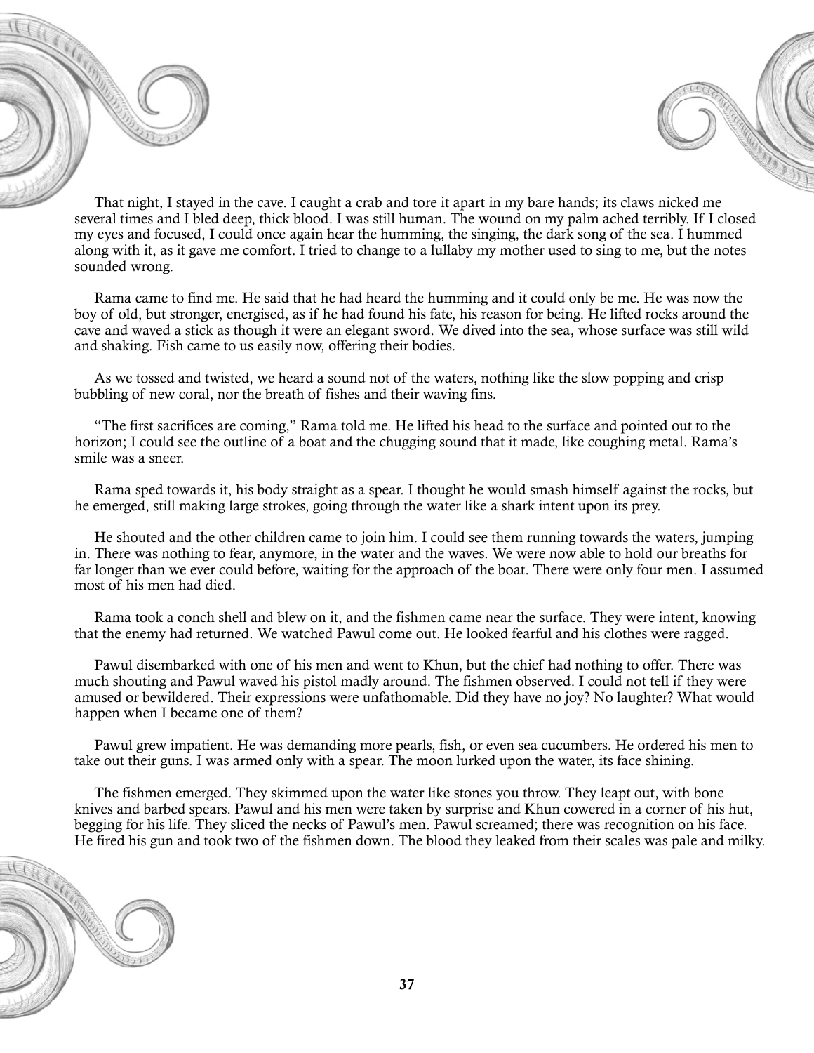That night, I stayed in the cave. I caught a crab and tore it apart in my bare hands; its claws nicked me several times and I bled deep, thick blood. I was still human. The wound on my palm ached terribly. If I closed my eyes and focused, I could once again hear the humming, the singing, the dark song of the sea. I hummed along with it, as it gave me comfort. I tried to change to a lullaby my mother used to sing to me, but the notes sounded wrong.

Rama came to find me. He said that he had heard the humming and it could only be me. He was now the boy of old, but stronger, energised, as if he had found his fate, his reason for being. He lifted rocks around the cave and waved a stick as though it were an elegant sword. We dived into the sea, whose surface was still wild and shaking. Fish came to us easily now, offering their bodies.

As we tossed and twisted, we heard a sound not of the waters, nothing like the slow popping and crisp bubbling of new coral, nor the breath of fishes and their waving fins.

"The first sacrifices are coming," Rama told me. He lifted his head to the surface and pointed out to the horizon; I could see the outline of a boat and the chugging sound that it made, like coughing metal. Rama's smile was a sneer.

Rama sped towards it, his body straight as a spear. I thought he would smash himself against the rocks, but he emerged, still making large strokes, going through the water like a shark intent upon its prey.

He shouted and the other children came to join him. I could see them running towards the waters, jumping in. There was nothing to fear, anymore, in the water and the waves. We were now able to hold our breaths for far longer than we ever could before, waiting for the approach of the boat. There were only four men. I assumed most of his men had died.

Rama took a conch shell and blew on it, and the fishmen came near the surface. They were intent, knowing that the enemy had returned. We watched Pawul come out. He looked fearful and his clothes were ragged.

Pawul disembarked with one of his men and went to Khun, but the chief had nothing to offer. There was much shouting and Pawul waved his pistol madly around. The fishmen observed. I could not tell if they were amused or bewildered. Their expressions were unfathomable. Did they have no joy? No laughter? What would happen when I became one of them?

Pawul grew impatient. He was demanding more pearls, fish, or even sea cucumbers. He ordered his men to take out their guns. I was armed only with a spear. The moon lurked upon the water, its face shining.

The fishmen emerged. They skimmed upon the water like stones you throw. They leapt out, with bone knives and barbed spears. Pawul and his men were taken by surprise and Khun cowered in a corner of his hut, begging for his life. They sliced the necks of Pawul's men. Pawul screamed; there was recognition on his face. He fired his gun and took two of the fishmen down. The blood they leaked from their scales was pale and milky.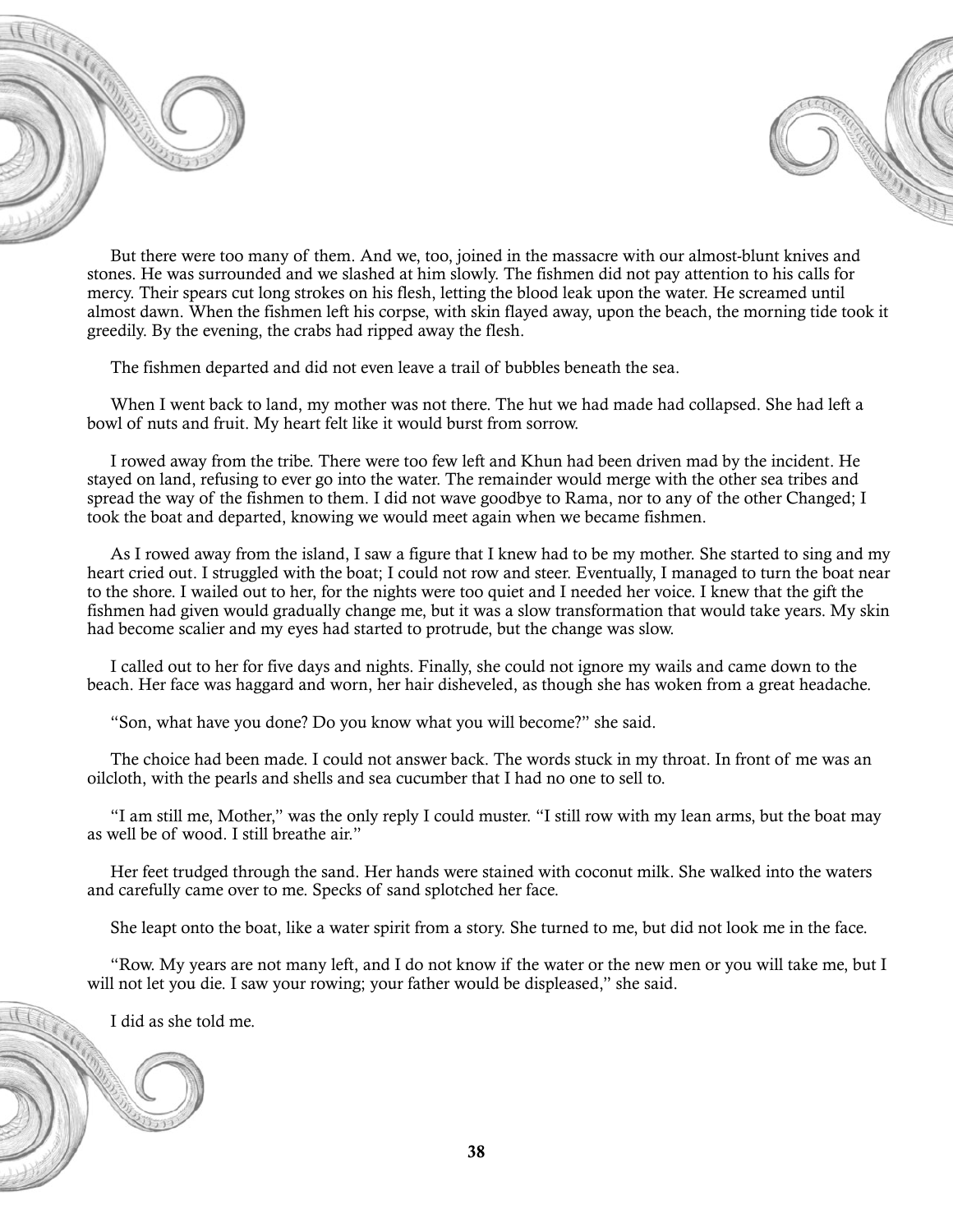But there were too many of them. And we, too, joined in the massacre with our almost-blunt knives and stones. He was surrounded and we slashed at him slowly. The fishmen did not pay attention to his calls for mercy. Their spears cut long strokes on his flesh, letting the blood leak upon the water. He screamed until almost dawn. When the fishmen left his corpse, with skin flayed away, upon the beach, the morning tide took it greedily. By the evening, the crabs had ripped away the flesh.

The fishmen departed and did not even leave a trail of bubbles beneath the sea.

When I went back to land, my mother was not there. The hut we had made had collapsed. She had left a bowl of nuts and fruit. My heart felt like it would burst from sorrow.

I rowed away from the tribe. There were too few left and Khun had been driven mad by the incident. He stayed on land, refusing to ever go into the water. The remainder would merge with the other sea tribes and spread the way of the fishmen to them. I did not wave goodbye to Rama, nor to any of the other Changed; I took the boat and departed, knowing we would meet again when we became fishmen.

As I rowed away from the island, I saw a figure that I knew had to be my mother. She started to sing and my heart cried out. I struggled with the boat; I could not row and steer. Eventually, I managed to turn the boat near to the shore. I wailed out to her, for the nights were too quiet and I needed her voice. I knew that the gift the fishmen had given would gradually change me, but it was a slow transformation that would take years. My skin had become scalier and my eyes had started to protrude, but the change was slow.

I called out to her for five days and nights. Finally, she could not ignore my wails and came down to the beach. Her face was haggard and worn, her hair disheveled, as though she has woken from a great headache.

"Son, what have you done? Do you know what you will become?" she said.

The choice had been made. I could not answer back. The words stuck in my throat. In front of me was an oilcloth, with the pearls and shells and sea cucumber that I had no one to sell to.

"I am still me, Mother," was the only reply I could muster. "I still row with my lean arms, but the boat may as well be of wood. I still breathe air."

Her feet trudged through the sand. Her hands were stained with coconut milk. She walked into the waters and carefully came over to me. Specks of sand splotched her face.

She leapt onto the boat, like a water spirit from a story. She turned to me, but did not look me in the face.

"Row. My years are not many left, and I do not know if the water or the new men or you will take me, but I will not let you die. I saw your rowing; your father would be displeased," she said.

I did as she told me.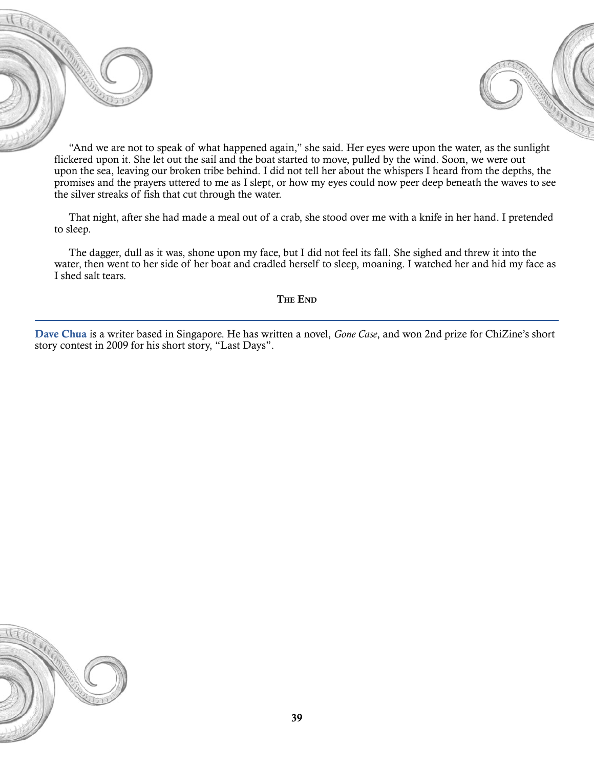"And we are not to speak of what happened again," she said. Her eyes were upon the water, as the sunlight flickered upon it. She let out the sail and the boat started to move, pulled by the wind. Soon, we were out upon the sea, leaving our broken tribe behind. I did not tell her about the whispers I heard from the depths, the promises and the prayers uttered to me as I slept, or how my eyes could now peer deep beneath the waves to see the silver streaks of fish that cut through the water.

That night, after she had made a meal out of a crab, she stood over me with a knife in her hand. I pretended to sleep.

The dagger, dull as it was, shone upon my face, but I did not feel its fall. She sighed and threw it into the water, then went to her side of her boat and cradled herself to sleep, moaning. I watched her and hid my face as I shed salt tears.

**THE END**

---

**Dave Chua** is a writer based in Singapore. He has written a novel, *Gone Case*, and won 2nd prize for ChiZine's short story contest in 2009 for his short story, "Last Days".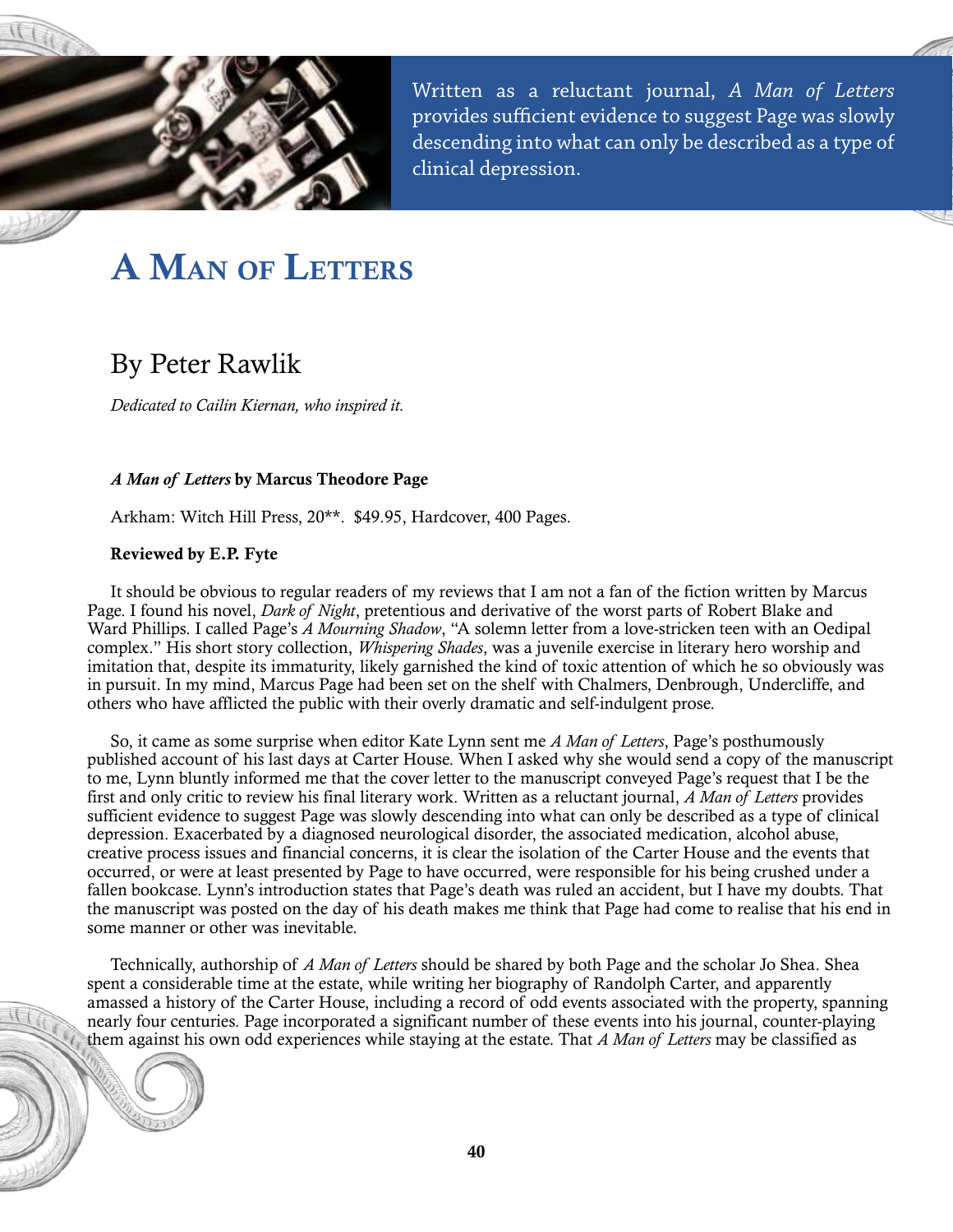> Written as a reluctant journal, *A Man of Letters* provides sufficient evidence to suggest Page was slowly descending into what can only be described as a type of clinical depression.

# A Man of Letters

## By Peter Rawlik

*Dedicated to Cailin Kiernan, who inspired it.*

***A Man of Letters* by Marcus Theodore Page**

Arkham: Witch Hill Press, 20**. $49.95, Hardcover, 400 Pages.

**Reviewed by E.P. Fyte**

It should be obvious to regular readers of my reviews that I am not a fan of the fiction written by Marcus Page. I found his novel, *Dark of Night*, pretentious and derivative of the worst parts of Robert Blake and Ward Phillips. I called Page's *A Mourning Shadow*, "A solemn letter from a love-stricken teen with an Oedipal complex." His short story collection, *Whispering Shades*, was a juvenile exercise in literary hero worship and imitation that, despite its immaturity, likely garnished the kind of toxic attention of which he so obviously was in pursuit. In my mind, Marcus Page had been set on the shelf with Chalmers, Denbrough, Undercliffe, and others who have afflicted the public with their overly dramatic and self-indulgent prose.

So, it came as some surprise when editor Kate Lynn sent me *A Man of Letters*, Page's posthumously published account of his last days at Carter House. When I asked why she would send a copy of the manuscript to me, Lynn bluntly informed me that the cover letter to the manuscript conveyed Page's request that I be the first and only critic to review his final literary work. Written as a reluctant journal, *A Man of Letters* provides sufficient evidence to suggest Page was slowly descending into what can only be described as a type of clinical depression. Exacerbated by a diagnosed neurological disorder, the associated medication, alcohol abuse, creative process issues and financial concerns, it is clear the isolation of the Carter House and the events that occurred, or were at least presented by Page to have occurred, were responsible for his being crushed under a fallen bookcase. Lynn's introduction states that Page's death was ruled an accident, but I have my doubts. That the manuscript was posted on the day of his death makes me think that Page had come to realise that his end in some manner or other was inevitable.

Technically, authorship of *A Man of Letters* should be shared by both Page and the scholar Jo Shea. Shea spent a considerable time at the estate, while writing her biography of Randolph Carter, and apparently amassed a history of the Carter House, including a record of odd events associated with the property, spanning nearly four centuries. Page incorporated a significant number of these events into his journal, counter-playing them against his own odd experiences while staying at the estate. That *A Man of Letters* may be classified as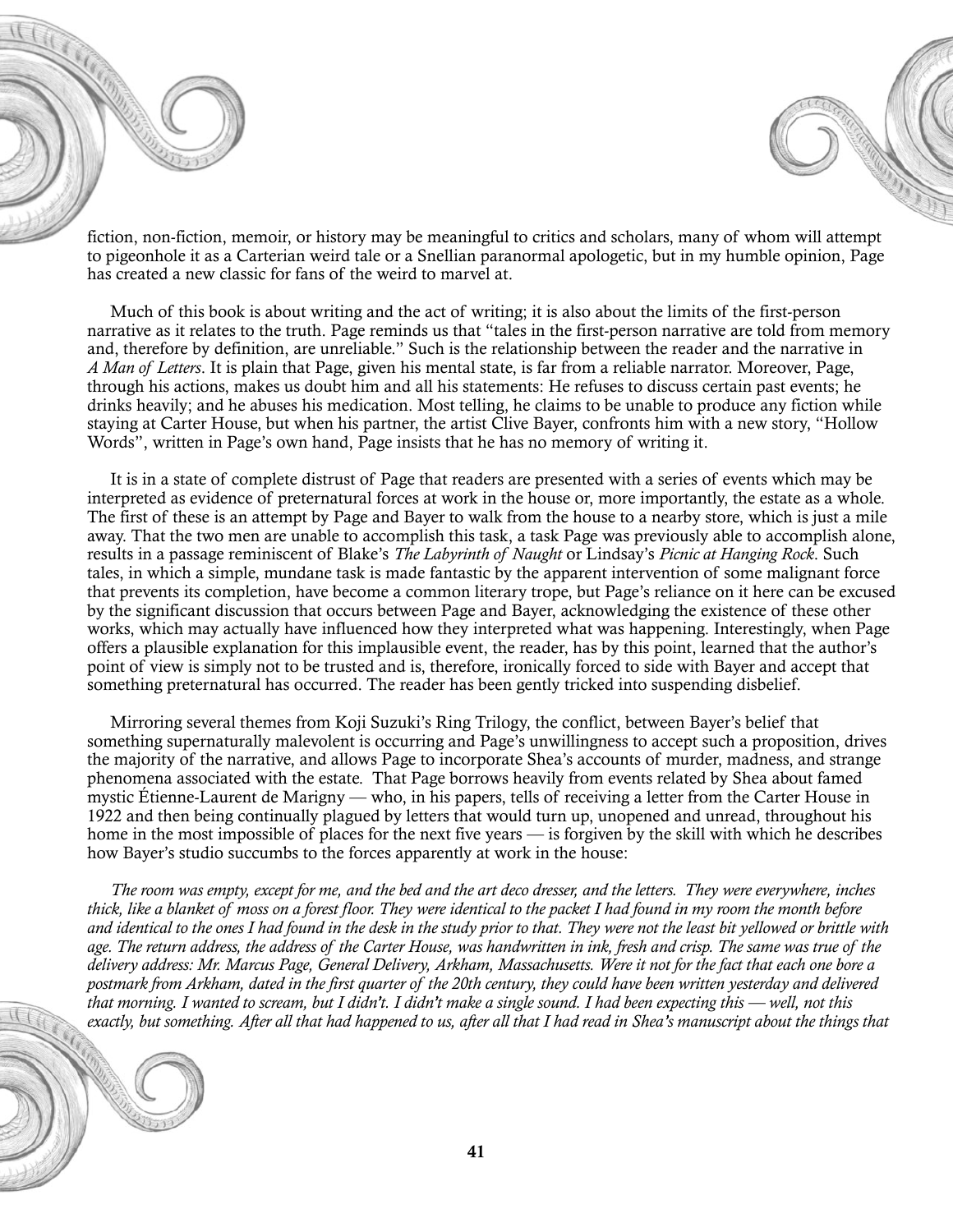fiction, non-fiction, memoir, or history may be meaningful to critics and scholars, many of whom will attempt to pigeonhole it as a Carterian weird tale or a Snellian paranormal apologetic, but in my humble opinion, Page has created a new classic for fans of the weird to marvel at.

Much of this book is about writing and the act of writing; it is also about the limits of the first-person narrative as it relates to the truth. Page reminds us that "tales in the first-person narrative are told from memory and, therefore by definition, are unreliable." Such is the relationship between the reader and the narrative in *A Man of Letters*. It is plain that Page, given his mental state, is far from a reliable narrator. Moreover, Page, through his actions, makes us doubt him and all his statements: He refuses to discuss certain past events; he drinks heavily; and he abuses his medication. Most telling, he claims to be unable to produce any fiction while staying at Carter House, but when his partner, the artist Clive Bayer, confronts him with a new story, "Hollow Words", written in Page's own hand, Page insists that he has no memory of writing it.

It is in a state of complete distrust of Page that readers are presented with a series of events which may be interpreted as evidence of preternatural forces at work in the house or, more importantly, the estate as a whole. The first of these is an attempt by Page and Bayer to walk from the house to a nearby store, which is just a mile away. That the two men are unable to accomplish this task, a task Page was previously able to accomplish alone, results in a passage reminiscent of Blake's *The Labyrinth of Naught* or Lindsay's *Picnic at Hanging Rock*. Such tales, in which a simple, mundane task is made fantastic by the apparent intervention of some malignant force that prevents its completion, have become a common literary trope, but Page's reliance on it here can be excused by the significant discussion that occurs between Page and Bayer, acknowledging the existence of these other works, which may actually have influenced how they interpreted what was happening. Interestingly, when Page offers a plausible explanation for this implausible event, the reader, has by this point, learned that the author's point of view is simply not to be trusted and is, therefore, ironically forced to side with Bayer and accept that something preternatural has occurred. The reader has been gently tricked into suspending disbelief.

Mirroring several themes from Koji Suzuki's Ring Trilogy, the conflict, between Bayer's belief that something supernaturally malevolent is occurring and Page's unwillingness to accept such a proposition, drives the majority of the narrative, and allows Page to incorporate Shea's accounts of murder, madness, and strange phenomena associated with the estate. That Page borrows heavily from events related by Shea about famed mystic Étienne-Laurent de Marigny — who, in his papers, tells of receiving a letter from the Carter House in 1922 and then being continually plagued by letters that would turn up, unopened and unread, throughout his home in the most impossible of places for the next five years — is forgiven by the skill with which he describes how Bayer's studio succumbs to the forces apparently at work in the house:

*The room was empty, except for me, and the bed and the art deco dresser, and the letters. They were everywhere, inches thick, like a blanket of moss on a forest floor. They were identical to the packet I had found in my room the month before and identical to the ones I had found in the desk in the study prior to that. They were not the least bit yellowed or brittle with age. The return address, the address of the Carter House, was handwritten in ink, fresh and crisp. The same was true of the delivery address: Mr. Marcus Page, General Delivery, Arkham, Massachusetts. Were it not for the fact that each one bore a postmark from Arkham, dated in the first quarter of the 20th century, they could have been written yesterday and delivered that morning. I wanted to scream, but I didn't. I didn't make a single sound. I had been expecting this — well, not this exactly, but something. After all that had happened to us, after all that I had read in Shea's manuscript about the things that*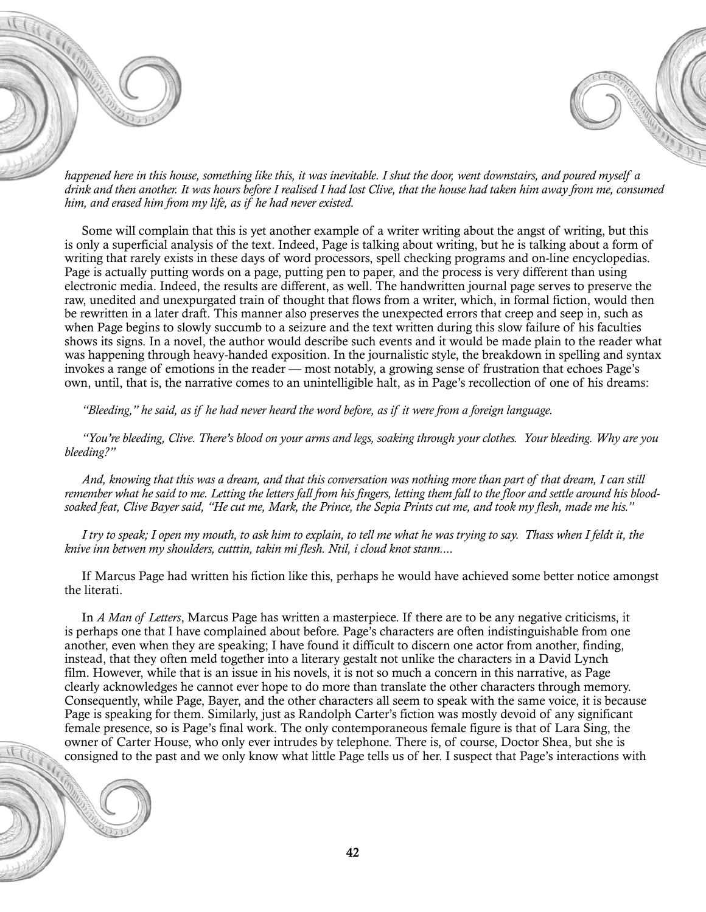*happened here in this house, something like this, it was inevitable. I shut the door, went downstairs, and poured myself a drink and then another. It was hours before I realised I had lost Clive, that the house had taken him away from me, consumed him, and erased him from my life, as if he had never existed.*

Some will complain that this is yet another example of a writer writing about the angst of writing, but this is only a superficial analysis of the text. Indeed, Page is talking about writing, but he is talking about a form of writing that rarely exists in these days of word processors, spell checking programs and on-line encyclopedias. Page is actually putting words on a page, putting pen to paper, and the process is very different than using electronic media. Indeed, the results are different, as well. The handwritten journal page serves to preserve the raw, unedited and unexpurgated train of thought that flows from a writer, which, in formal fiction, would then be rewritten in a later draft. This manner also preserves the unexpected errors that creep and seep in, such as when Page begins to slowly succumb to a seizure and the text written during this slow failure of his faculties shows its signs. In a novel, the author would describe such events and it would be made plain to the reader what was happening through heavy-handed exposition. In the journalistic style, the breakdown in spelling and syntax invokes a range of emotions in the reader — most notably, a growing sense of frustration that echoes Page's own, until, that is, the narrative comes to an unintelligible halt, as in Page's recollection of one of his dreams:

*"Bleeding," he said, as if he had never heard the word before, as if it were from a foreign language.*

*"You're bleeding, Clive. There's blood on your arms and legs, soaking through your clothes. Your bleeding. Why are you bleeding?"*

*And, knowing that this was a dream, and that this conversation was nothing more than part of that dream, I can still remember what he said to me. Letting the letters fall from his fingers, letting them fall to the floor and settle around his blood-soaked feat, Clive Bayer said, "He cut me, Mark, the Prince, the Sepia Prints cut me, and took my flesh, made me his."*

*I try to speak; I open my mouth, to ask him to explain, to tell me what he was trying to say. Thass when I feldt it, the knive inn betwen my shoulders, cutttin, takin mi flesh. Ntil, i cloud knot stann....*

If Marcus Page had written his fiction like this, perhaps he would have achieved some better notice amongst the literati.

In *A Man of Letters*, Marcus Page has written a masterpiece. If there are to be any negative criticisms, it is perhaps one that I have complained about before. Page's characters are often indistinguishable from one another, even when they are speaking; I have found it difficult to discern one actor from another, finding, instead, that they often meld together into a literary gestalt not unlike the characters in a David Lynch film. However, while that is an issue in his novels, it is not so much a concern in this narrative, as Page clearly acknowledges he cannot ever hope to do more than translate the other characters through memory. Consequently, while Page, Bayer, and the other characters all seem to speak with the same voice, it is because Page is speaking for them. Similarly, just as Randolph Carter's fiction was mostly devoid of any significant female presence, so is Page's final work. The only contemporaneous female figure is that of Lara Sing, the owner of Carter House, who only ever intrudes by telephone. There is, of course, Doctor Shea, but she is consigned to the past and we only know what little Page tells us of her. I suspect that Page's interactions with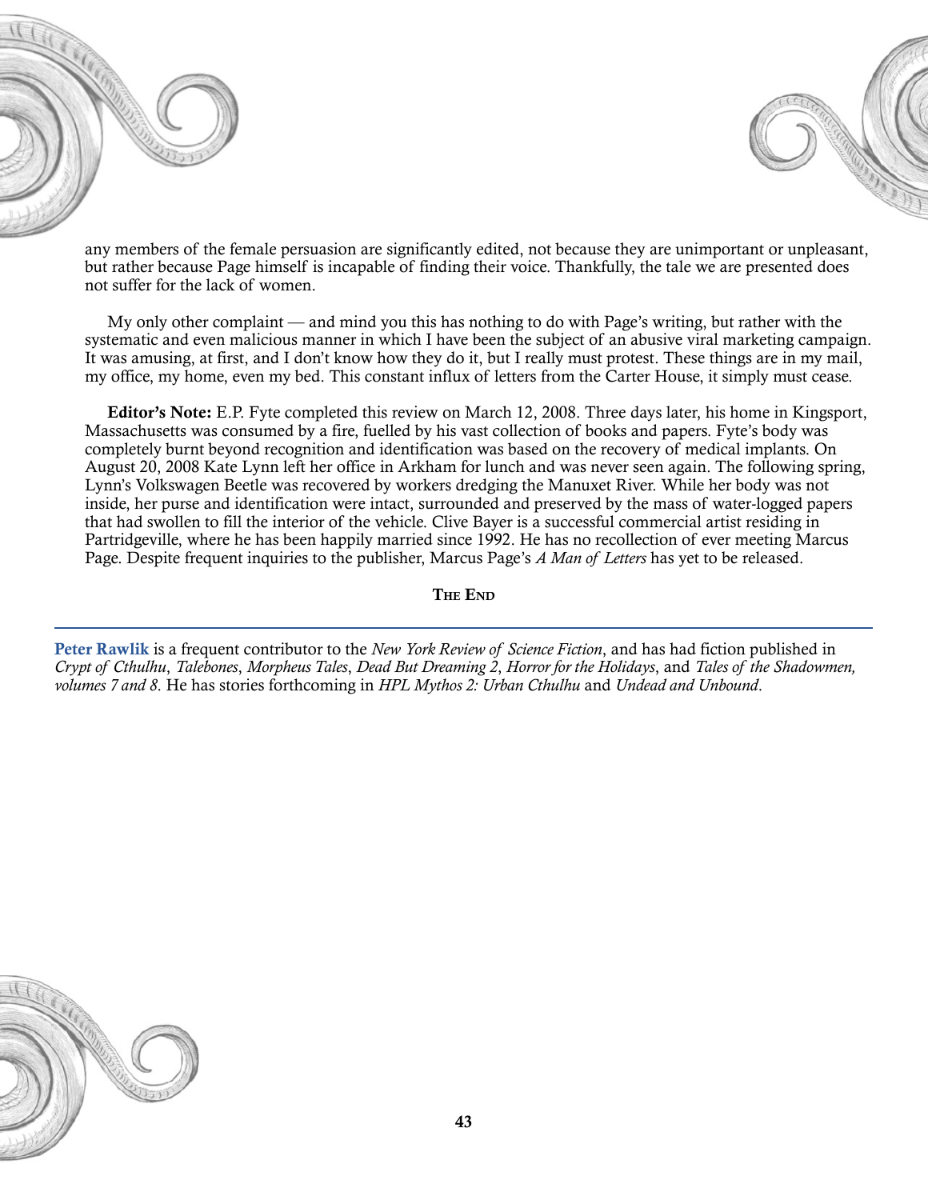any members of the female persuasion are significantly edited, not because they are unimportant or unpleasant, but rather because Page himself is incapable of finding their voice. Thankfully, the tale we are presented does not suffer for the lack of women.

My only other complaint — and mind you this has nothing to do with Page's writing, but rather with the systematic and even malicious manner in which I have been the subject of an abusive viral marketing campaign. It was amusing, at first, and I don't know how they do it, but I really must protest. These things are in my mail, my office, my home, even my bed. This constant influx of letters from the Carter House, it simply must cease.

**Editor's Note:** E.P. Fyte completed this review on March 12, 2008. Three days later, his home in Kingsport, Massachusetts was consumed by a fire, fuelled by his vast collection of books and papers. Fyte's body was completely burnt beyond recognition and identification was based on the recovery of medical implants. On August 20, 2008 Kate Lynn left her office in Arkham for lunch and was never seen again. The following spring, Lynn's Volkswagen Beetle was recovered by workers dredging the Manuxet River. While her body was not inside, her purse and identification were intact, surrounded and preserved by the mass of water-logged papers that had swollen to fill the interior of the vehicle. Clive Bayer is a successful commercial artist residing in Partridgeville, where he has been happily married since 1992. He has no recollection of ever meeting Marcus Page. Despite frequent inquiries to the publisher, Marcus Page's *A Man of Letters* has yet to be released.

**The End**

---

**Peter Rawlik** is a frequent contributor to the *New York Review of Science Fiction*, and has had fiction published in *Crypt of Cthulhu*, *Talebones*, *Morpheus Tales*, *Dead But Dreaming 2*, *Horror for the Holidays*, and *Tales of the Shadowmen, volumes 7 and 8*. He has stories forthcoming in *HPL Mythos 2: Urban Cthulhu* and *Undead and Unbound*.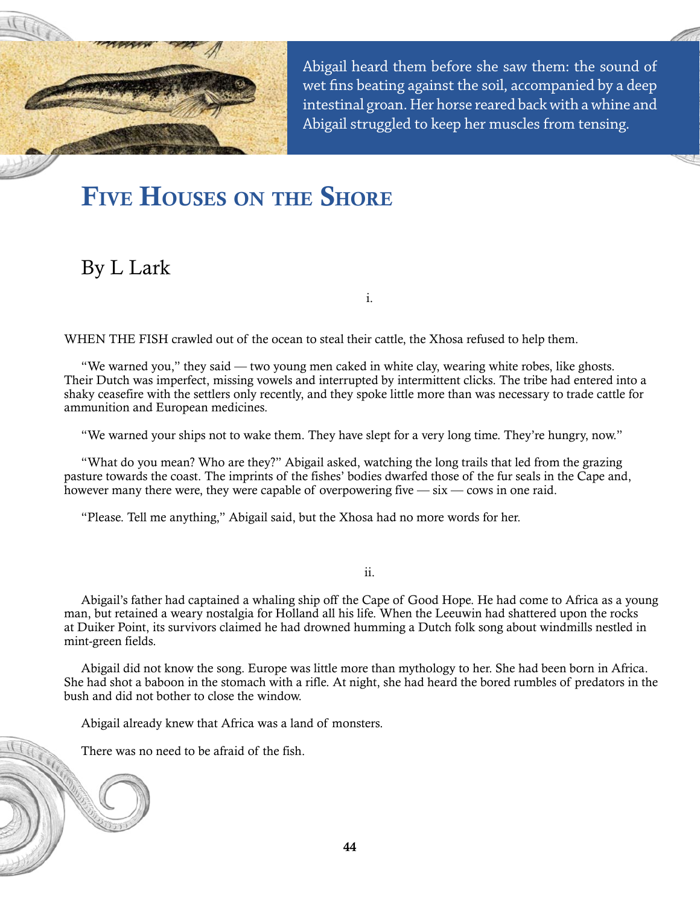Abigail heard them before she saw them: the sound of wet fins beating against the soil, accompanied by a deep intestinal groan. Her horse reared back with a whine and Abigail struggled to keep her muscles from tensing.

# Five Houses on the Shore

By L Lark

i.

WHEN THE FISH crawled out of the ocean to steal their cattle, the Xhosa refused to help them.

"We warned you," they said — two young men caked in white clay, wearing white robes, like ghosts. Their Dutch was imperfect, missing vowels and interrupted by intermittent clicks. The tribe had entered into a shaky ceasefire with the settlers only recently, and they spoke little more than was necessary to trade cattle for ammunition and European medicines.

"We warned your ships not to wake them. They have slept for a very long time. They're hungry, now."

"What do you mean? Who are they?" Abigail asked, watching the long trails that led from the grazing pasture towards the coast. The imprints of the fishes' bodies dwarfed those of the fur seals in the Cape and, however many there were, they were capable of overpowering five — six — cows in one raid.

"Please. Tell me anything," Abigail said, but the Xhosa had no more words for her.

ii.

Abigail's father had captained a whaling ship off the Cape of Good Hope. He had come to Africa as a young man, but retained a weary nostalgia for Holland all his life. When the Leeuwin had shattered upon the rocks at Duiker Point, its survivors claimed he had drowned humming a Dutch folk song about windmills nestled in mint-green fields.

Abigail did not know the song. Europe was little more than mythology to her. She had been born in Africa. She had shot a baboon in the stomach with a rifle. At night, she had heard the bored rumbles of predators in the bush and did not bother to close the window.

Abigail already knew that Africa was a land of monsters.

There was no need to be afraid of the fish.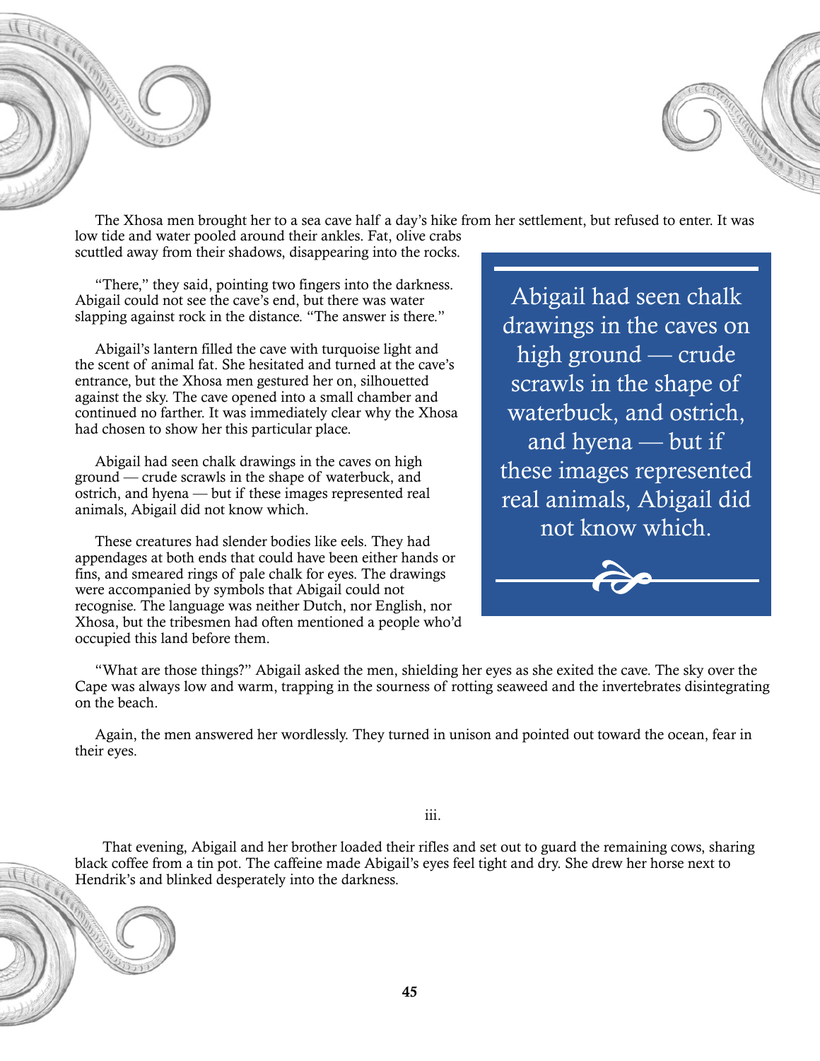The Xhosa men brought her to a sea cave half a day's hike from her settlement, but refused to enter. It was low tide and water pooled around their ankles. Fat, olive crabs scuttled away from their shadows, disappearing into the rocks.

"There," they said, pointing two fingers into the darkness. Abigail could not see the cave's end, but there was water slapping against rock in the distance. "The answer is there."

Abigail's lantern filled the cave with turquoise light and the scent of animal fat. She hesitated and turned at the cave's entrance, but the Xhosa men gestured her on, silhouetted against the sky. The cave opened into a small chamber and continued no farther. It was immediately clear why the Xhosa had chosen to show her this particular place.

Abigail had seen chalk drawings in the caves on high ground — crude scrawls in the shape of waterbuck, and ostrich, and hyena — but if these images represented real animals, Abigail did not know which.

These creatures had slender bodies like eels. They had appendages at both ends that could have been either hands or fins, and smeared rings of pale chalk for eyes. The drawings were accompanied by symbols that Abigail could not recognise. The language was neither Dutch, nor English, nor Xhosa, but the tribesmen had often mentioned a people who'd occupied this land before them.

> Abigail had seen chalk drawings in the caves on high ground — crude scrawls in the shape of waterbuck, and ostrich, and hyena — but if these images represented real animals, Abigail did not know which.

"What are those things?" Abigail asked the men, shielding her eyes as she exited the cave. The sky over the Cape was always low and warm, trapping in the sourness of rotting seaweed and the invertebrates disintegrating on the beach.

Again, the men answered her wordlessly. They turned in unison and pointed out toward the ocean, fear in their eyes.

iii.

That evening, Abigail and her brother loaded their rifles and set out to guard the remaining cows, sharing black coffee from a tin pot. The caffeine made Abigail's eyes feel tight and dry. She drew her horse next to Hendrik's and blinked desperately into the darkness.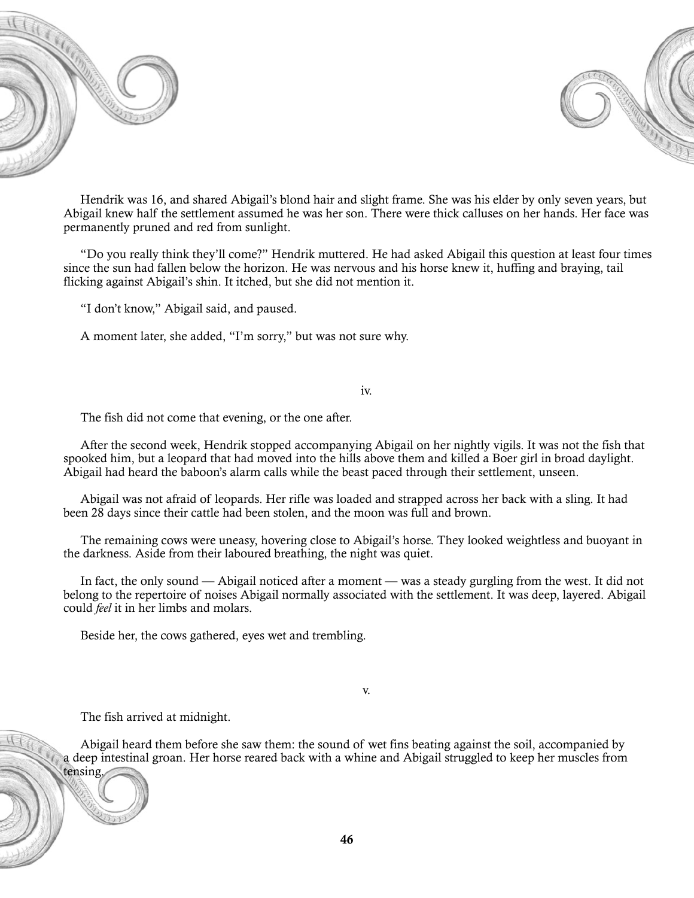Hendrik was 16, and shared Abigail's blond hair and slight frame. She was his elder by only seven years, but Abigail knew half the settlement assumed he was her son. There were thick calluses on her hands. Her face was permanently pruned and red from sunlight.

"Do you really think they'll come?" Hendrik muttered. He had asked Abigail this question at least four times since the sun had fallen below the horizon. He was nervous and his horse knew it, huffing and braying, tail flicking against Abigail's shin. It itched, but she did not mention it.

"I don't know," Abigail said, and paused.

A moment later, she added, "I'm sorry," but was not sure why.

iv.

The fish did not come that evening, or the one after.

After the second week, Hendrik stopped accompanying Abigail on her nightly vigils. It was not the fish that spooked him, but a leopard that had moved into the hills above them and killed a Boer girl in broad daylight. Abigail had heard the baboon's alarm calls while the beast paced through their settlement, unseen.

Abigail was not afraid of leopards. Her rifle was loaded and strapped across her back with a sling. It had been 28 days since their cattle had been stolen, and the moon was full and brown.

The remaining cows were uneasy, hovering close to Abigail's horse. They looked weightless and buoyant in the darkness. Aside from their laboured breathing, the night was quiet.

In fact, the only sound — Abigail noticed after a moment — was a steady gurgling from the west. It did not belong to the repertoire of noises Abigail normally associated with the settlement. It was deep, layered. Abigail could *feel* it in her limbs and molars.

Beside her, the cows gathered, eyes wet and trembling.

v.

The fish arrived at midnight.

Abigail heard them before she saw them: the sound of wet fins beating against the soil, accompanied by a deep intestinal groan. Her horse reared back with a whine and Abigail struggled to keep her muscles from tensing.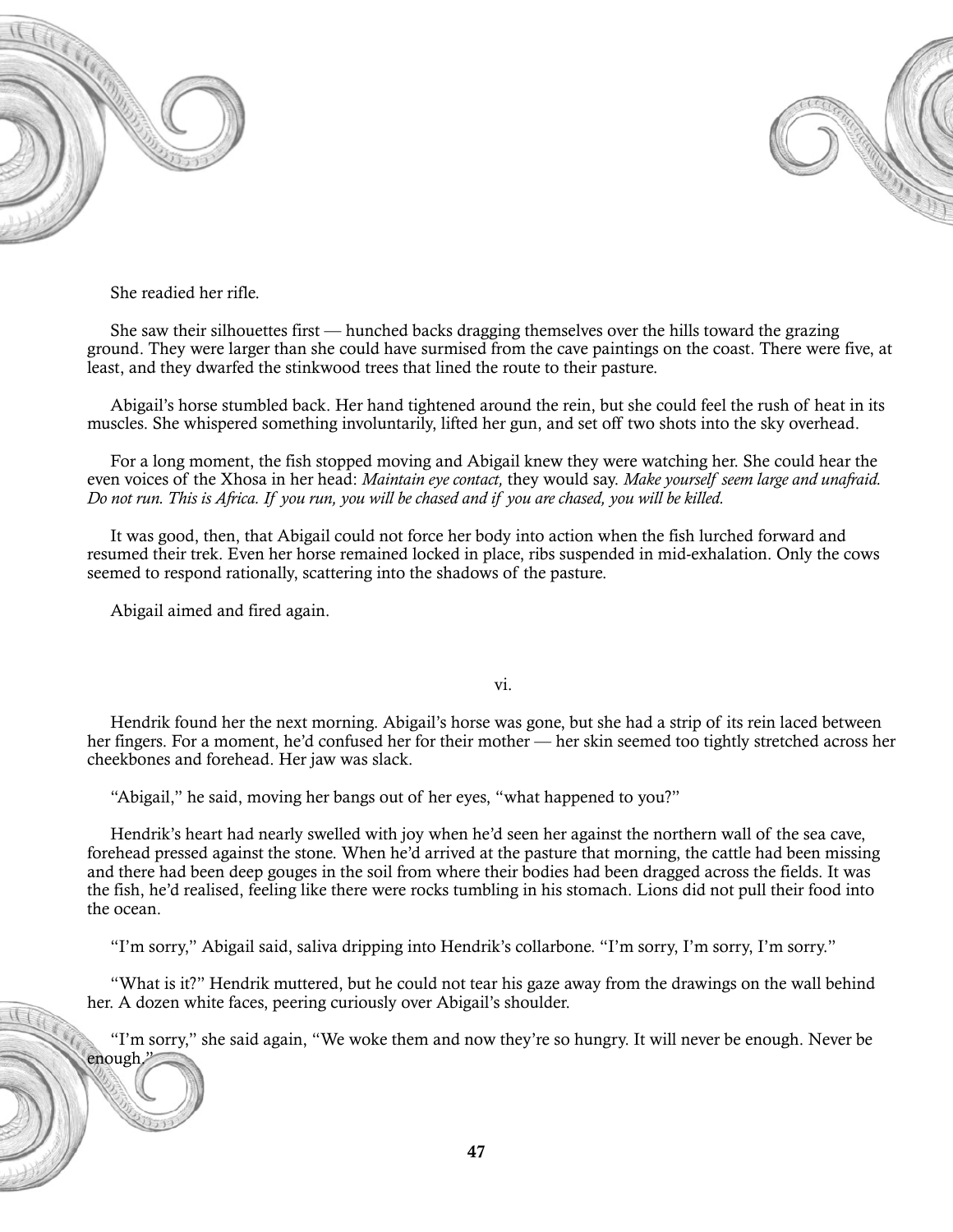She readied her rifle.

She saw their silhouettes first — hunched backs dragging themselves over the hills toward the grazing ground. They were larger than she could have surmised from the cave paintings on the coast. There were five, at least, and they dwarfed the stinkwood trees that lined the route to their pasture.

Abigail's horse stumbled back. Her hand tightened around the rein, but she could feel the rush of heat in its muscles. She whispered something involuntarily, lifted her gun, and set off two shots into the sky overhead.

For a long moment, the fish stopped moving and Abigail knew they were watching her. She could hear the even voices of the Xhosa in her head: *Maintain eye contact,* they would say. *Make yourself seem large and unafraid. Do not run. This is Africa. If you run, you will be chased and if you are chased, you will be killed.*

It was good, then, that Abigail could not force her body into action when the fish lurched forward and resumed their trek. Even her horse remained locked in place, ribs suspended in mid-exhalation. Only the cows seemed to respond rationally, scattering into the shadows of the pasture.

Abigail aimed and fired again.

vi.

Hendrik found her the next morning. Abigail's horse was gone, but she had a strip of its rein laced between her fingers. For a moment, he'd confused her for their mother — her skin seemed too tightly stretched across her cheekbones and forehead. Her jaw was slack.

"Abigail," he said, moving her bangs out of her eyes, "what happened to you?"

Hendrik's heart had nearly swelled with joy when he'd seen her against the northern wall of the sea cave, forehead pressed against the stone. When he'd arrived at the pasture that morning, the cattle had been missing and there had been deep gouges in the soil from where their bodies had been dragged across the fields. It was the fish, he'd realised, feeling like there were rocks tumbling in his stomach. Lions did not pull their food into the ocean.

"I'm sorry," Abigail said, saliva dripping into Hendrik's collarbone. "I'm sorry, I'm sorry, I'm sorry."

"What is it?" Hendrik muttered, but he could not tear his gaze away from the drawings on the wall behind her. A dozen white faces, peering curiously over Abigail's shoulder.

"I'm sorry," she said again, "We woke them and now they're so hungry. It will never be enough. Never be enough."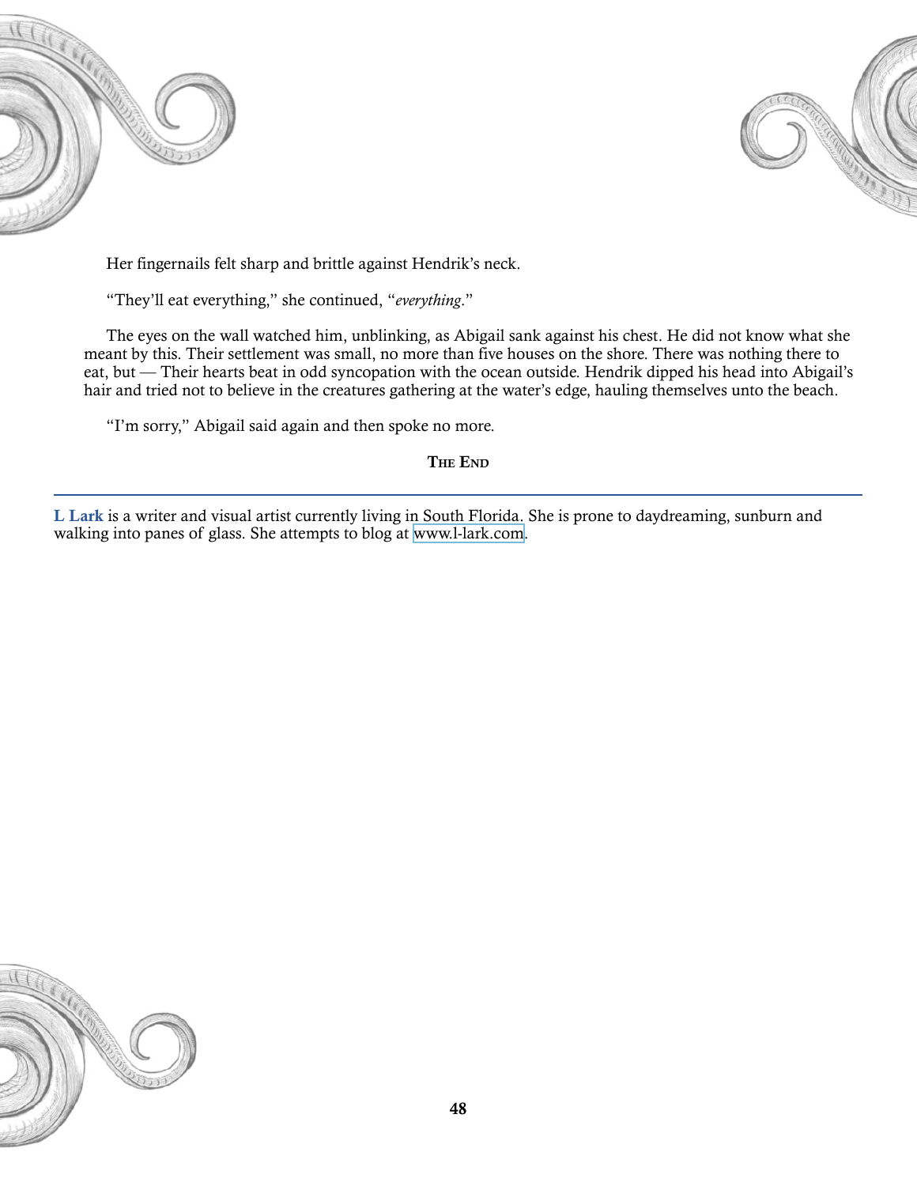Her fingernails felt sharp and brittle against Hendrik's neck.

"They'll eat everything," she continued, "*everything*."

The eyes on the wall watched him, unblinking, as Abigail sank against his chest. He did not know what she meant by this. Their settlement was small, no more than five houses on the shore. There was nothing there to eat, but — Their hearts beat in odd syncopation with the ocean outside. Hendrik dipped his head into Abigail's hair and tried not to believe in the creatures gathering at the water's edge, hauling themselves unto the beach.

"I'm sorry," Abigail said again and then spoke no more.

**THE END**

---

**L Lark** is a writer and visual artist currently living in South Florida. She is prone to daydreaming, sunburn and walking into panes of glass. She attempts to blog at www.l-lark.com.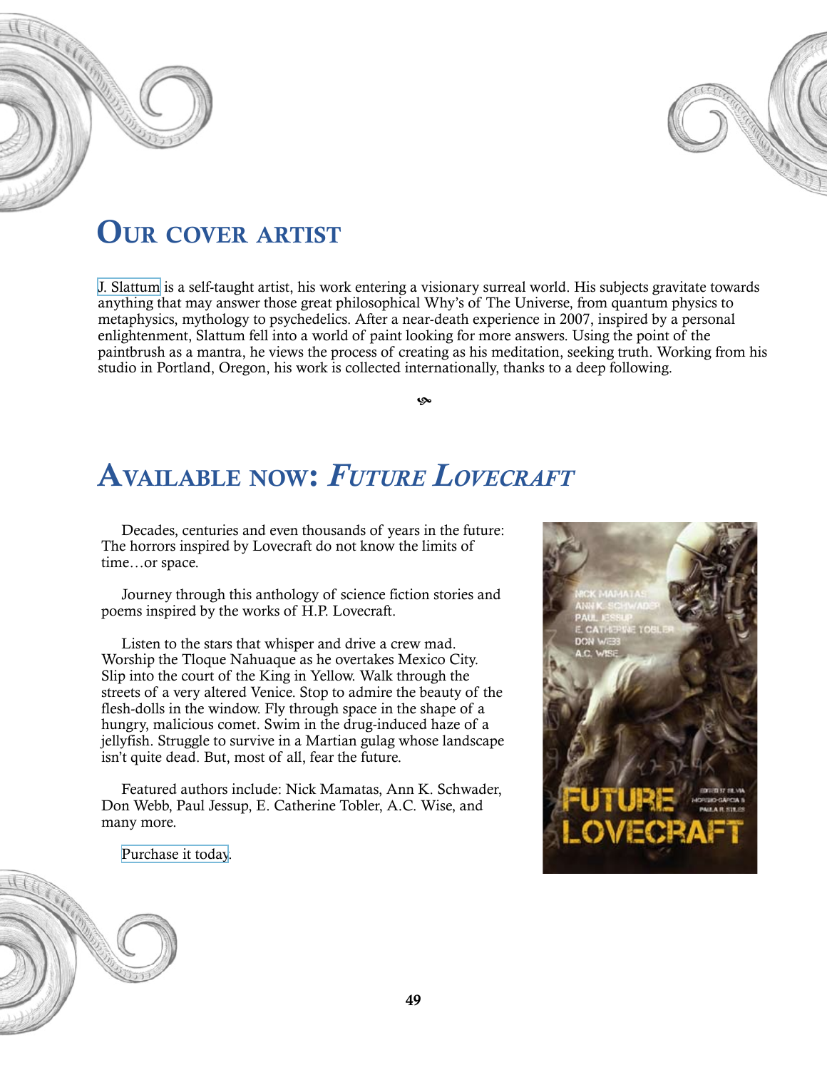## Our cover artist

J. Slattum is a self-taught artist, his work entering a visionary surreal world. His subjects gravitate towards anything that may answer those great philosophical Why's of The Universe, from quantum physics to metaphysics, mythology to psychedelics. After a near-death experience in 2007, inspired by a personal enlightenment, Slattum fell into a world of paint looking for more answers. Using the point of the paintbrush as a mantra, he views the process of creating as his meditation, seeking truth. Working from his studio in Portland, Oregon, his work is collected internationally, thanks to a deep following.

## Available now: *Future Lovecraft*

Decades, centuries and even thousands of years in the future: The horrors inspired by Lovecraft do not know the limits of time…or space.

Journey through this anthology of science fiction stories and poems inspired by the works of H.P. Lovecraft.

Listen to the stars that whisper and drive a crew mad. Worship the Tloque Nahuaque as he overtakes Mexico City. Slip into the court of the King in Yellow. Walk through the streets of a very altered Venice. Stop to admire the beauty of the flesh-dolls in the window. Fly through space in the shape of a hungry, malicious comet. Swim in the drug-induced haze of a jellyfish. Struggle to survive in a Martian gulag whose landscape isn't quite dead. But, most of all, fear the future.

Featured authors include: Nick Mamatas, Ann K. Schwader, Don Webb, Paul Jessup, E. Catherine Tobler, A.C. Wise, and many more.

Purchase it today.